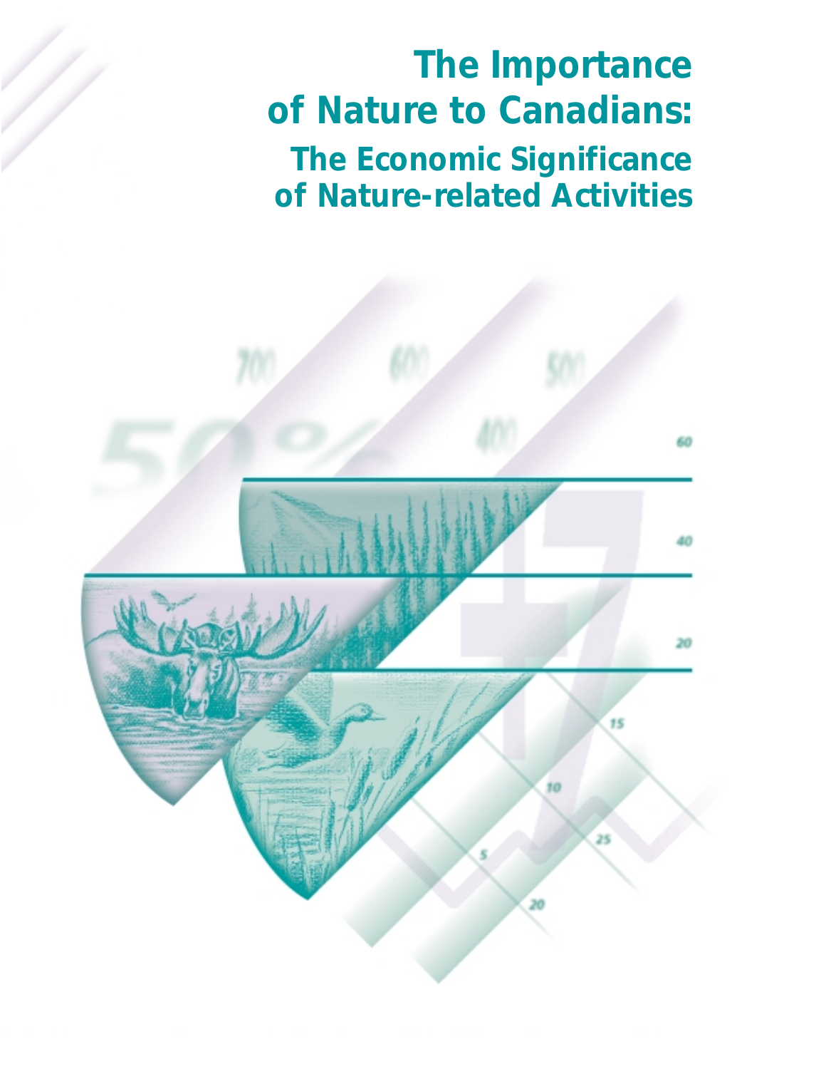# The Importance of Nature to Canadians:

## The Economic Significance of Nature-related Activities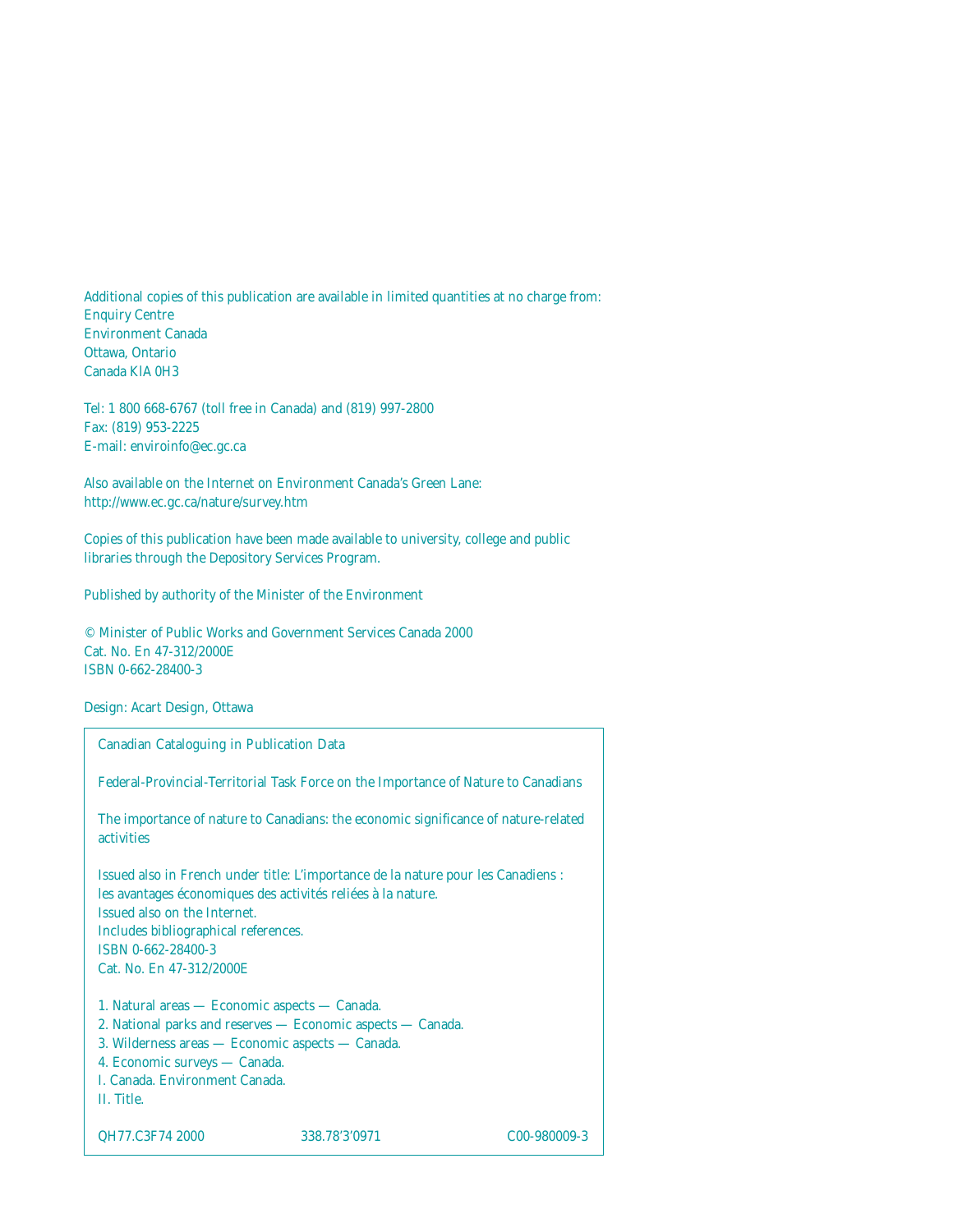Additional copies of this publication are available in limited quantities at no charge from:
Enquiry Centre
Environment Canada
Ottawa, Ontario
Canada KIA 0H3

Tel: 1 800 668-6767 (toll free in Canada) and (819) 997-2800
Fax: (819) 953-2225
E-mail: enviroinfo@ec.gc.ca

Also available on the Internet on Environment Canada's Green Lane:
http://www.ec.gc.ca/nature/survey.htm

Copies of this publication have been made available to university, college and public libraries through the Depository Services Program.

Published by authority of the Minister of the Environment

© Minister of Public Works and Government Services Canada 2000
Cat. No. En 47-312/2000E
ISBN 0-662-28400-3

Design: Acart Design, Ottawa

Canadian Cataloguing in Publication Data

Federal-Provincial-Territorial Task Force on the Importance of Nature to Canadians

The importance of nature to Canadians: the economic significance of nature-related activities

Issued also in French under title: L'importance de la nature pour les Canadiens : les avantages économiques des activités reliées à la nature.
Issued also on the Internet.
Includes bibliographical references.
ISBN 0-662-28400-3
Cat. No. En 47-312/2000E

1. Natural areas — Economic aspects — Canada.
2. National parks and reserves — Economic aspects — Canada.
3. Wilderness areas — Economic aspects — Canada.
4. Economic surveys — Canada.
I. Canada. Environment Canada.
II. Title.

QH77.C3F74 2000 338.78'3'0971 C00-980009-3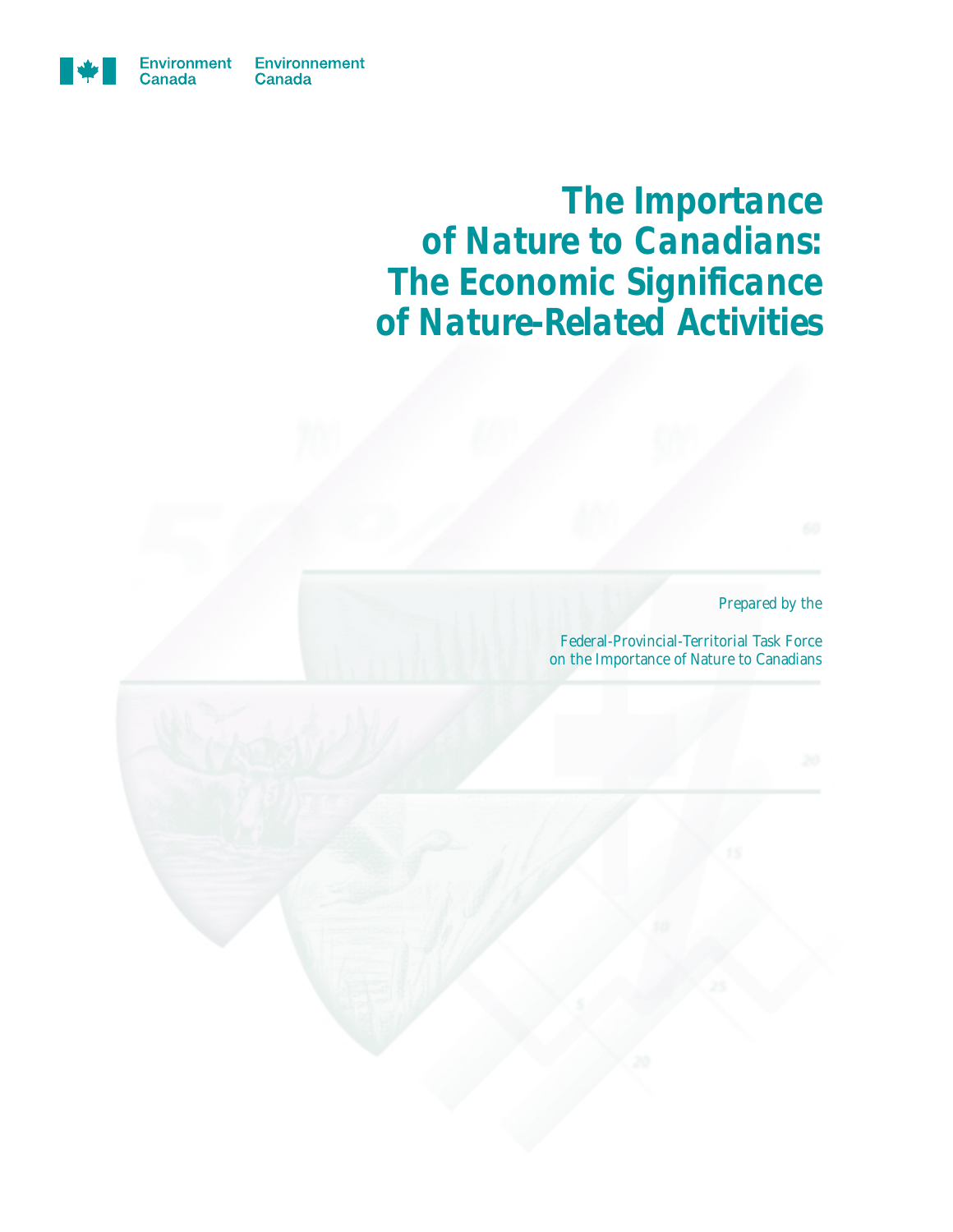Environment Canada Environnement Canada

# The Importance of Nature to Canadians: The Economic Significance of Nature-Related Activities

Prepared by the

Federal-Provincial-Territorial Task Force on the Importance of Nature to Canadians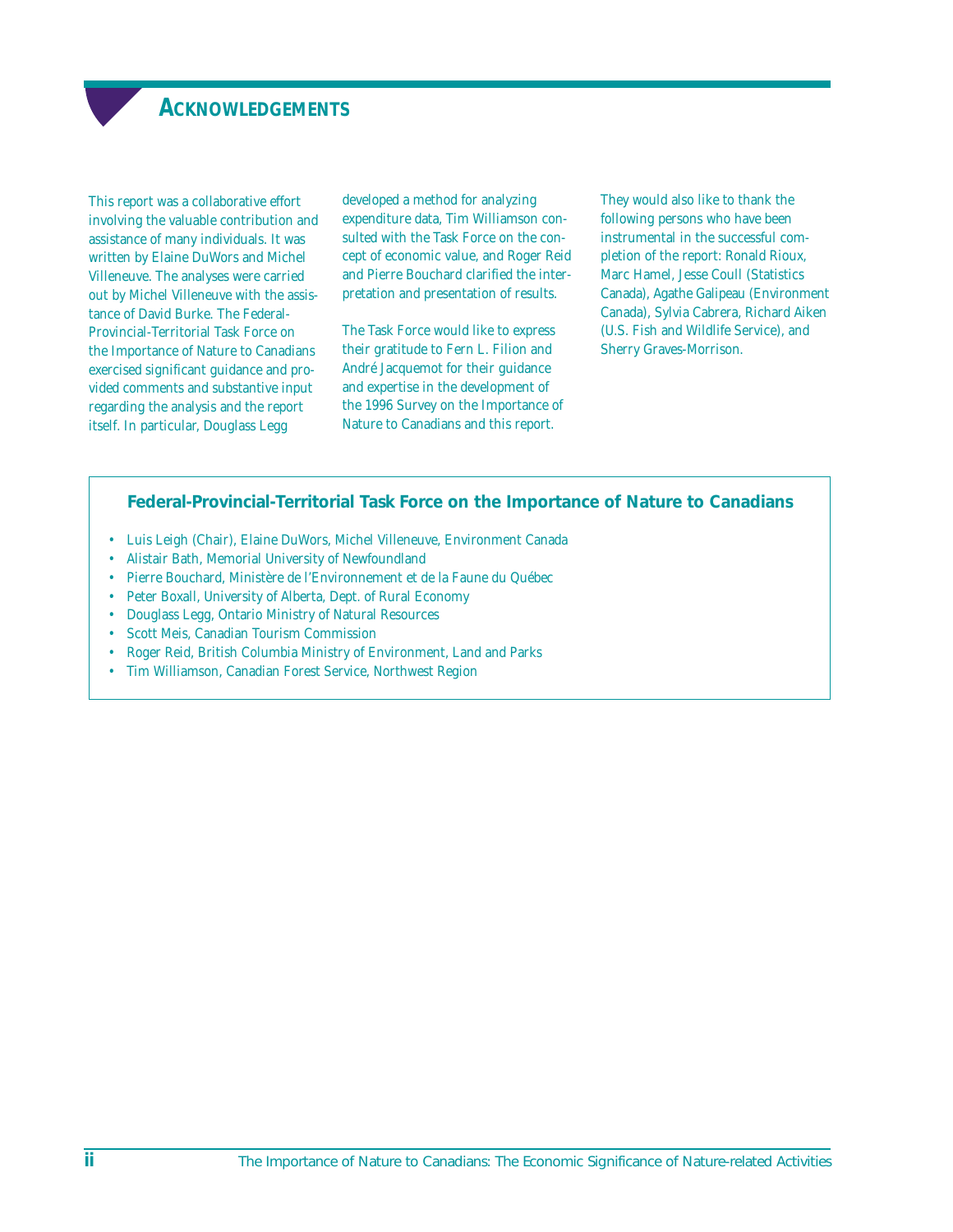# Acknowledgements

This report was a collaborative effort involving the valuable contribution and assistance of many individuals. It was written by Elaine DuWors and Michel Villeneuve. The analyses were carried out by Michel Villeneuve with the assistance of David Burke. The Federal-Provincial-Territorial Task Force on the Importance of Nature to Canadians exercised significant guidance and provided comments and substantive input regarding the analysis and the report itself. In particular, Douglass Legg developed a method for analyzing expenditure data, Tim Williamson consulted with the Task Force on the concept of economic value, and Roger Reid and Pierre Bouchard clarified the interpretation and presentation of results.

The Task Force would like to express their gratitude to Fern L. Filion and André Jacquemot for their guidance and expertise in the development of the 1996 Survey on the Importance of Nature to Canadians and this report.

They would also like to thank the following persons who have been instrumental in the successful completion of the report: Ronald Rioux, Marc Hamel, Jesse Coull (Statistics Canada), Agathe Galipeau (Environment Canada), Sylvia Cabrera, Richard Aiken (U.S. Fish and Wildlife Service), and Sherry Graves-Morrison.

### Federal-Provincial-Territorial Task Force on the Importance of Nature to Canadians

- Luis Leigh (Chair), Elaine DuWors, Michel Villeneuve, Environment Canada
- Alistair Bath, Memorial University of Newfoundland
- Pierre Bouchard, Ministère de l'Environnement et de la Faune du Québec
- Peter Boxall, University of Alberta, Dept. of Rural Economy
- Douglass Legg, Ontario Ministry of Natural Resources
- Scott Meis, Canadian Tourism Commission
- Roger Reid, British Columbia Ministry of Environment, Land and Parks
- Tim Williamson, Canadian Forest Service, Northwest Region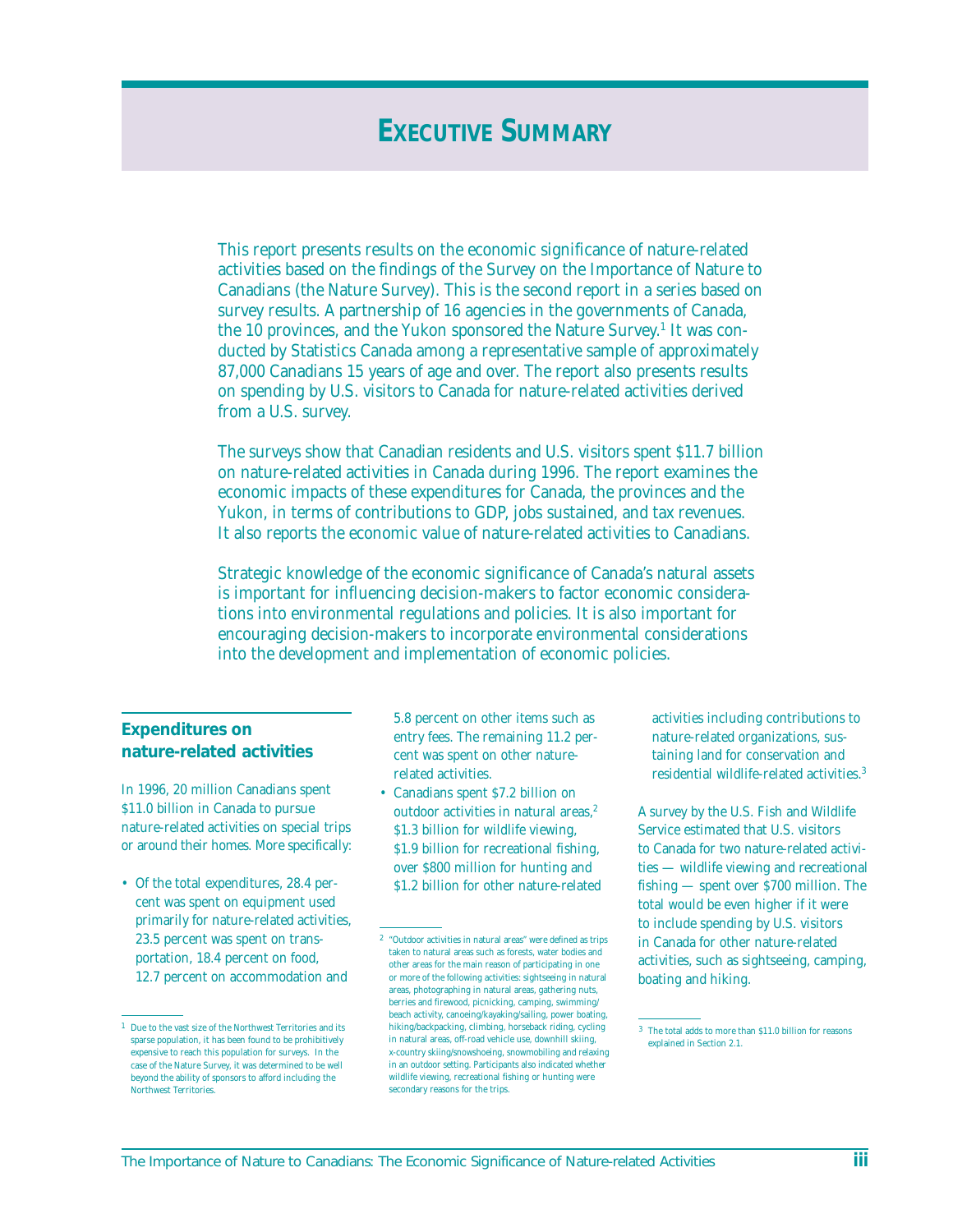# EXECUTIVE SUMMARY

This report presents results on the economic significance of nature-related activities based on the findings of the Survey on the Importance of Nature to Canadians (the Nature Survey). This is the second report in a series based on survey results. A partnership of 16 agencies in the governments of Canada, the 10 provinces, and the Yukon sponsored the Nature Survey.[1] It was conducted by Statistics Canada among a representative sample of approximately 87,000 Canadians 15 years of age and over. The report also presents results on spending by U.S. visitors to Canada for nature-related activities derived from a U.S. survey.

The surveys show that Canadian residents and U.S. visitors spent $11.7 billion on nature-related activities in Canada during 1996. The report examines the economic impacts of these expenditures for Canada, the provinces and the Yukon, in terms of contributions to GDP, jobs sustained, and tax revenues. It also reports the economic value of nature-related activities to Canadians.

Strategic knowledge of the economic significance of Canada's natural assets is important for influencing decision-makers to factor economic considerations into environmental regulations and policies. It is also important for encouraging decision-makers to incorporate environmental considerations into the development and implementation of economic policies.

## Expenditures on nature-related activities

In 1996, 20 million Canadians spent $11.0 billion in Canada to pursue nature-related activities on special trips or around their homes. More specifically:

- Of the total expenditures, 28.4 percent was spent on equipment used primarily for nature-related activities, 23.5 percent was spent on transportation, 18.4 percent on food, 12.7 percent on accommodation and 5.8 percent on other items such as entry fees. The remaining 11.2 percent was spent on other nature-related activities.
- Canadians spent $7.2 billion on outdoor activities in natural areas,[2] $1.3 billion for wildlife viewing, $1.9 billion for recreational fishing, over $800 million for hunting and $1.2 billion for other nature-related activities including contributions to nature-related organizations, sustaining land for conservation and residential wildlife-related activities.[3]

A survey by the U.S. Fish and Wildlife Service estimated that U.S. visitors to Canada for two nature-related activities — wildlife viewing and recreational fishing — spent over $700 million. The total would be even higher if it were to include spending by U.S. visitors in Canada for other nature-related activities, such as sightseeing, camping, boating and hiking.

---

[1] Due to the vast size of the Northwest Territories and its sparse population, it has been found to be prohibitively expensive to reach this population for surveys. In the case of the Nature Survey, it was determined to be well beyond the ability of sponsors to afford including the Northwest Territories.

[2] "Outdoor activities in natural areas" were defined as trips taken to natural areas such as forests, water bodies and other areas for the main reason of participating in one or more of the following activities: sightseeing in natural areas, photographing in natural areas, gathering nuts, berries and firewood, picnicking, camping, swimming/beach activity, canoeing/kayaking/sailing, power boating, hiking/backpacking, climbing, horseback riding, cycling in natural areas, off-road vehicle use, downhill skiing, x-country skiing/snowshoeing, snowmobiling and relaxing in an outdoor setting. Participants also indicated whether wildlife viewing, recreational fishing or hunting were secondary reasons for the trips.

[3] The total adds to more than $11.0 billion for reasons explained in Section 2.1.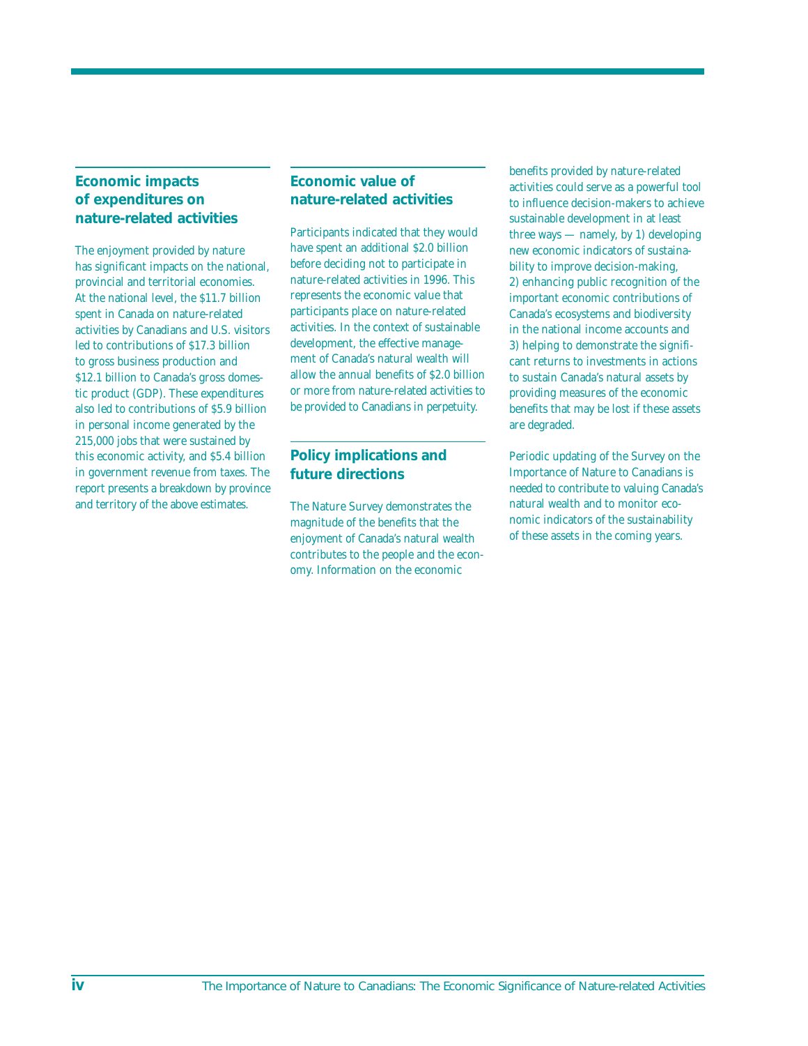## Economic impacts of expenditures on nature-related activities

The enjoyment provided by nature has significant impacts on the national, provincial and territorial economies. At the national level, the $11.7 billion spent in Canada on nature-related activities by Canadians and U.S. visitors led to contributions of $17.3 billion to gross business production and $12.1 billion to Canada's gross domestic product (GDP). These expenditures also led to contributions of $5.9 billion in personal income generated by the 215,000 jobs that were sustained by this economic activity, and $5.4 billion in government revenue from taxes. The report presents a breakdown by province and territory of the above estimates.

## Economic value of nature-related activities

Participants indicated that they would have spent an additional $2.0 billion before deciding not to participate in nature-related activities in 1996. This represents the economic value that participants place on nature-related activities. In the context of sustainable development, the effective management of Canada's natural wealth will allow the annual benefits of $2.0 billion or more from nature-related activities to be provided to Canadians in perpetuity.

## Policy implications and future directions

The Nature Survey demonstrates the magnitude of the benefits that the enjoyment of Canada's natural wealth contributes to the people and the economy. Information on the economic benefits provided by nature-related activities could serve as a powerful tool to influence decision-makers to achieve sustainable development in at least three ways — namely, by 1) developing new economic indicators of sustainability to improve decision-making, 2) enhancing public recognition of the important economic contributions of Canada's ecosystems and biodiversity in the national income accounts and 3) helping to demonstrate the significant returns to investments in actions to sustain Canada's natural assets by providing measures of the economic benefits that may be lost if these assets are degraded.

Periodic updating of the Survey on the Importance of Nature to Canadians is needed to contribute to valuing Canada's natural wealth and to monitor economic indicators of the sustainability of these assets in the coming years.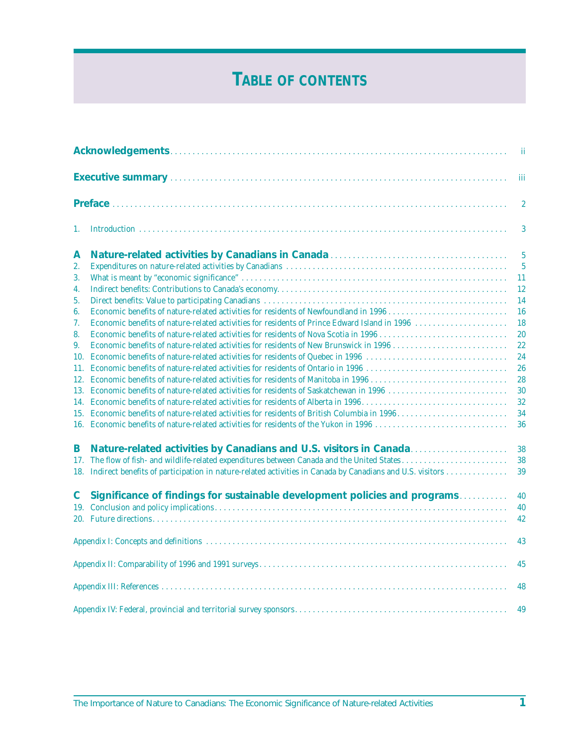# TABLE OF CONTENTS

**Acknowledgements** . . . . . . . . . . . . . . . . . . . . . . . . . . . . . . . . . . . . . . . . . . . . . . . . . . . . . . . . ii

**Executive summary** . . . . . . . . . . . . . . . . . . . . . . . . . . . . . . . . . . . . . . . . . . . . . . . . . . . . . . . . iii

**Preface** . . . . . . . . . . . . . . . . . . . . . . . . . . . . . . . . . . . . . . . . . . . . . . . . . . . . . . . . 2

1. Introduction . . . . . . . . . . . . . . . . . . . . . . . . . . . . . . . . . . . . . . . . . . . . . . . . . . . . . . . . 3

**A Nature-related activities by Canadians in Canada** . . . . . . . . . . . . . . . . . . . . . . . . 5

2. Expenditures on nature-related activities by Canadians . . . . . . . . . . . . . . . . . . . . 5
3. What is meant by "economic significance" . . . . . . . . . . . . . . . . . . . . . . . . 11
4. Indirect benefits: Contributions to Canada's economy . . . . . . . . . . . . . . . . . . . . 12
5. Direct benefits: Value to participating Canadians . . . . . . . . . . . . . . . . . . . . 14
6. Economic benefits of nature-related activities for residents of Newfoundland in 1996 . . . . . . . . 16
7. Economic benefits of nature-related activities for residents of Prince Edward Island in 1996 . . . . . . . . 18
8. Economic benefits of nature-related activities for residents of Nova Scotia in 1996 . . . . . . . . 20
9. Economic benefits of nature-related activities for residents of New Brunswick in 1996 . . . . . . . . 22
10. Economic benefits of nature-related activities for residents of Quebec in 1996 . . . . . . . . 24
11. Economic benefits of nature-related activities for residents of Ontario in 1996 . . . . . . . . 26
12. Economic benefits of nature-related activities for residents of Manitoba in 1996 . . . . . . . . 28
13. Economic benefits of nature-related activities for residents of Saskatchewan in 1996 . . . . . . . . 30
14. Economic benefits of nature-related activities for residents of Alberta in 1996 . . . . . . . . 32
15. Economic benefits of nature-related activities for residents of British Columbia in 1996 . . . . . . . . 34
16. Economic benefits of nature-related activities for residents of the Yukon in 1996 . . . . . . . . 36

**B Nature-related activities by Canadians and U.S. visitors in Canada** . . . . . . . . 38

17. The flow of fish- and wildlife-related expenditures between Canada and the United States . . . . . . . . 38
18. Indirect benefits of participation in nature-related activities in Canada by Canadians and U.S. visitors . . . . . . . . 39

**C Significance of findings for sustainable development policies and programs** . . . . . . . . 40

19. Conclusion and policy implications . . . . . . . . . . . . . . . . . . . . . . . . 40
20. Future directions . . . . . . . . . . . . . . . . . . . . . . . . 42

Appendix I: Concepts and definitions . . . . . . . . . . . . . . . . . . . . . . . . 43

Appendix II: Comparability of 1996 and 1991 surveys . . . . . . . . . . . . . . . . . . . . . . . . 45

Appendix III: References . . . . . . . . . . . . . . . . . . . . . . . . 48

Appendix IV: Federal, provincial and territorial survey sponsors . . . . . . . . . . . . . . . . . . . . . . . . 49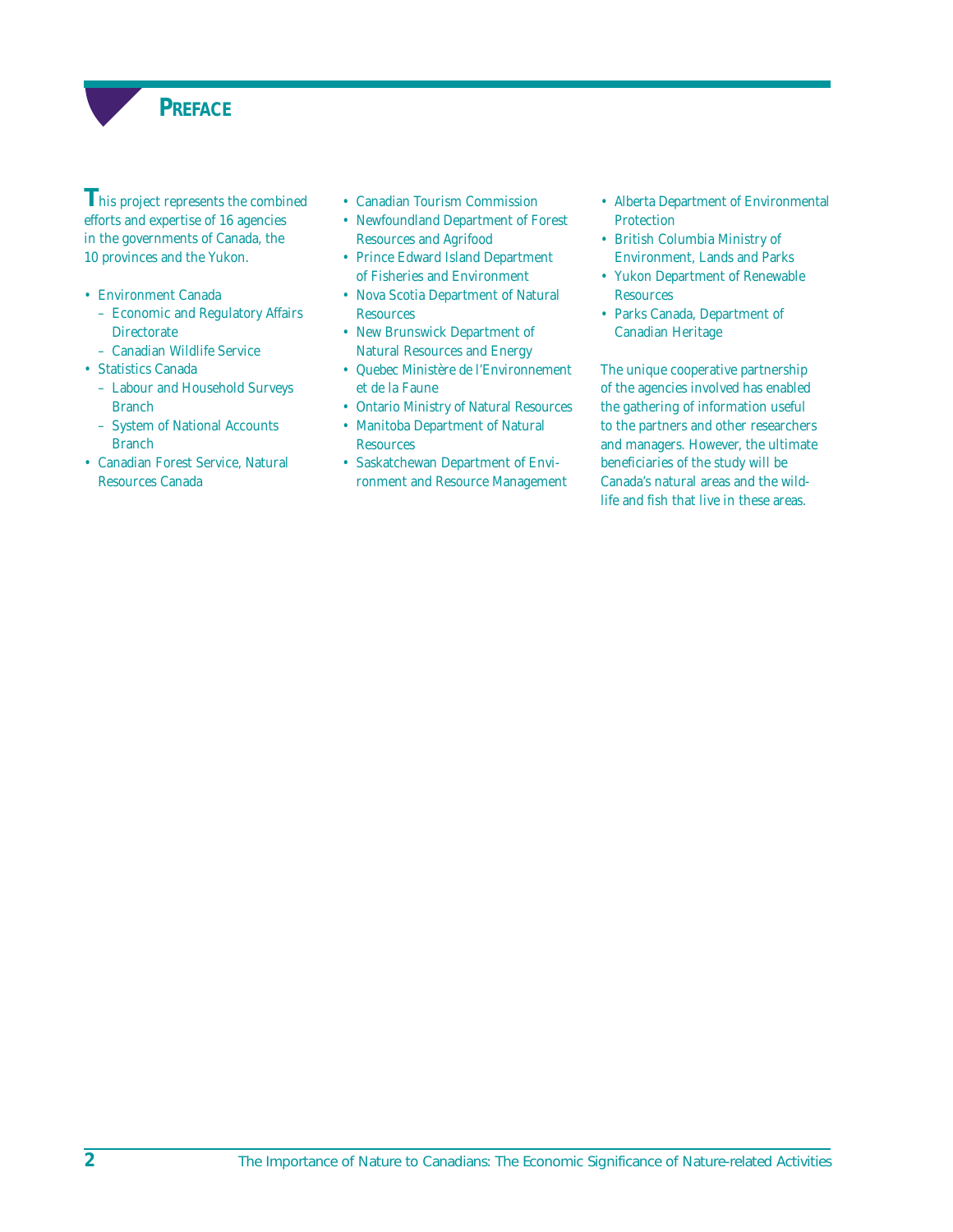# Preface

This project represents the combined efforts and expertise of 16 agencies in the governments of Canada, the 10 provinces and the Yukon.

- Environment Canada
  - Economic and Regulatory Affairs Directorate
  - Canadian Wildlife Service
- Statistics Canada
  - Labour and Household Surveys Branch
  - System of National Accounts Branch
- Canadian Forest Service, Natural Resources Canada
- Canadian Tourism Commission
- Newfoundland Department of Forest Resources and Agrifood
- Prince Edward Island Department of Fisheries and Environment
- Nova Scotia Department of Natural Resources
- New Brunswick Department of Natural Resources and Energy
- Quebec Ministère de l'Environnement et de la Faune
- Ontario Ministry of Natural Resources
- Manitoba Department of Natural Resources
- Saskatchewan Department of Environment and Resource Management
- Alberta Department of Environmental Protection
- British Columbia Ministry of Environment, Lands and Parks
- Yukon Department of Renewable Resources
- Parks Canada, Department of Canadian Heritage

The unique cooperative partnership of the agencies involved has enabled the gathering of information useful to the partners and other researchers and managers. However, the ultimate beneficiaries of the study will be Canada's natural areas and the wildlife and fish that live in these areas.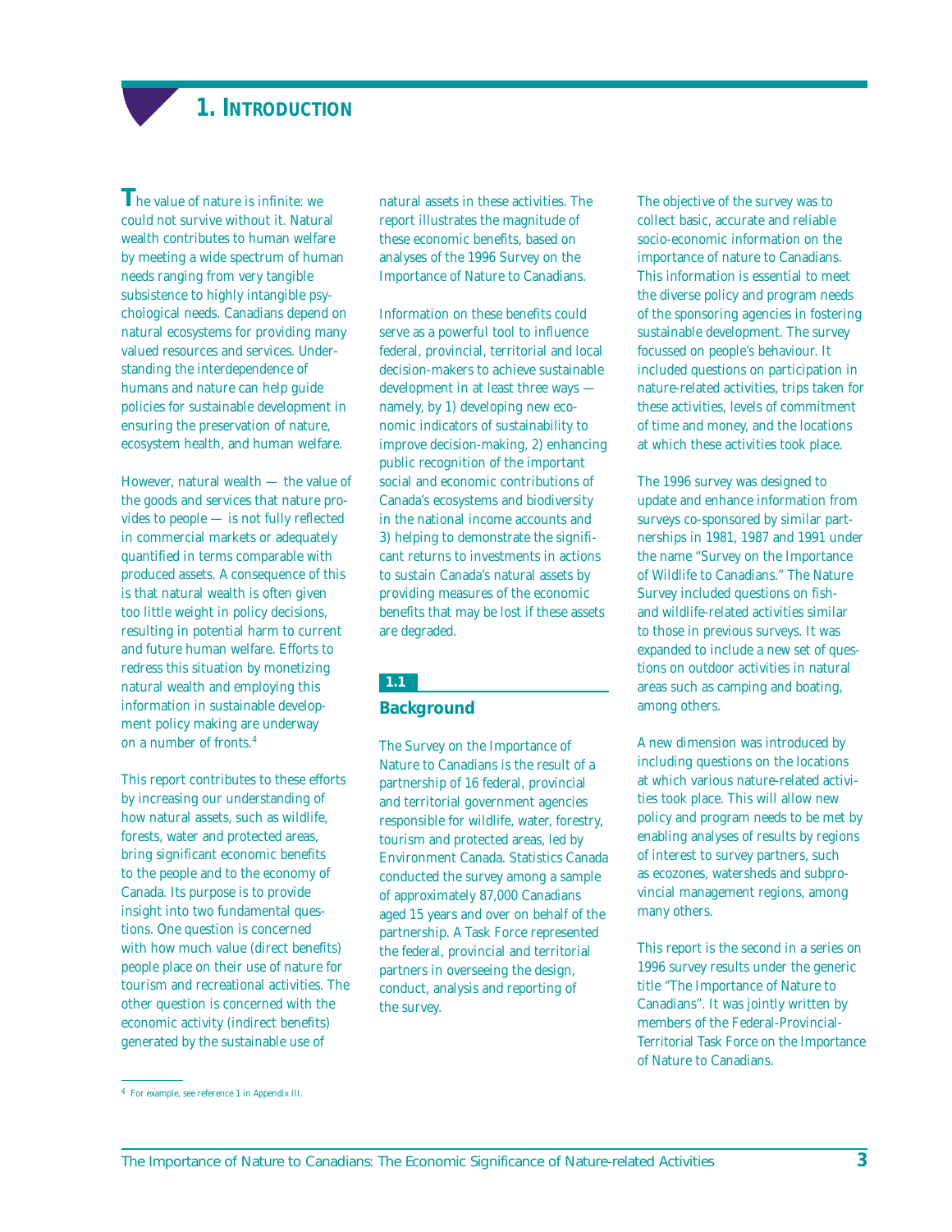# 1. Introduction

The value of nature is infinite: we could not survive without it. Natural wealth contributes to human welfare by meeting a wide spectrum of human needs ranging from very tangible subsistence to highly intangible psychological needs. Canadians depend on natural ecosystems for providing many valued resources and services. Understanding the interdependence of humans and nature can help guide policies for sustainable development in ensuring the preservation of nature, ecosystem health, and human welfare.

However, natural wealth — the value of the goods and services that nature provides to people — is not fully reflected in commercial markets or adequately quantified in terms comparable with produced assets. A consequence of this is that natural wealth is often given too little weight in policy decisions, resulting in potential harm to current and future human welfare. Efforts to redress this situation by monetizing natural wealth and employing this information in sustainable development policy making are underway on a number of fronts.[4]

This report contributes to these efforts by increasing our understanding of how natural assets, such as wildlife, forests, water and protected areas, bring significant economic benefits to the people and to the economy of Canada. Its purpose is to provide insight into two fundamental questions. One question is concerned with how much value (direct benefits) people place on their use of nature for tourism and recreational activities. The other question is concerned with the economic activity (indirect benefits) generated by the sustainable use of natural assets in these activities. The report illustrates the magnitude of these economic benefits, based on analyses of the 1996 Survey on the Importance of Nature to Canadians.

Information on these benefits could serve as a powerful tool to influence federal, provincial, territorial and local decision-makers to achieve sustainable development in at least three ways — namely, by 1) developing new economic indicators of sustainability to improve decision-making, 2) enhancing public recognition of the important social and economic contributions of Canada's ecosystems and biodiversity in the national income accounts and 3) helping to demonstrate the significant returns to investments in actions to sustain Canada's natural assets by providing measures of the economic benefits that may be lost if these assets are degraded.

## 1.1 Background

The Survey on the Importance of Nature to Canadians is the result of a partnership of 16 federal, provincial and territorial government agencies responsible for wildlife, water, forestry, tourism and protected areas, led by Environment Canada. Statistics Canada conducted the survey among a sample of approximately 87,000 Canadians aged 15 years and over on behalf of the partnership. A Task Force represented the federal, provincial and territorial partners in overseeing the design, conduct, analysis and reporting of the survey.

The objective of the survey was to collect basic, accurate and reliable socio-economic information on the importance of nature to Canadians. This information is essential to meet the diverse policy and program needs of the sponsoring agencies in fostering sustainable development. The survey focussed on people's behaviour. It included questions on participation in nature-related activities, trips taken for these activities, levels of commitment of time and money, and the locations at which these activities took place.

The 1996 survey was designed to update and enhance information from surveys co-sponsored by similar partnerships in 1981, 1987 and 1991 under the name "Survey on the Importance of Wildlife to Canadians." The Nature Survey included questions on fish- and wildlife-related activities similar to those in previous surveys. It was expanded to include a new set of questions on outdoor activities in natural areas such as camping and boating, among others.

A new dimension was introduced by including questions on the locations at which various nature-related activities took place. This will allow new policy and program needs to be met by enabling analyses of results by regions of interest to survey partners, such as ecozones, watersheds and subprovincial management regions, among many others.

This report is the second in a series on 1996 survey results under the generic title "The Importance of Nature to Canadians". It was jointly written by members of the Federal-Provincial-Territorial Task Force on the Importance of Nature to Canadians.

---

[4] For example, see reference 1 in Appendix III.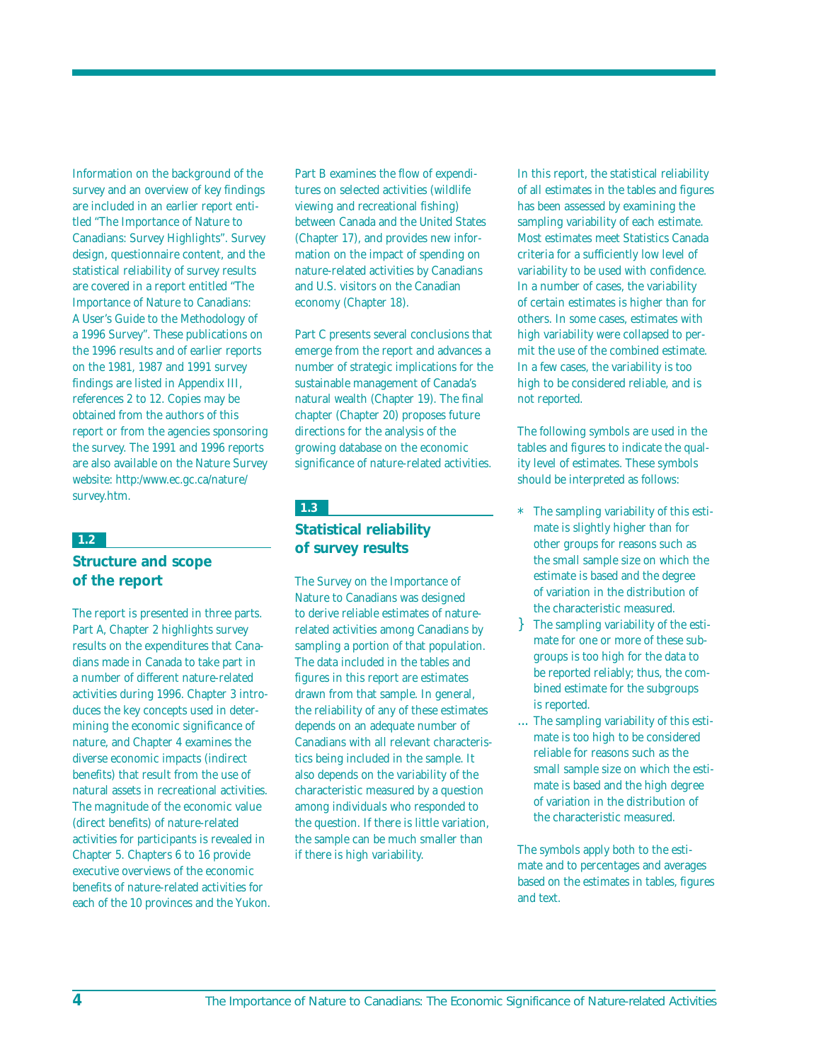Information on the background of the survey and an overview of key findings are included in an earlier report entitled "The Importance of Nature to Canadians: Survey Highlights". Survey design, questionnaire content, and the statistical reliability of survey results are covered in a report entitled "The Importance of Nature to Canadians: A User's Guide to the Methodology of a 1996 Survey". These publications on the 1996 results and of earlier reports on the 1981, 1987 and 1991 survey findings are listed in Appendix III, references 2 to 12. Copies may be obtained from the authors of this report or from the agencies sponsoring the survey. The 1991 and 1996 reports are also available on the Nature Survey website: http:/www.ec.gc.ca/nature/survey.htm.

## 1.2 Structure and scope of the report

The report is presented in three parts. Part A, Chapter 2 highlights survey results on the expenditures that Canadians made in Canada to take part in a number of different nature-related activities during 1996. Chapter 3 introduces the key concepts used in determining the economic significance of nature, and Chapter 4 examines the diverse economic impacts (indirect benefits) that result from the use of natural assets in recreational activities. The magnitude of the economic value (direct benefits) of nature-related activities for participants is revealed in Chapter 5. Chapters 6 to 16 provide executive overviews of the economic benefits of nature-related activities for each of the 10 provinces and the Yukon.

Part B examines the flow of expenditures on selected activities (wildlife viewing and recreational fishing) between Canada and the United States (Chapter 17), and provides new information on the impact of spending on nature-related activities by Canadians and U.S. visitors on the Canadian economy (Chapter 18).

Part C presents several conclusions that emerge from the report and advances a number of strategic implications for the sustainable management of Canada's natural wealth (Chapter 19). The final chapter (Chapter 20) proposes future directions for the analysis of the growing database on the economic significance of nature-related activities.

## 1.3 Statistical reliability of survey results

The Survey on the Importance of Nature to Canadians was designed to derive reliable estimates of nature-related activities among Canadians by sampling a portion of that population. The data included in the tables and figures in this report are estimates drawn from that sample. In general, the reliability of any of these estimates depends on an adequate number of Canadians with all relevant characteristics being included in the sample. It also depends on the variability of the characteristic measured by a question among individuals who responded to the question. If there is little variation, the sample can be much smaller than if there is high variability.

In this report, the statistical reliability of all estimates in the tables and figures has been assessed by examining the sampling variability of each estimate. Most estimates meet Statistics Canada criteria for a sufficiently low level of variability to be used with confidence. In a number of cases, the variability of certain estimates is higher than for others. In some cases, estimates with high variability were collapsed to permit the use of the combined estimate. In a few cases, the variability is too high to be considered reliable, and is not reported.

The following symbols are used in the tables and figures to indicate the quality level of estimates. These symbols should be interpreted as follows:

- \* The sampling variability of this estimate is slightly higher than for other groups for reasons such as the small sample size on which the estimate is based and the degree of variation in the distribution of the characteristic measured.
- } The sampling variability of the estimate for one or more of these subgroups is too high for the data to be reported reliably; thus, the combined estimate for the subgroups is reported.
- ... The sampling variability of this estimate is too high to be considered reliable for reasons such as the small sample size on which the estimate is based and the high degree of variation in the distribution of the characteristic measured.

The symbols apply both to the estimate and to percentages and averages based on the estimates in tables, figures and text.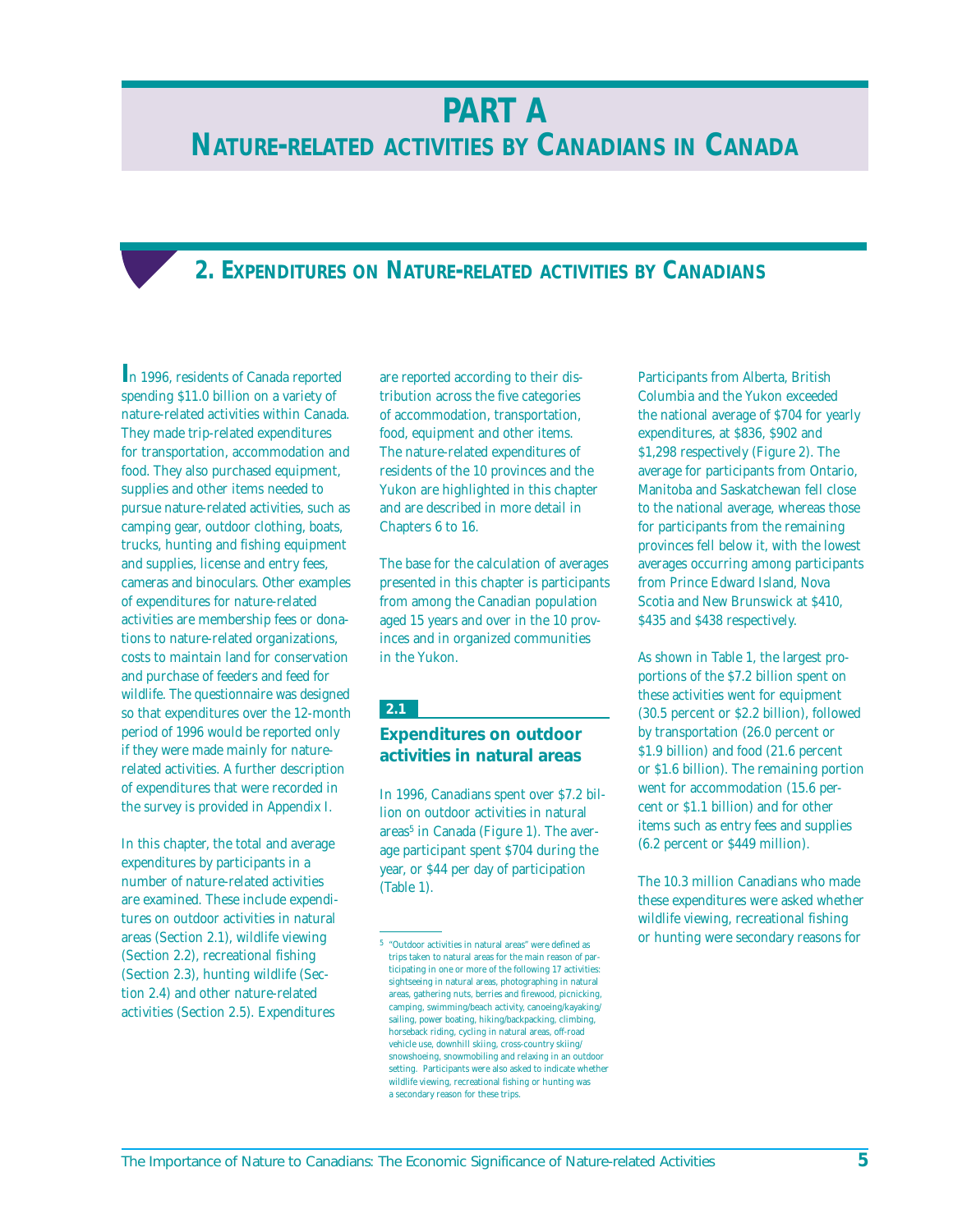# PART A
# NATURE-RELATED ACTIVITIES BY CANADIANS IN CANADA

## 2. EXPENDITURES ON NATURE-RELATED ACTIVITIES BY CANADIANS

In 1996, residents of Canada reported spending $11.0 billion on a variety of nature-related activities within Canada. They made trip-related expenditures for transportation, accommodation and food. They also purchased equipment, supplies and other items needed to pursue nature-related activities, such as camping gear, outdoor clothing, boats, trucks, hunting and fishing equipment and supplies, license and entry fees, cameras and binoculars. Other examples of expenditures for nature-related activities are membership fees or donations to nature-related organizations, costs to maintain land for conservation and purchase of feeders and feed for wildlife. The questionnaire was designed so that expenditures over the 12-month period of 1996 would be reported only if they were made mainly for nature-related activities. A further description of expenditures that were recorded in the survey is provided in Appendix I.

In this chapter, the total and average expenditures by participants in a number of nature-related activities are examined. These include expenditures on outdoor activities in natural areas (Section 2.1), wildlife viewing (Section 2.2), recreational fishing (Section 2.3), hunting wildlife (Section 2.4) and other nature-related activities (Section 2.5). Expenditures are reported according to their distribution across the five categories of accommodation, transportation, food, equipment and other items. The nature-related expenditures of residents of the 10 provinces and the Yukon are highlighted in this chapter and are described in more detail in Chapters 6 to 16.

The base for the calculation of averages presented in this chapter is participants from among the Canadian population aged 15 years and over in the 10 provinces and in organized communities in the Yukon.

### 2.1 Expenditures on outdoor activities in natural areas

In 1996, Canadians spent over $7.2 billion on outdoor activities in natural areas[5] in Canada (Figure 1). The average participant spent $704 during the year, or $44 per day of participation (Table 1).

Participants from Alberta, British Columbia and the Yukon exceeded the national average of $704 for yearly expenditures, at $836, $902 and $1,298 respectively (Figure 2). The average for participants from Ontario, Manitoba and Saskatchewan fell close to the national average, whereas those for participants from the remaining provinces fell below it, with the lowest averages occurring among participants from Prince Edward Island, Nova Scotia and New Brunswick at $410, $435 and $438 respectively.

As shown in Table 1, the largest proportions of the $7.2 billion spent on these activities went for equipment (30.5 percent or $2.2 billion), followed by transportation (26.0 percent or $1.9 billion) and food (21.6 percent or $1.6 billion). The remaining portion went for accommodation (15.6 percent or $1.1 billion) and for other items such as entry fees and supplies (6.2 percent or $449 million).

The 10.3 million Canadians who made these expenditures were asked whether wildlife viewing, recreational fishing or hunting were secondary reasons for

[5] "Outdoor activities in natural areas" were defined as trips taken to natural areas for the main reason of participating in one or more of the following 17 activities: sightseeing in natural areas, photographing in natural areas, gathering nuts, berries and firewood, picnicking, camping, swimming/beach activity, canoeing/kayaking/sailing, power boating, hiking/backpacking, climbing, horseback riding, cycling in natural areas, off-road vehicle use, downhill skiing, cross-country skiing/snowshoeing, snowmobiling and relaxing in an outdoor setting. Participants were also asked to indicate whether wildlife viewing, recreational fishing or hunting was a secondary reason for these trips.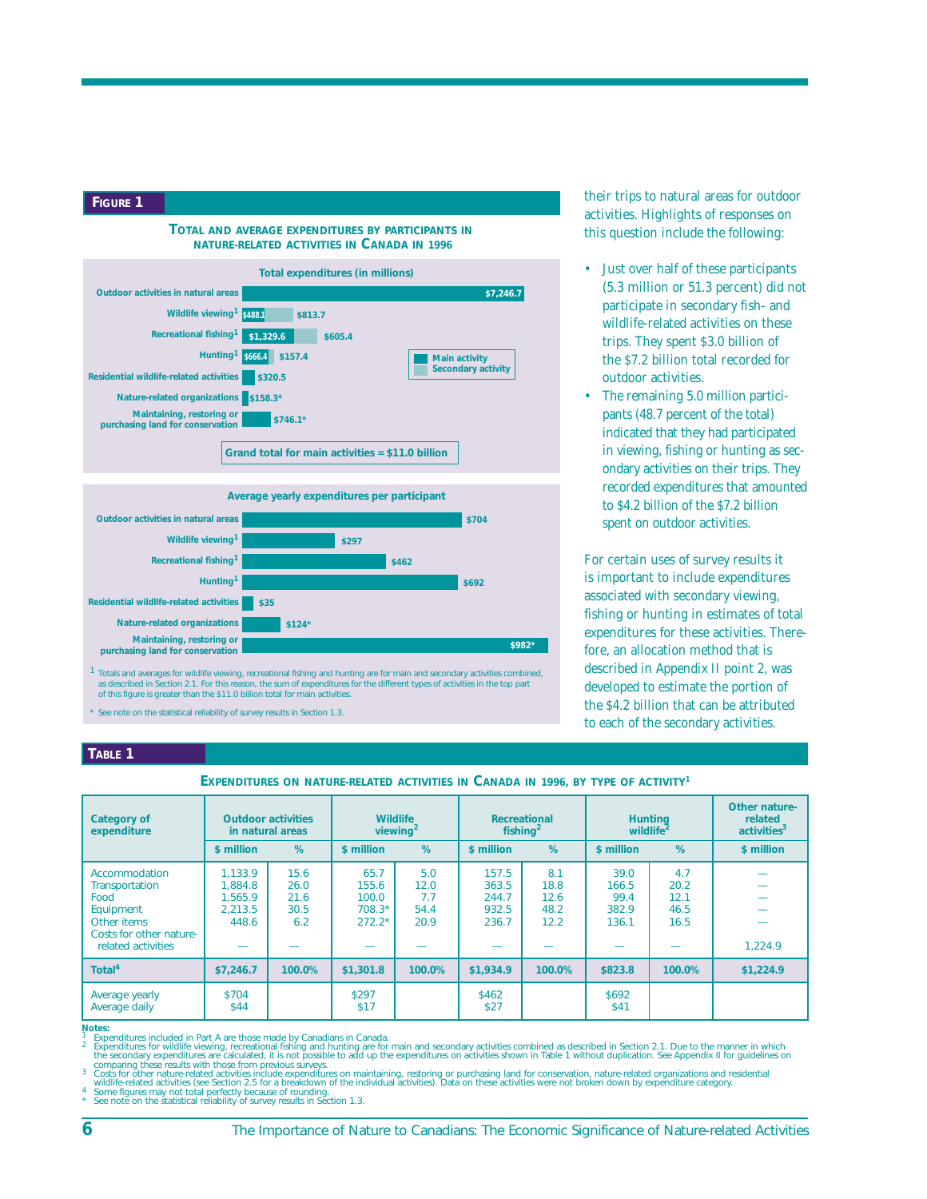## FIGURE 1

### TOTAL AND AVERAGE EXPENDITURES BY PARTICIPANTS IN NATURE-RELATED ACTIVITIES IN CANADA IN 1996

**Total expenditures (in millions)**

| Activity | Main activity | Secondary activity |
|---|---|---|
| Outdoor activities in natural areas | $7,246.7 | |
| Wildlife viewing[1] | $488.1 | $813.7 |
| Recreational fishing[1] | $1,329.6 | $605.4 |
| Hunting[1] | $666.4 | $157.4 |
| Residential wildlife-related activities | $320.5 | |
| Nature-related organizations | $158.3* | |
| Maintaining, restoring or purchasing land for conservation | $746.1* | |

Grand total for main activities = $11.0 billion

**Average yearly expenditures per participant**

| Activity | Average |
|---|---|
| Outdoor activities in natural areas | $704 |
| Wildlife viewing[1] | $297 |
| Recreational fishing[1] | $462 |
| Hunting[1] | $692 |
| Residential wildlife-related activities | $35 |
| Nature-related organizations | $124* |
| Maintaining, restoring or purchasing land for conservation | $982* |

1 Totals and averages for wildlife viewing, recreational fishing and hunting are for main and secondary activities combined, as described in Section 2.1. For this reason, the sum of expenditures for the different types of activities in the top part of this figure is greater than the $11.0 billion total for main activities.

\* See note on the statistical reliability of survey results in Section 1.3.

their trips to natural areas for outdoor activities. Highlights of responses on this question include the following:

- Just over half of these participants (5.3 million or 51.3 percent) did not participate in secondary fish- and wildlife-related activities on these trips. They spent $3.0 billion of the $7.2 billion total recorded for outdoor activities.
- The remaining 5.0 million participants (48.7 percent of the total) indicated that they had participated in viewing, fishing or hunting as secondary activities on their trips. They recorded expenditures that amounted to $4.2 billion of the $7.2 billion spent on outdoor activities.

For certain uses of survey results it is important to include expenditures associated with secondary viewing, fishing or hunting in estimates of total expenditures for these activities. Therefore, an allocation method that is described in Appendix II point 2, was developed to estimate the portion of the $4.2 billion that can be attributed to each of the secondary activities.

## TABLE 1

### EXPENDITURES ON NATURE-RELATED ACTIVITIES IN CANADA IN 1996, BY TYPE OF ACTIVITY[1]

| Category of expenditure | Outdoor activities in natural areas | | Wildlife viewing[2] | | Recreational fishing[2] | | Hunting wildlife[2] | | Other nature-related activities[3] |
|---|---|---|---|---|---|---|---|---|---|
| | $ million | % | $ million | % | $ million | % | $ million | % | $ million |
| Accommodation | 1,133.9 | 15.6 | 65.7 | 5.0 | 157.5 | 8.1 | 39.0 | 4.7 | — |
| Transportation | 1,884.8 | 26.0 | 155.6 | 12.0 | 363.5 | 18.8 | 166.5 | 20.2 | — |
| Food | 1,565.9 | 21.6 | 100.0 | 7.7 | 244.7 | 12.6 | 99.4 | 12.1 | — |
| Equipment | 2,213.5 | 30.5 | 708.3* | 54.4 | 932.5 | 48.2 | 382.9 | 46.5 | — |
| Other items | 448.6 | 6.2 | 272.2* | 20.9 | 236.7 | 12.2 | 136.1 | 16.5 | — |
| Costs for other nature-related activities | — | — | — | — | — | — | — | — | 1,224.9 |
| **Total[4]** | **$7,246.7** | **100.0%** | **$1,301.8** | **100.0%** | **$1,934.9** | **100.0%** | **$823.8** | **100.0%** | **$1,224.9** |
| Average yearly | $704 | | $297 | | $462 | | $692 | | |
| Average daily | $44 | | $17 | | $27 | | $41 | | |

**Notes:**

1 Expenditures included in Part A are those made by Canadians in Canada.
2 Expenditures for wildlife viewing, recreational fishing and hunting are for main and secondary activities combined as described in Section 2.1. Due to the manner in which the secondary expenditures are calculated, it is not possible to add up the expenditures on activities shown in Table 1 without duplication. See Appendix II for guidelines on comparing these results with those from previous surveys.
3 Costs for other nature-related activities include expenditures on maintaining, restoring or purchasing land for conservation, nature-related organizations and residential wildlife-related activities (see Section 2.5 for a breakdown of the individual activities). Data on these activities were not broken down by expenditure category.
4 Some figures may not total perfectly because of rounding.
\* See note on the statistical reliability of survey results in Section 1.3.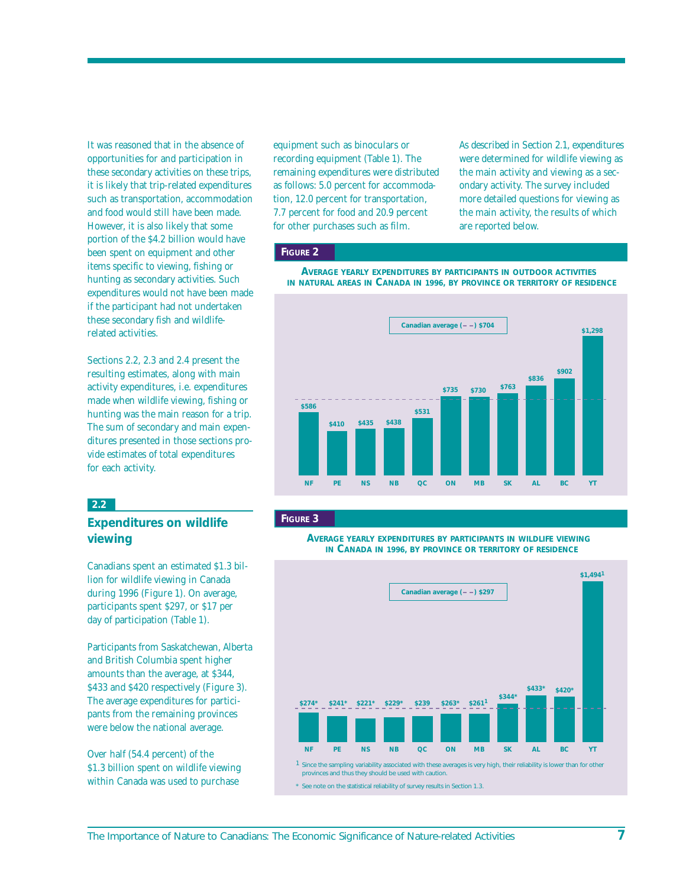It was reasoned that in the absence of opportunities for and participation in these secondary activities on these trips, it is likely that trip-related expenditures such as transportation, accommodation and food would still have been made. However, it is also likely that some portion of the $4.2 billion would have been spent on equipment and other items specific to viewing, fishing or hunting as secondary activities. Such expenditures would not have been made if the participant had not undertaken these secondary fish and wildlife-related activities.

Sections 2.2, 2.3 and 2.4 present the resulting estimates, along with main activity expenditures, i.e. expenditures made when wildlife viewing, fishing or hunting was the main reason for a trip. The sum of secondary and main expenditures presented in those sections provide estimates of total expenditures for each activity.

## 2.2 Expenditures on wildlife viewing

Canadians spent an estimated $1.3 billion for wildlife viewing in Canada during 1996 (Figure 1). On average, participants spent $297, or $17 per day of participation (Table 1).

Participants from Saskatchewan, Alberta and British Columbia spent higher amounts than the average, at $344, $433 and $420 respectively (Figure 3). The average expenditures for participants from the remaining provinces were below the national average.

Over half (54.4 percent) of the $1.3 billion spent on wildlife viewing within Canada was used to purchase equipment such as binoculars or recording equipment (Table 1). The remaining expenditures were distributed as follows: 5.0 percent for accommodation, 12.0 percent for transportation, 7.7 percent for food and 20.9 percent for other purchases such as film.

As described in Section 2.1, expenditures were determined for wildlife viewing as the main activity and viewing as a secondary activity. The survey included more detailed questions for viewing as the main activity, the results of which are reported below.

**FIGURE 2**

**AVERAGE YEARLY EXPENDITURES BY PARTICIPANTS IN OUTDOOR ACTIVITIES IN NATURAL AREAS IN CANADA IN 1996, BY PROVINCE OR TERRITORY OF RESIDENCE**

Canadian average (– –) $704

| NF | PE | NS | NB | QC | ON | MB | SK | AL | BC | YT |
|---|---|---|---|---|---|---|---|---|---|---|
| $586 | $410 | $435 | $438 | $531 | $735 | $730 | $763 | $836 | $902 | $1,298 |

**FIGURE 3**

**AVERAGE YEARLY EXPENDITURES BY PARTICIPANTS IN WILDLIFE VIEWING IN CANADA IN 1996, BY PROVINCE OR TERRITORY OF RESIDENCE**

Canadian average (– –) $297

| NF | PE | NS | NB | QC | ON | MB | SK | AL | BC | YT |
|---|---|---|---|---|---|---|---|---|---|---|
| $274* | $241* | $221* | $229* | $239 | $263* | $261[1] | $344* | $433* | $420* | $1,494[1] |

[1] Since the sampling variability associated with these averages is very high, their reliability is lower than for other provinces and thus they should be used with caution.

\* See note on the statistical reliability of survey results in Section 1.3.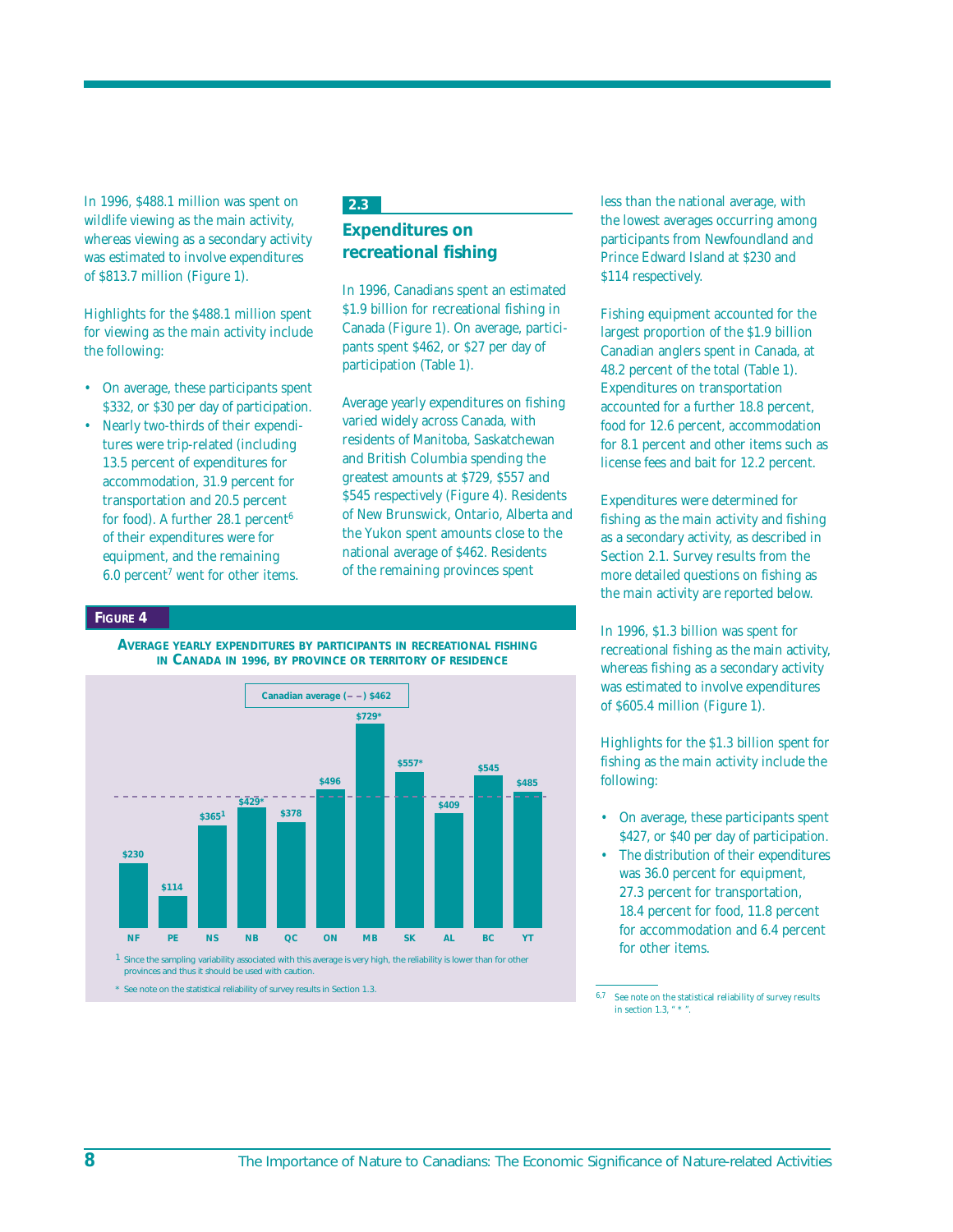In 1996, $488.1 million was spent on wildlife viewing as the main activity, whereas viewing as a secondary activity was estimated to involve expenditures of $813.7 million (Figure 1).

Highlights for the $488.1 million spent for viewing as the main activity include the following:

- On average, these participants spent $332, or $30 per day of participation.
- Nearly two-thirds of their expenditures were trip-related (including 13.5 percent of expenditures for accommodation, 31.9 percent for transportation and 20.5 percent for food). A further 28.1 percent[6] of their expenditures were for equipment, and the remaining 6.0 percent[7] went for other items.

## 2.3 Expenditures on recreational fishing

In 1996, Canadians spent an estimated $1.9 billion for recreational fishing in Canada (Figure 1). On average, participants spent $462, or $27 per day of participation (Table 1).

Average yearly expenditures on fishing varied widely across Canada, with residents of Manitoba, Saskatchewan and British Columbia spending the greatest amounts at $729, $557 and $545 respectively (Figure 4). Residents of New Brunswick, Ontario, Alberta and the Yukon spent amounts close to the national average of $462. Residents of the remaining provinces spent less than the national average, with the lowest averages occurring among participants from Newfoundland and Prince Edward Island at $230 and $114 respectively.

Fishing equipment accounted for the largest proportion of the $1.9 billion Canadian anglers spent in Canada, at 48.2 percent of the total (Table 1). Expenditures on transportation accounted for a further 18.8 percent, food for 12.6 percent, accommodation for 8.1 percent and other items such as license fees and bait for 12.2 percent.

Expenditures were determined for fishing as the main activity and fishing as a secondary activity, as described in Section 2.1. Survey results from the more detailed questions on fishing as the main activity are reported below.

In 1996, $1.3 billion was spent for recreational fishing as the main activity, whereas fishing as a secondary activity was estimated to involve expenditures of $605.4 million (Figure 1).

Highlights for the $1.3 billion spent for fishing as the main activity include the following:

- On average, these participants spent $427, or $40 per day of participation.
- The distribution of their expenditures was 36.0 percent for equipment, 27.3 percent for transportation, 18.4 percent for food, 11.8 percent for accommodation and 6.4 percent for other items.

**FIGURE 4**

**AVERAGE YEARLY EXPENDITURES BY PARTICIPANTS IN RECREATIONAL FISHING IN CANADA IN 1996, BY PROVINCE OR TERRITORY OF RESIDENCE**

Canadian average (– –) $462

| NF | PE | NS | NB | QC | ON | MB | SK | AL | BC | YT |
|---|---|---|---|---|---|---|---|---|---|---|
| $230 | $114 | $365[1] | $429* | $378 | $496 | $729* | $557* | $409 | $545 | $485 |

1 Since the sampling variability associated with this average is very high, the reliability is lower than for other provinces and thus it should be used with caution.

* See note on the statistical reliability of survey results in Section 1.3.

[6,7] See note on the statistical reliability of survey results in section 1.3, " * ".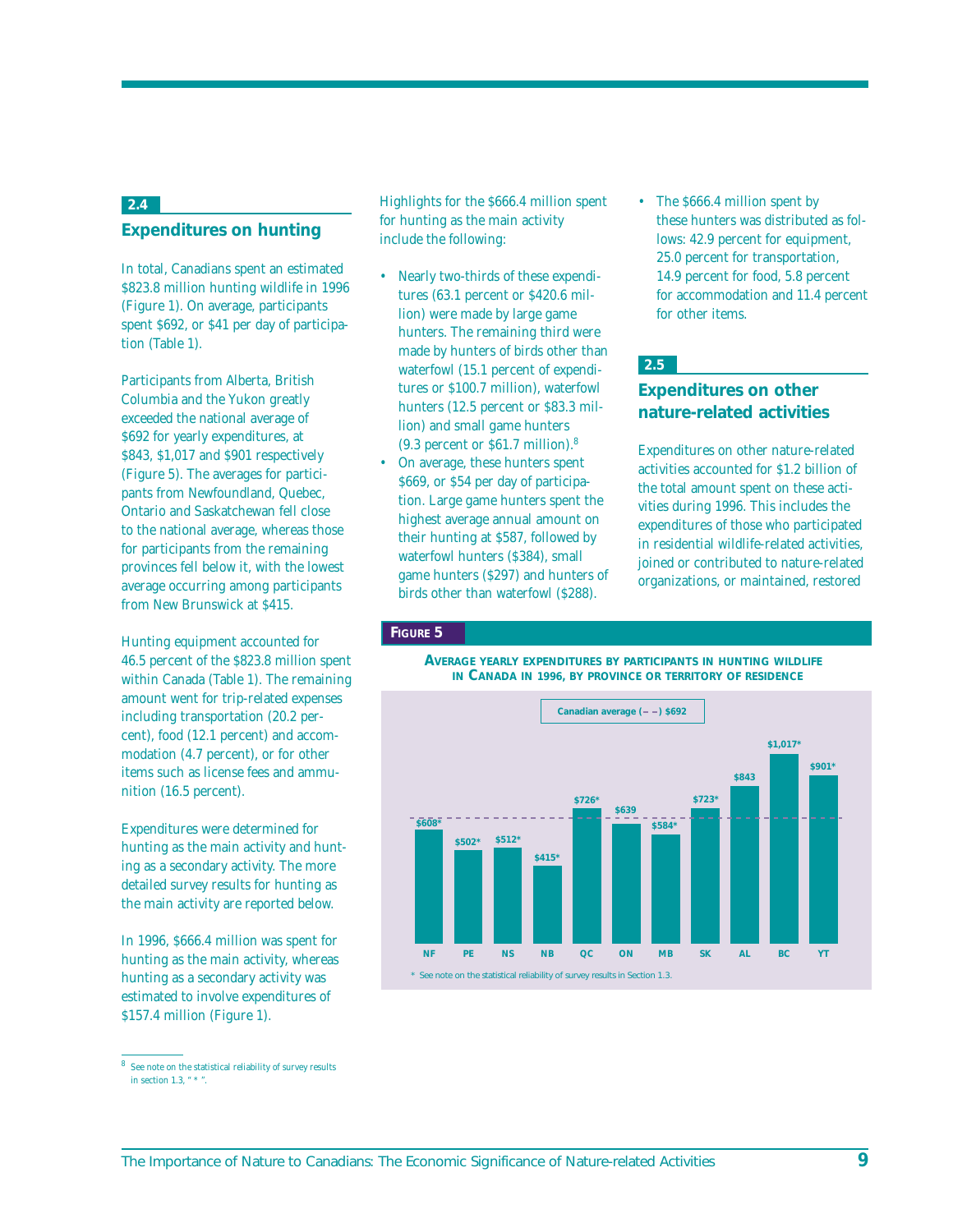## 2.4 Expenditures on hunting

In total, Canadians spent an estimated $823.8 million hunting wildlife in 1996 (Figure 1). On average, participants spent $692, or $41 per day of participation (Table 1).

Participants from Alberta, British Columbia and the Yukon greatly exceeded the national average of $692 for yearly expenditures, at $843, $1,017 and $901 respectively (Figure 5). The averages for participants from Newfoundland, Quebec, Ontario and Saskatchewan fell close to the national average, whereas those for participants from the remaining provinces fell below it, with the lowest average occurring among participants from New Brunswick at $415.

Hunting equipment accounted for 46.5 percent of the $823.8 million spent within Canada (Table 1). The remaining amount went for trip-related expenses including transportation (20.2 percent), food (12.1 percent) and accommodation (4.7 percent), or for other items such as license fees and ammunition (16.5 percent).

Expenditures were determined for hunting as the main activity and hunting as a secondary activity. The more detailed survey results for hunting as the main activity are reported below.

In 1996, $666.4 million was spent for hunting as the main activity, whereas hunting as a secondary activity was estimated to involve expenditures of $157.4 million (Figure 1).

Highlights for the $666.4 million spent for hunting as the main activity include the following:

- Nearly two-thirds of these expenditures (63.1 percent or $420.6 million) were made by large game hunters. The remaining third were made by hunters of birds other than waterfowl (15.1 percent of expenditures or $100.7 million), waterfowl hunters (12.5 percent or $83.3 million) and small game hunters (9.3 percent or $61.7 million).[8]
- On average, these hunters spent $669, or $54 per day of participation. Large game hunters spent the highest average annual amount on their hunting at $587, followed by waterfowl hunters ($384), small game hunters ($297) and hunters of birds other than waterfowl ($288).
- The $666.4 million spent by these hunters was distributed as follows: 42.9 percent for equipment, 25.0 percent for transportation, 14.9 percent for food, 5.8 percent for accommodation and 11.4 percent for other items.

## 2.5 Expenditures on other nature-related activities

Expenditures on other nature-related activities accounted for $1.2 billion of the total amount spent on these activities during 1996. This includes the expenditures of those who participated in residential wildlife-related activities, joined or contributed to nature-related organizations, or maintained, restored

**FIGURE 5**

**AVERAGE YEARLY EXPENDITURES BY PARTICIPANTS IN HUNTING WILDLIFE IN CANADA IN 1996, BY PROVINCE OR TERRITORY OF RESIDENCE**

Canadian average (– –) $692

| NF | PE | NS | NB | QC | ON | MB | SK | AL | BC | YT |
|---|---|---|---|---|---|---|---|---|---|---|
| $608* | $502* | $512* | $415* | $726* | $639 | $584* | $723* | $843 | $1,017* | $901* |

\* See note on the statistical reliability of survey results in Section 1.3.

[8] See note on the statistical reliability of survey results in section 1.3, " * ".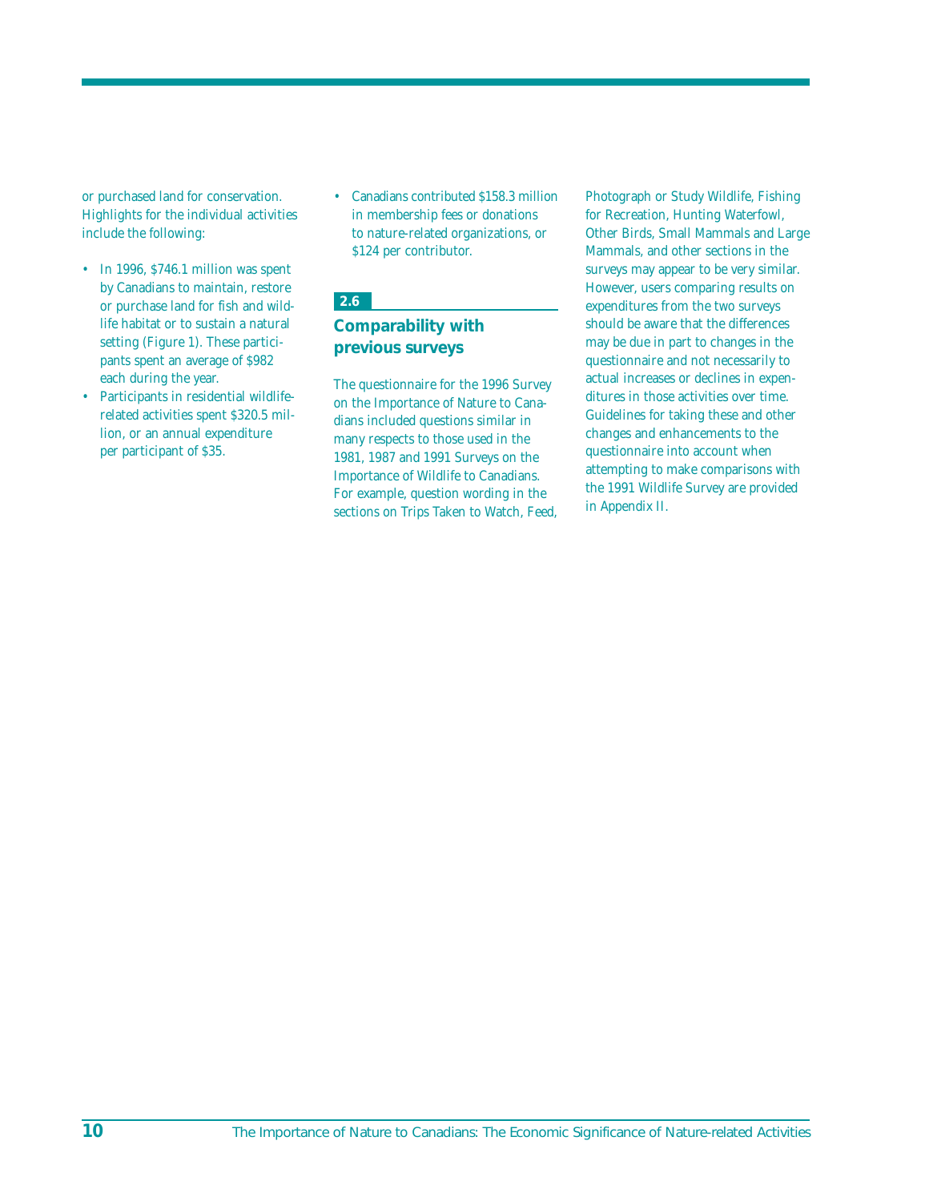or purchased land for conservation. Highlights for the individual activities include the following:

- In 1996, $746.1 million was spent by Canadians to maintain, restore or purchase land for fish and wildlife habitat or to sustain a natural setting (Figure 1). These participants spent an average of $982 each during the year.
- Participants in residential wildlife-related activities spent $320.5 million, or an annual expenditure per participant of $35.
- Canadians contributed $158.3 million in membership fees or donations to nature-related organizations, or $124 per contributor.

## 2.6 Comparability with previous surveys

The questionnaire for the 1996 Survey on the Importance of Nature to Canadians included questions similar in many respects to those used in the 1981, 1987 and 1991 Surveys on the Importance of Wildlife to Canadians. For example, question wording in the sections on Trips Taken to Watch, Feed, Photograph or Study Wildlife, Fishing for Recreation, Hunting Waterfowl, Other Birds, Small Mammals and Large Mammals, and other sections in the surveys may appear to be very similar. However, users comparing results on expenditures from the two surveys should be aware that the differences may be due in part to changes in the questionnaire and not necessarily to actual increases or declines in expenditures in those activities over time. Guidelines for taking these and other changes and enhancements to the questionnaire into account when attempting to make comparisons with the 1991 Wildlife Survey are provided in Appendix II.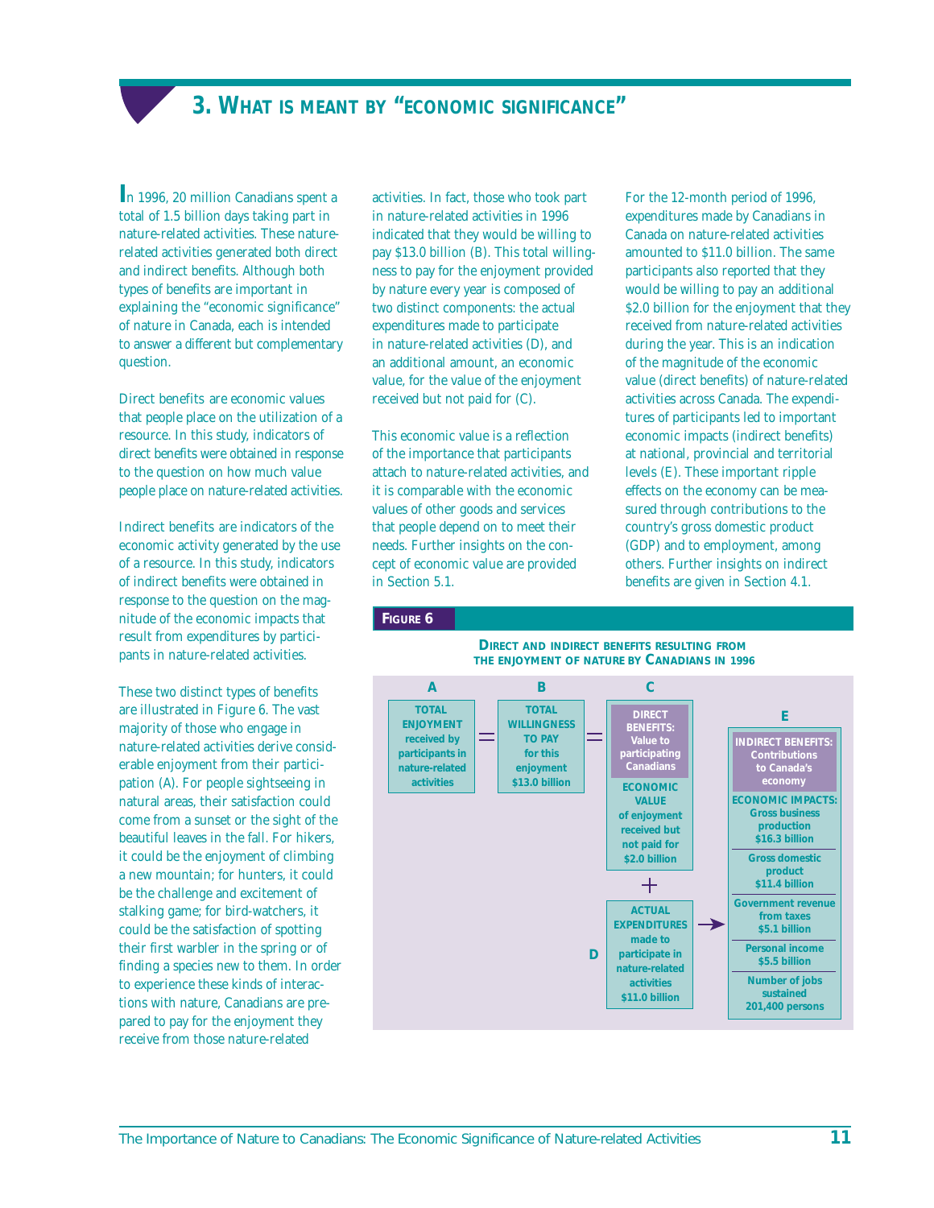# 3. What is meant by "economic significance"

In 1996, 20 million Canadians spent a total of 1.5 billion days taking part in nature-related activities. These nature-related activities generated both direct and indirect benefits. Although both types of benefits are important in explaining the "economic significance" of nature in Canada, each is intended to answer a different but complementary question.

Direct benefits are economic values that people place on the utilization of a resource. In this study, indicators of direct benefits were obtained in response to the question on how much value people place on nature-related activities.

Indirect benefits are indicators of the economic activity generated by the use of a resource. In this study, indicators of indirect benefits were obtained in response to the question on the magnitude of the economic impacts that result from expenditures by participants in nature-related activities.

These two distinct types of benefits are illustrated in Figure 6. The vast majority of those who engage in nature-related activities derive considerable enjoyment from their participation (A). For people sightseeing in natural areas, their satisfaction could come from a sunset or the sight of the beautiful leaves in the fall. For hikers, it could be the enjoyment of climbing a new mountain; for hunters, it could be the challenge and excitement of stalking game; for bird-watchers, it could be the satisfaction of spotting their first warbler in the spring or of finding a species new to them. In order to experience these kinds of interactions with nature, Canadians are prepared to pay for the enjoyment they receive from those nature-related activities. In fact, those who took part in nature-related activities in 1996 indicated that they would be willing to pay $13.0 billion (B). This total willingness to pay for the enjoyment provided by nature every year is composed of two distinct components: the actual expenditures made to participate in nature-related activities (D), and an additional amount, an economic value, for the value of the enjoyment received but not paid for (C).

This economic value is a reflection of the importance that participants attach to nature-related activities, and it is comparable with the economic values of other goods and services that people depend on to meet their needs. Further insights on the concept of economic value are provided in Section 5.1.

For the 12-month period of 1996, expenditures made by Canadians in Canada on nature-related activities amounted to $11.0 billion. The same participants also reported that they would be willing to pay an additional $2.0 billion for the enjoyment that they received from nature-related activities during the year. This is an indication of the magnitude of the economic value (direct benefits) of nature-related activities across Canada. The expenditures of participants led to important economic impacts (indirect benefits) at national, provincial and territorial levels (E). These important ripple effects on the economy can be measured through contributions to the country's gross domestic product (GDP) and to employment, among others. Further insights on indirect benefits are given in Section 4.1.

**Figure 6**

**Direct and indirect benefits resulting from the enjoyment of nature by Canadians in 1996**

**A** — TOTAL ENJOYMENT received by participants in nature-related activities

=

**B** — TOTAL WILLINGNESS TO PAY for this enjoyment $13.0 billion

=

**C** — DIRECT BENEFITS: Value to participating Canadians — ECONOMIC VALUE of enjoyment received but not paid for $2.0 billion

\+

**D** — ACTUAL EXPENDITURES made to participate in nature-related activities $11.0 billion

→

**E** — INDIRECT BENEFITS: Contributions to Canada's economy

ECONOMIC IMPACTS:
- Gross business production $16.3 billion
- Gross domestic product $11.4 billion
- Government revenue from taxes $5.1 billion
- Personal income $5.5 billion
- Number of jobs sustained 201,400 persons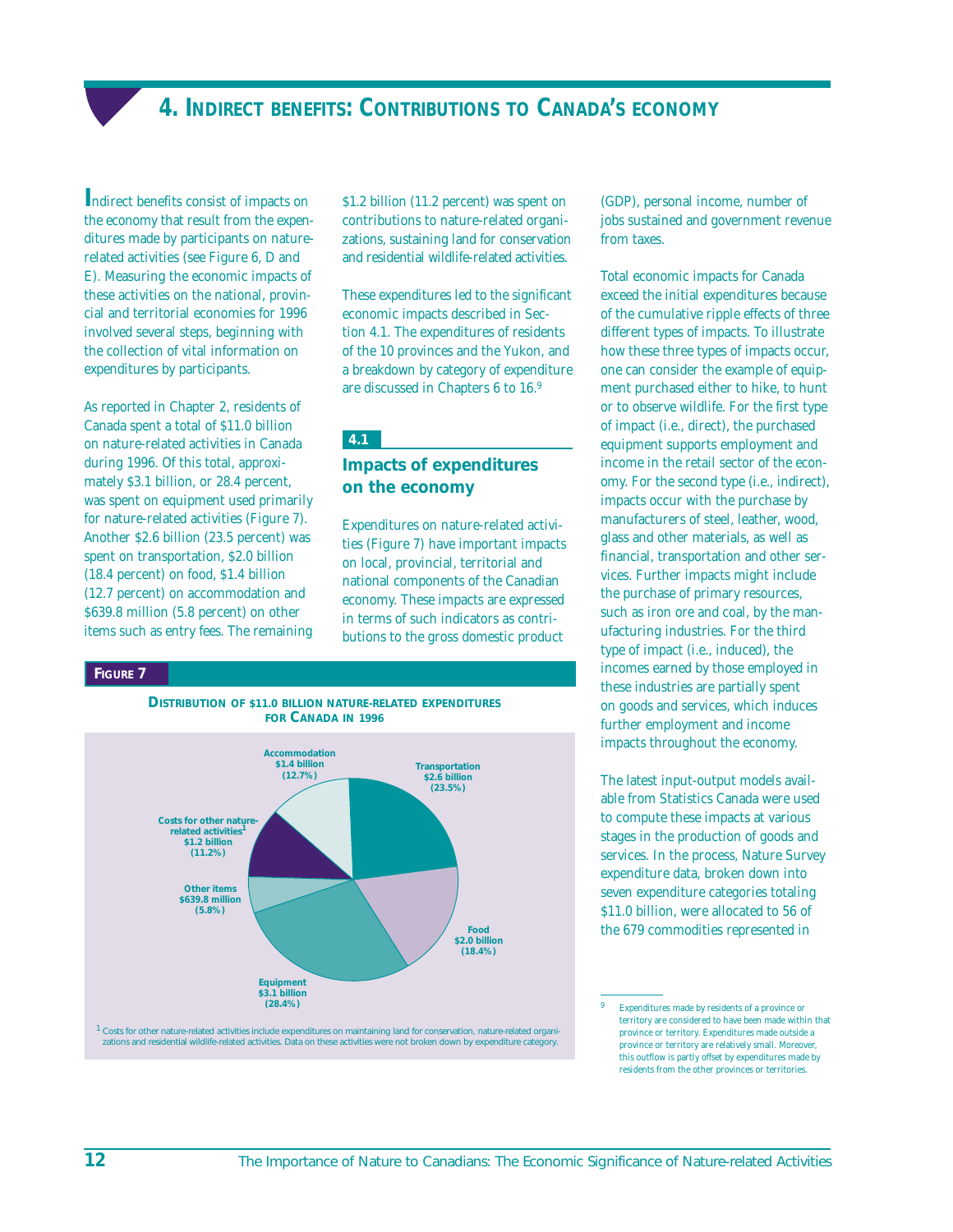# 4. Indirect benefits: Contributions to Canada's economy

Indirect benefits consist of impacts on the economy that result from the expenditures made by participants on nature-related activities (see Figure 6, D and E). Measuring the economic impacts of these activities on the national, provincial and territorial economies for 1996 involved several steps, beginning with the collection of vital information on expenditures by participants.

As reported in Chapter 2, residents of Canada spent a total of $11.0 billion on nature-related activities in Canada during 1996. Of this total, approximately $3.1 billion, or 28.4 percent, was spent on equipment used primarily for nature-related activities (Figure 7). Another $2.6 billion (23.5 percent) was spent on transportation, $2.0 billion (18.4 percent) on food, $1.4 billion (12.7 percent) on accommodation and $639.8 million (5.8 percent) on other items such as entry fees. The remaining $1.2 billion (11.2 percent) was spent on contributions to nature-related organizations, sustaining land for conservation and residential wildlife-related activities.

These expenditures led to the significant economic impacts described in Section 4.1. The expenditures of residents of the 10 provinces and the Yukon, and a breakdown by category of expenditure are discussed in Chapters 6 to 16.[9]

## 4.1 Impacts of expenditures on the economy

Expenditures on nature-related activities (Figure 7) have important impacts on local, provincial, territorial and national components of the Canadian economy. These impacts are expressed in terms of such indicators as contributions to the gross domestic product (GDP), personal income, number of jobs sustained and government revenue from taxes.

Total economic impacts for Canada exceed the initial expenditures because of the cumulative ripple effects of three different types of impacts. To illustrate how these three types of impacts occur, one can consider the example of equipment purchased either to hike, to hunt or to observe wildlife. For the first type of impact (i.e., direct), the purchased equipment supports employment and income in the retail sector of the economy. For the second type (i.e., indirect), impacts occur with the purchase by manufacturers of steel, leather, wood, glass and other materials, as well as financial, transportation and other services. Further impacts might include the purchase of primary resources, such as iron ore and coal, by the manufacturing industries. For the third type of impact (i.e., induced), the incomes earned by those employed in these industries are partially spent on goods and services, which induces further employment and income impacts throughout the economy.

The latest input-output models available from Statistics Canada were used to compute these impacts at various stages in the production of goods and services. In the process, Nature Survey expenditure data, broken down into seven expenditure categories totaling $11.0 billion, were allocated to 56 of the 679 commodities represented in

**Figure 7**

**Distribution of $11.0 billion nature-related expenditures for Canada in 1996**

| Category | Amount | Percent |
|---|---|---|
| Equipment | $3.1 billion | 28.4% |
| Transportation | $2.6 billion | 23.5% |
| Food | $2.0 billion | 18.4% |
| Accommodation | $1.4 billion | 12.7% |
| Costs for other nature-related activities[1] | $1.2 billion | 11.2% |
| Other items | $639.8 million | 5.8% |

[1] Costs for other nature-related activities include expenditures on maintaining land for conservation, nature-related organizations and residential wildlife-related activities. Data on these activities were not broken down by expenditure category.

[9] Expenditures made by residents of a province or territory are considered to have been made within that province or territory. Expenditures made outside a province or territory are relatively small. Moreover, this outflow is partly offset by expenditures made by residents from the other provinces or territories.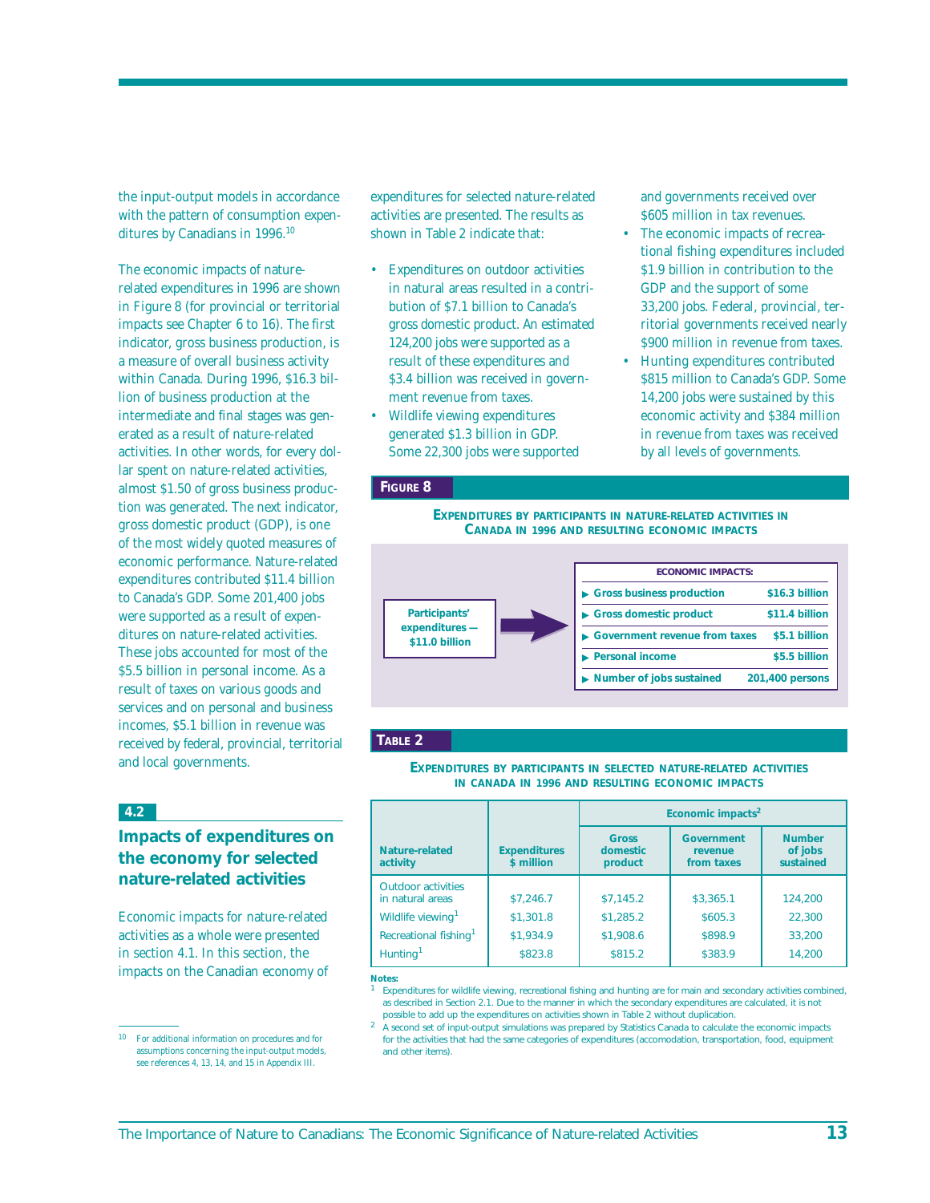the input-output models in accordance with the pattern of consumption expenditures by Canadians in 1996.[10]

The economic impacts of nature-related expenditures in 1996 are shown in Figure 8 (for provincial or territorial impacts see Chapter 6 to 16). The first indicator, gross business production, is a measure of overall business activity within Canada. During 1996, $16.3 billion of business production at the intermediate and final stages was generated as a result of nature-related activities. In other words, for every dollar spent on nature-related activities, almost $1.50 of gross business production was generated. The next indicator, gross domestic product (GDP), is one of the most widely quoted measures of economic performance. Nature-related expenditures contributed $11.4 billion to Canada's GDP. Some 201,400 jobs were supported as a result of expenditures on nature-related activities. These jobs accounted for most of the $5.5 billion in personal income. As a result of taxes on various goods and services and on personal and business incomes, $5.1 billion in revenue was received by federal, provincial, territorial and local governments.

## 4.2 Impacts of expenditures on the economy for selected nature-related activities

Economic impacts for nature-related activities as a whole were presented in section 4.1. In this section, the impacts on the Canadian economy of expenditures for selected nature-related activities are presented. The results as shown in Table 2 indicate that:

- Expenditures on outdoor activities in natural areas resulted in a contribution of $7.1 billion to Canada's gross domestic product. An estimated 124,200 jobs were supported as a result of these expenditures and $3.4 billion was received in government revenue from taxes.
- Wildlife viewing expenditures generated $1.3 billion in GDP. Some 22,300 jobs were supported and governments received over $605 million in tax revenues.
- The economic impacts of recreational fishing expenditures included $1.9 billion in contribution to the GDP and the support of some 33,200 jobs. Federal, provincial, territorial governments received nearly $900 million in revenue from taxes.
- Hunting expenditures contributed $815 million to Canada's GDP. Some 14,200 jobs were sustained by this economic activity and $384 million in revenue from taxes was received by all levels of governments.

**FIGURE 8**

**EXPENDITURES BY PARTICIPANTS IN NATURE-RELATED ACTIVITIES IN CANADA IN 1996 AND RESULTING ECONOMIC IMPACTS**

Participants' expenditures — $11.0 billion

| ECONOMIC IMPACTS: | |
|---|---|
| Gross business production | $16.3 billion |
| Gross domestic product | $11.4 billion |
| Government revenue from taxes | $5.1 billion |
| Personal income | $5.5 billion |
| Number of jobs sustained | 201,400 persons |

**TABLE 2**

**EXPENDITURES BY PARTICIPANTS IN SELECTED NATURE-RELATED ACTIVITIES IN CANADA IN 1996 AND RESULTING ECONOMIC IMPACTS**

| Nature-related activity | Expenditures $ million | Economic impacts[2] | | |
|---|---|---|---|---|
| | | Gross domestic product | Government revenue from taxes | Number of jobs sustained |
| Outdoor activities in natural areas | $7,246.7 | $7,145.2 | $3,365.1 | 124,200 |
| Wildlife viewing[1] | $1,301.8 | $1,285.2 | $605.3 | 22,300 |
| Recreational fishing[1] | $1,934.9 | $1,908.6 | $898.9 | 33,200 |
| Hunting[1] | $823.8 | $815.2 | $383.9 | 14,200 |

**Notes:**

1 Expenditures for wildlife viewing, recreational fishing and hunting are for main and secondary activities combined, as described in Section 2.1. Due to the manner in which the secondary expenditures are calculated, it is not possible to add up the expenditures on activities shown in Table 2 without duplication.

2 A second set of input-output simulations was prepared by Statistics Canada to calculate the economic impacts for the activities that had the same categories of expenditures (accomodation, transportation, food, equipment and other items).

---

10 For additional information on procedures and for assumptions concerning the input-output models, see references 4, 13, 14, and 15 in Appendix III.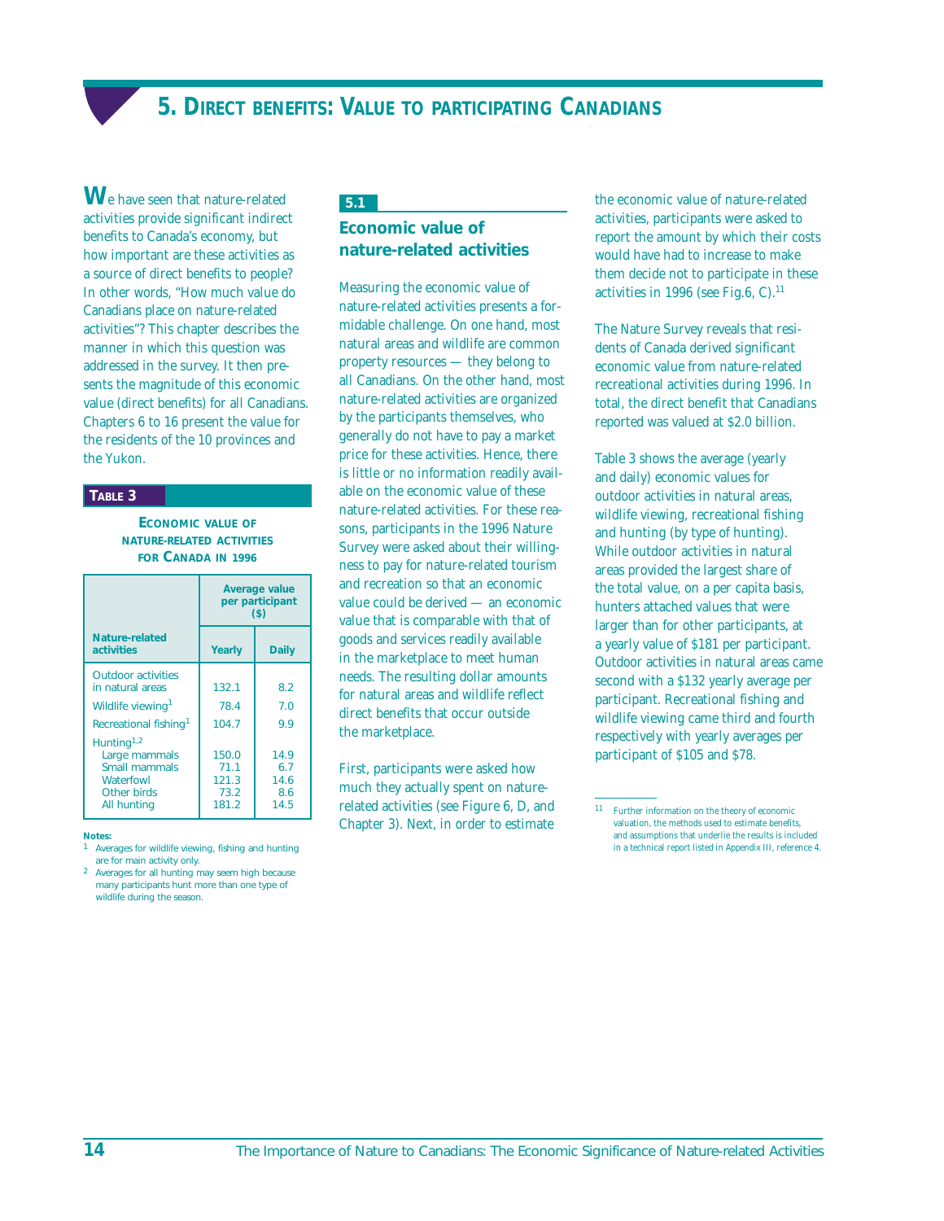# 5. Direct benefits: Value to participating Canadians

We have seen that nature-related activities provide significant indirect benefits to Canada's economy, but how important are these activities as a source of direct benefits to people? In other words, "How much value do Canadians place on nature-related activities"? This chapter describes the manner in which this question was addressed in the survey. It then presents the magnitude of this economic value (direct benefits) for all Canadians. Chapters 6 to 16 present the value for the residents of the 10 provinces and the Yukon.

**Table 3**

**Economic value of nature-related activities for Canada in 1996**

| Nature-related activities | Average value per participant ($) | |
|---|---|---|
| | Yearly | Daily |
| Outdoor activities in natural areas | 132.1 | 8.2 |
| Wildlife viewing[1] | 78.4 | 7.0 |
| Recreational fishing[1] | 104.7 | 9.9 |
| Hunting[1,2] | | |
| Large mammals | 150.0 | 14.9 |
| Small mammals | 71.1 | 6.7 |
| Waterfowl | 121.3 | 14.6 |
| Other birds | 73.2 | 8.6 |
| All hunting | 181.2 | 14.5 |

**Notes:**

1 Averages for wildlife viewing, fishing and hunting are for main activity only.

2 Averages for all hunting may seem high because many participants hunt more than one type of wildlife during the season.

## 5.1 Economic value of nature-related activities

Measuring the economic value of nature-related activities presents a formidable challenge. On one hand, most natural areas and wildlife are common property resources — they belong to all Canadians. On the other hand, most nature-related activities are organized by the participants themselves, who generally do not have to pay a market price for these activities. Hence, there is little or no information readily available on the economic value of these nature-related activities. For these reasons, participants in the 1996 Nature Survey were asked about their willingness to pay for nature-related tourism and recreation so that an economic value could be derived — an economic value that is comparable with that of goods and services readily available in the marketplace to meet human needs. The resulting dollar amounts for natural areas and wildlife reflect direct benefits that occur outside the marketplace.

First, participants were asked how much they actually spent on nature-related activities (see Figure 6, D, and Chapter 3). Next, in order to estimate the economic value of nature-related activities, participants were asked to report the amount by which their costs would have had to increase to make them decide not to participate in these activities in 1996 (see Fig.6, C).[11]

The Nature Survey reveals that residents of Canada derived significant economic value from nature-related recreational activities during 1996. In total, the direct benefit that Canadians reported was valued at $2.0 billion.

Table 3 shows the average (yearly and daily) economic values for outdoor activities in natural areas, wildlife viewing, recreational fishing and hunting (by type of hunting). While outdoor activities in natural areas provided the largest share of the total value, on a per capita basis, hunters attached values that were larger than for other participants, at a yearly value of $181 per participant. Outdoor activities in natural areas came second with a $132 yearly average per participant. Recreational fishing and wildlife viewing came third and fourth respectively with yearly averages per participant of $105 and $78.

---

11 Further information on the theory of economic valuation, the methods used to estimate benefits, and assumptions that underlie the results is included in a technical report listed in Appendix III, reference 4.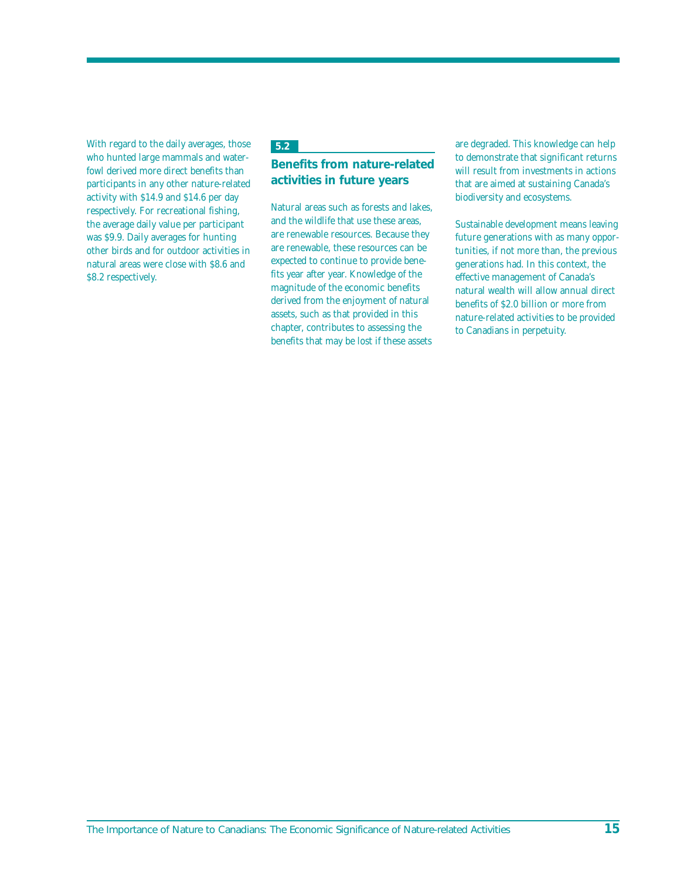With regard to the daily averages, those who hunted large mammals and waterfowl derived more direct benefits than participants in any other nature-related activity with $14.9 and $14.6 per day respectively. For recreational fishing, the average daily value per participant was $9.9. Daily averages for hunting other birds and for outdoor activities in natural areas were close with $8.6 and $8.2 respectively.

## 5.2 Benefits from nature-related activities in future years

Natural areas such as forests and lakes, and the wildlife that use these areas, are renewable resources. Because they are renewable, these resources can be expected to continue to provide benefits year after year. Knowledge of the magnitude of the economic benefits derived from the enjoyment of natural assets, such as that provided in this chapter, contributes to assessing the benefits that may be lost if these assets are degraded. This knowledge can help to demonstrate that significant returns will result from investments in actions that are aimed at sustaining Canada's biodiversity and ecosystems.

Sustainable development means leaving future generations with as many opportunities, if not more than, the previous generations had. In this context, the effective management of Canada's natural wealth will allow annual direct benefits of $2.0 billion or more from nature-related activities to be provided to Canadians in perpetuity.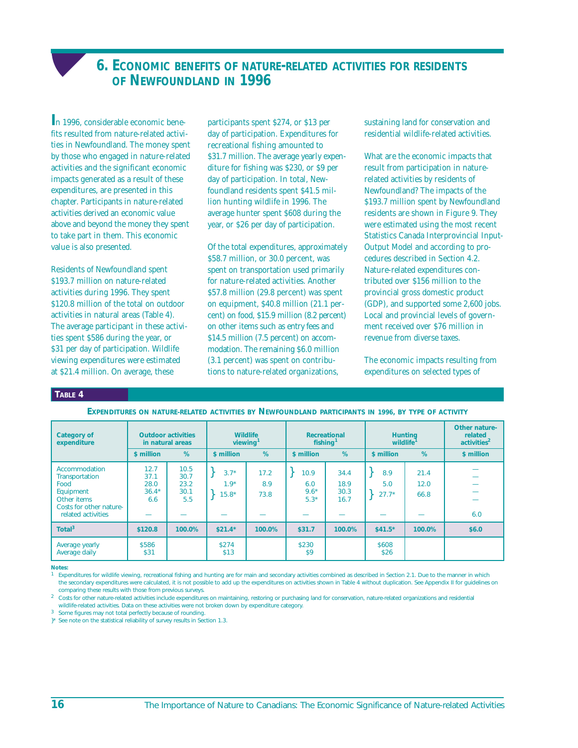# 6. Economic benefits of nature-related activities for residents of Newfoundland in 1996

In 1996, considerable economic benefits resulted from nature-related activities in Newfoundland. The money spent by those who engaged in nature-related activities and the significant economic impacts generated as a result of these expenditures, are presented in this chapter. Participants in nature-related activities derived an economic value above and beyond the money they spent to take part in them. This economic value is also presented.

Residents of Newfoundland spent $193.7 million on nature-related activities during 1996. They spent $120.8 million of the total on outdoor activities in natural areas (Table 4). The average participant in these activities spent $586 during the year, or $31 per day of participation. Wildlife viewing expenditures were estimated at $21.4 million. On average, these participants spent $274, or $13 per day of participation. Expenditures for recreational fishing amounted to $31.7 million. The average yearly expenditure for fishing was $230, or $9 per day of participation. In total, Newfoundland residents spent $41.5 million hunting wildlife in 1996. The average hunter spent $608 during the year, or $26 per day of participation.

Of the total expenditures, approximately $58.7 million, or 30.0 percent, was spent on transportation used primarily for nature-related activities. Another $57.8 million (29.8 percent) was spent on equipment, $40.8 million (21.1 percent) on food, $15.9 million (8.2 percent) on other items such as entry fees and $14.5 million (7.5 percent) on accommodation. The remaining $6.0 million (3.1 percent) was spent on contributions to nature-related organizations, sustaining land for conservation and residential wildlife-related activities.

What are the economic impacts that result from participation in nature-related activities by residents of Newfoundland? The impacts of the $193.7 million spent by Newfoundland residents are shown in Figure 9. They were estimated using the most recent Statistics Canada Interprovincial Input-Output Model and according to procedures described in Section 4.2. Nature-related expenditures contributed over $156 million to the provincial gross domestic product (GDP), and supported some 2,600 jobs. Local and provincial levels of government received over $76 million in revenue from diverse taxes.

The economic impacts resulting from expenditures on selected types of

**Table 4**

**Expenditures on nature-related activities by Newfoundland participants in 1996, by type of activity**

| Category of expenditure | Outdoor activities in natural areas | | Wildlife viewing[1] | | Recreational fishing[1] | | Hunting wildlife[1] | | Other nature-related activities[2] |
|---|---|---|---|---|---|---|---|---|---|
| | $ million | % | $ million | % | $ million | % | $ million | % | $ million |
| Accommodation | 12.7 | 10.5 | } 3.7* | 17.2 | } 10.9 | 34.4 | } 8.9 | 21.4 | — |
| Transportation | 37.1 | 30.7 | | | | | | | — |
| Food | 28.0 | 23.2 | 1.9* | 8.9 | 6.0 | 18.9 | 5.0 | 12.0 | — |
| Equipment | 36.4* | 30.1 | } 15.8* | 73.8 | 9.6* | 30.3 | } 27.7* | 66.8 | — |
| Other items | 6.6 | 5.5 | | | 5.3* | 16.7 | | | — |
| Costs for other nature-related activities | — | — | — | — | — | — | — | — | 6.0 |
| **Total[3]** | **$120.8** | **100.0%** | **$21.4*** | **100.0%** | **$31.7** | **100.0%** | **$41.5*** | **100.0%** | **$6.0** |
| Average yearly | $586 | | $274 | | $230 | | $608 | | |
| Average daily | $31 | | $13 | | $9 | | $26 | | |

**Notes:**

1 Expenditures for wildlife viewing, recreational fishing and hunting are for main and secondary activities combined as described in Section 2.1. Due to the manner in which the secondary expenditures were calculated, it is not possible to add up the expenditures on activities shown in Table 4 without duplication. See Appendix II for guidelines on comparing these results with those from previous surveys.

2 Costs for other nature-related activities include expenditures on maintaining, restoring or purchasing land for conservation, nature-related organizations and residential wildlife-related activities. Data on these activities were not broken down by expenditure category.

3 Some figures may not total perfectly because of rounding.

}* See note on the statistical reliability of survey results in Section 1.3.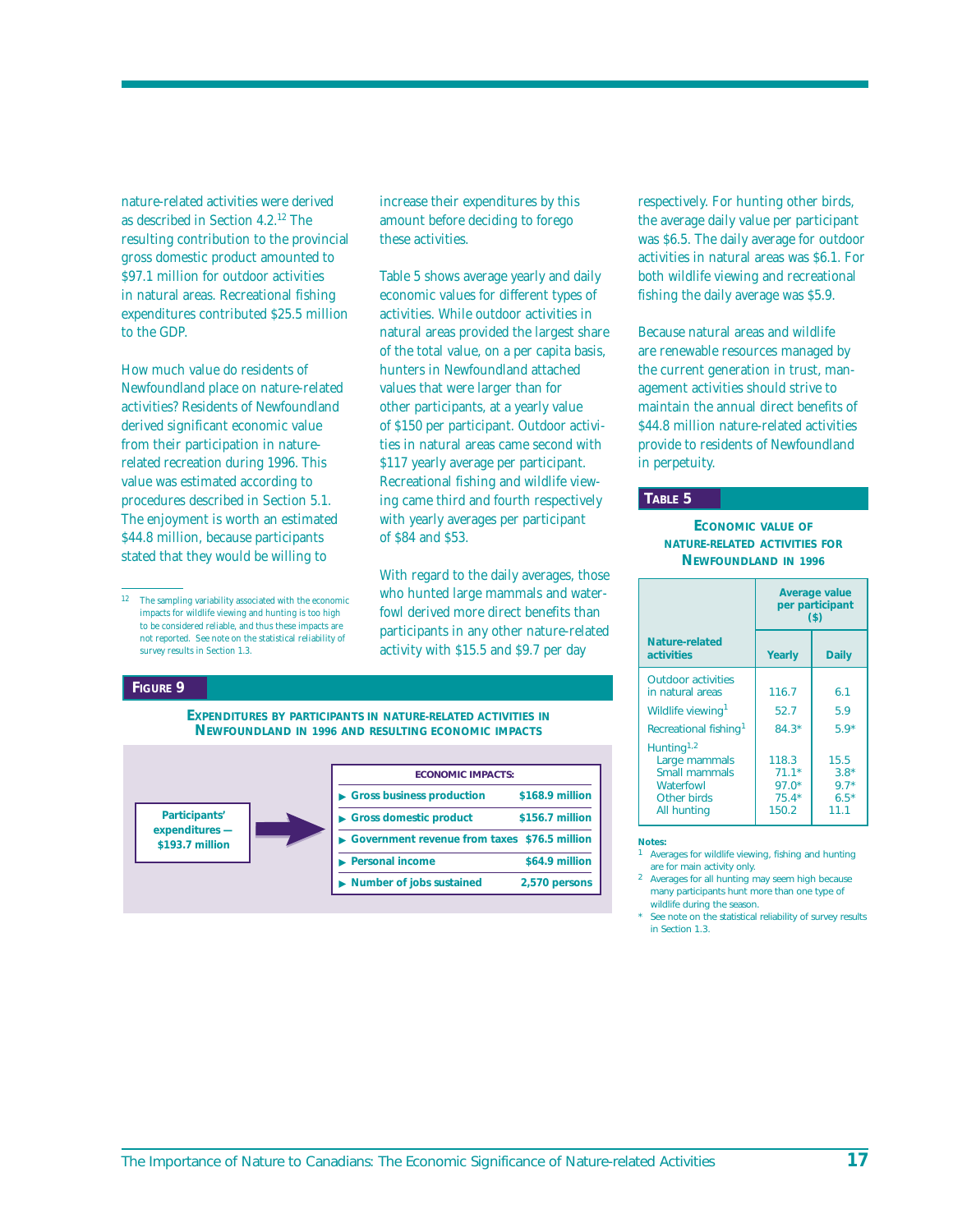nature-related activities were derived as described in Section 4.2.[12] The resulting contribution to the provincial gross domestic product amounted to $97.1 million for outdoor activities in natural areas. Recreational fishing expenditures contributed $25.5 million to the GDP.

How much value do residents of Newfoundland place on nature-related activities? Residents of Newfoundland derived significant economic value from their participation in nature-related recreation during 1996. This value was estimated according to procedures described in Section 5.1. The enjoyment is worth an estimated $44.8 million, because participants stated that they would be willing to increase their expenditures by this amount before deciding to forego these activities.

Table 5 shows average yearly and daily economic values for different types of activities. While outdoor activities in natural areas provided the largest share of the total value, on a per capita basis, hunters in Newfoundland attached values that were larger than for other participants, at a yearly value of $150 per participant. Outdoor activities in natural areas came second with $117 yearly average per participant. Recreational fishing and wildlife viewing came third and fourth respectively with yearly averages per participant of $84 and $53.

With regard to the daily averages, those who hunted large mammals and waterfowl derived more direct benefits than participants in any other nature-related activity with $15.5 and $9.7 per day respectively. For hunting other birds, the average daily value per participant was $6.5. The daily average for outdoor activities in natural areas was $6.1. For both wildlife viewing and recreational fishing the daily average was $5.9.

Because natural areas and wildlife are renewable resources managed by the current generation in trust, management activities should strive to maintain the annual direct benefits of $44.8 million nature-related activities provide to residents of Newfoundland in perpetuity.

[12] The sampling variability associated with the economic impacts for wildlife viewing and hunting is too high to be considered reliable, and thus these impacts are not reported. See note on the statistical reliability of survey results in Section 1.3.

**FIGURE 9**

**EXPENDITURES BY PARTICIPANTS IN NATURE-RELATED ACTIVITIES IN NEWFOUNDLAND IN 1996 AND RESULTING ECONOMIC IMPACTS**

**Participants' expenditures — $193.7 million**

| ECONOMIC IMPACTS: | |
|---|---|
| Gross business production | $168.9 million |
| Gross domestic product | $156.7 million |
| Government revenue from taxes | $76.5 million |
| Personal income | $64.9 million |
| Number of jobs sustained | 2,570 persons |

**TABLE 5**

**ECONOMIC VALUE OF NATURE-RELATED ACTIVITIES FOR NEWFOUNDLAND IN 1996**

| Nature-related activities | Average value per participant ($) | |
|---|---|---|
| | Yearly | Daily |
| Outdoor activities in natural areas | 116.7 | 6.1 |
| Wildlife viewing[1] | 52.7 | 5.9 |
| Recreational fishing[1] | 84.3* | 5.9* |
| Hunting[1,2] | | |
| Large mammals | 118.3 | 15.5 |
| Small mammals | 71.1* | 3.8* |
| Waterfowl | 97.0* | 9.7* |
| Other birds | 75.4* | 6.5* |
| All hunting | 150.2 | 11.1 |

**Notes:**

1 Averages for wildlife viewing, fishing and hunting are for main activity only.

2 Averages for all hunting may seem high because many participants hunt more than one type of wildlife during the season.

\* See note on the statistical reliability of survey results in Section 1.3.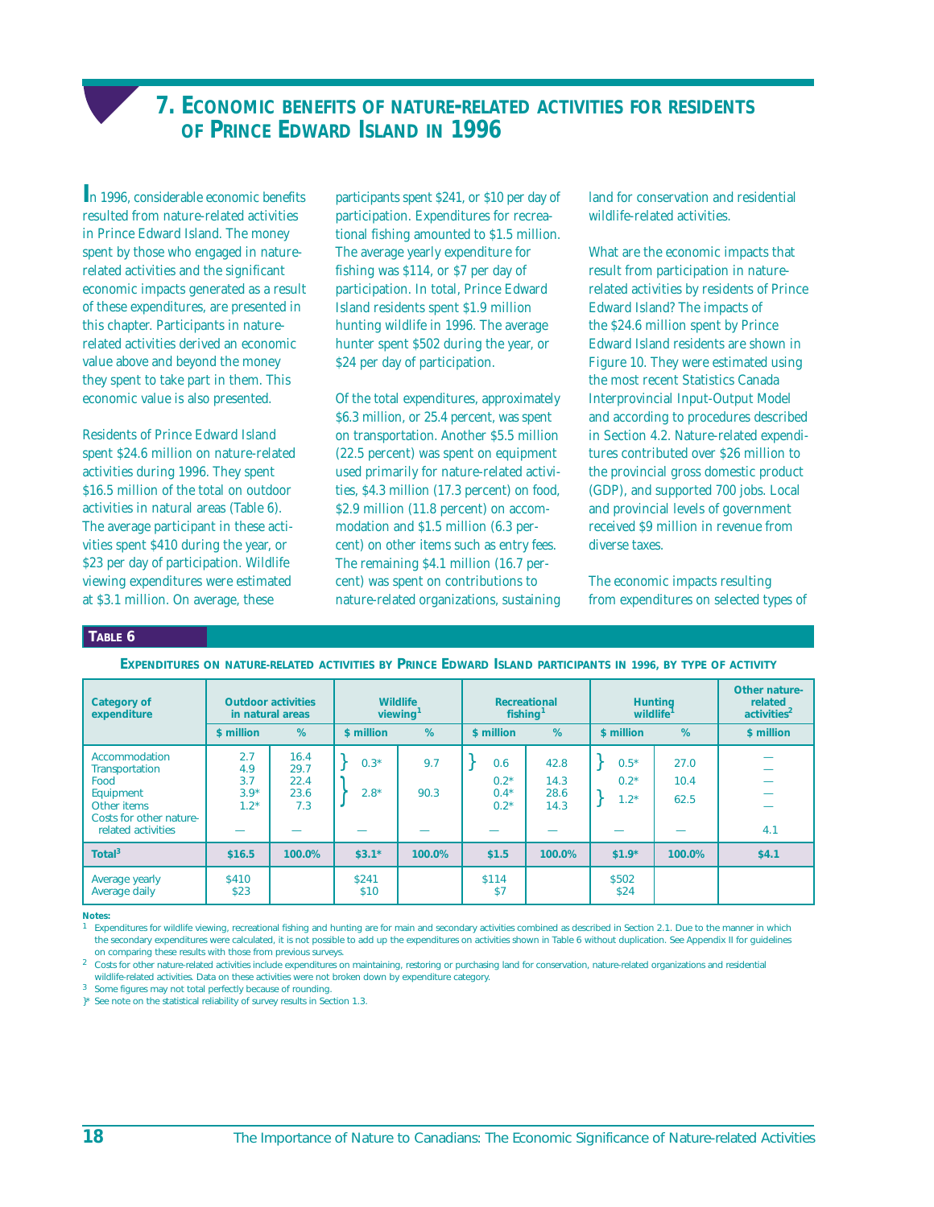# 7. Economic benefits of nature-related activities for residents of Prince Edward Island in 1996

In 1996, considerable economic benefits resulted from nature-related activities in Prince Edward Island. The money spent by those who engaged in nature-related activities and the significant economic impacts generated as a result of these expenditures, are presented in this chapter. Participants in nature-related activities derived an economic value above and beyond the money they spent to take part in them. This economic value is also presented.

Residents of Prince Edward Island spent $24.6 million on nature-related activities during 1996. They spent $16.5 million of the total on outdoor activities in natural areas (Table 6). The average participant in these activities spent $410 during the year, or $23 per day of participation. Wildlife viewing expenditures were estimated at $3.1 million. On average, these participants spent $241, or $10 per day of participation. Expenditures for recreational fishing amounted to $1.5 million. The average yearly expenditure for fishing was $114, or $7 per day of participation. In total, Prince Edward Island residents spent $1.9 million hunting wildlife in 1996. The average hunter spent $502 during the year, or $24 per day of participation.

Of the total expenditures, approximately $6.3 million, or 25.4 percent, was spent on transportation. Another $5.5 million (22.5 percent) was spent on equipment used primarily for nature-related activities, $4.3 million (17.3 percent) on food, $2.9 million (11.8 percent) on accommodation and $1.5 million (6.3 percent) on other items such as entry fees. The remaining $4.1 million (16.7 percent) was spent on contributions to nature-related organizations, sustaining land for conservation and residential wildlife-related activities.

What are the economic impacts that result from participation in nature-related activities by residents of Prince Edward Island? The impacts of the $24.6 million spent by Prince Edward Island residents are shown in Figure 10. They were estimated using the most recent Statistics Canada Interprovincial Input-Output Model and according to procedures described in Section 4.2. Nature-related expenditures contributed over $26 million to the provincial gross domestic product (GDP), and supported 700 jobs. Local and provincial levels of government received $9 million in revenue from diverse taxes.

The economic impacts resulting from expenditures on selected types of

**Table 6**

**Expenditures on nature-related activities by Prince Edward Island participants in 1996, by type of activity**

| Category of expenditure | Outdoor activities in natural areas | | Wildlife viewing[1] | | Recreational fishing[1] | | Hunting wildlife[1] | | Other nature-related activities[2] |
|---|---|---|---|---|---|---|---|---|---|
| | $ million | % | $ million | % | $ million | % | $ million | % | $ million |
| Accommodation | 2.7 | 16.4 | } 0.3* | } 9.7 | } 0.6 | } 42.8 | } 0.5* | } 27.0 | — |
| Transportation | 4.9 | 29.7 | | | | | | | — |
| Food | 3.7 | 22.4 | } 2.8* | } 90.3 | 0.2* | 14.3 | 0.2* | 10.4 | — |
| Equipment | 3.9* | 23.6 | | | 0.4* | 28.6 | } 1.2* | } 62.5 | — |
| Other items | 1.2* | 7.3 | | | 0.2* | 14.3 | | | — |
| Costs for other nature-related activities | — | — | — | — | — | — | — | — | 4.1 |
| **Total[3]** | **$16.5** | **100.0%** | **$3.1*** | **100.0%** | **$1.5** | **100.0%** | **$1.9*** | **100.0%** | **$4.1** |
| Average yearly | $410 | | $241 | | $114 | | $502 | | |
| Average daily | $23 | | $10 | | $7 | | $24 | | |

**Notes:**

1 Expenditures for wildlife viewing, recreational fishing and hunting are for main and secondary activities combined as described in Section 2.1. Due to the manner in which the secondary expenditures were calculated, it is not possible to add up the expenditures on activities shown in Table 6 without duplication. See Appendix II for guidelines on comparing these results with those from previous surveys.

2 Costs for other nature-related activities include expenditures on maintaining, restoring or purchasing land for conservation, nature-related organizations and residential wildlife-related activities. Data on these activities were not broken down by expenditure category.

3 Some figures may not total perfectly because of rounding.

}* See note on the statistical reliability of survey results in Section 1.3.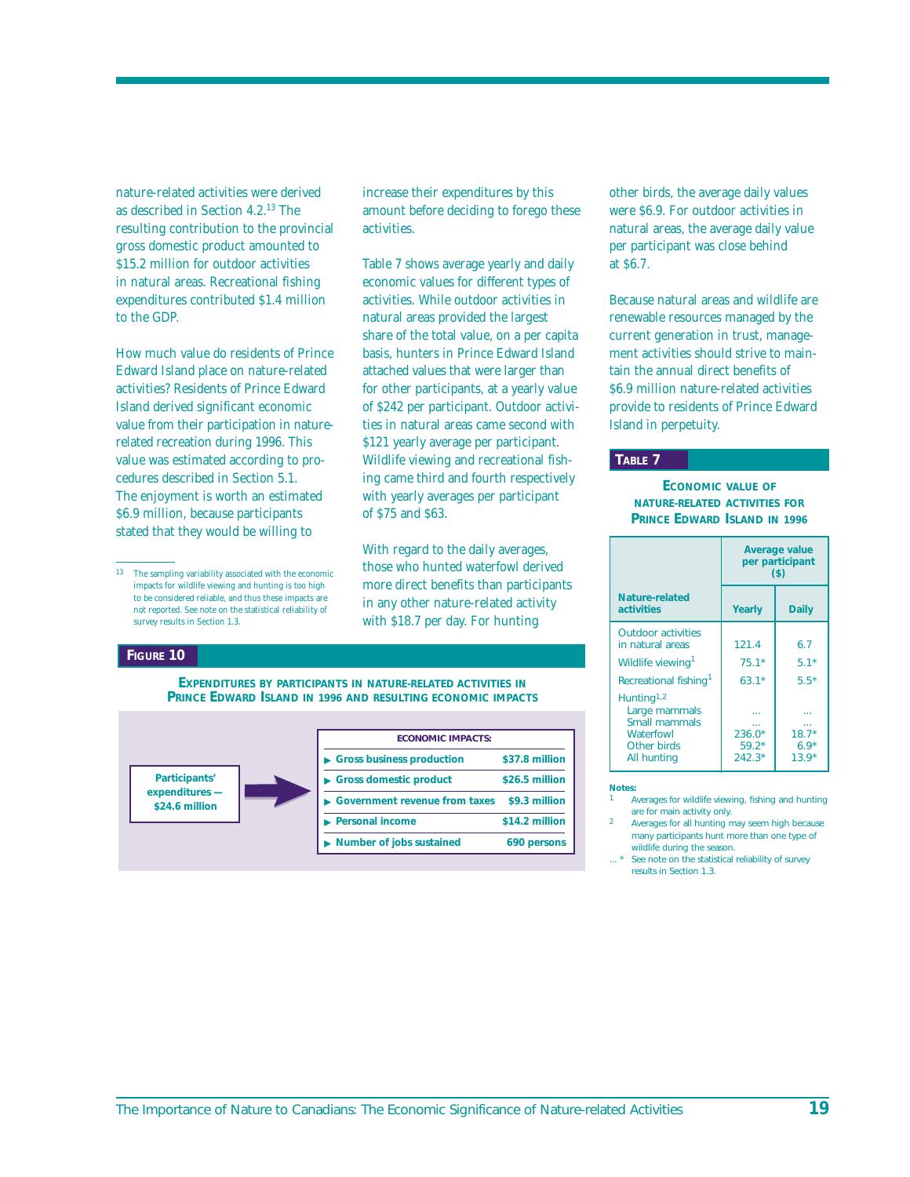nature-related activities were derived as described in Section 4.2.[13] The resulting contribution to the provincial gross domestic product amounted to $15.2 million for outdoor activities in natural areas. Recreational fishing expenditures contributed $1.4 million to the GDP.

How much value do residents of Prince Edward Island place on nature-related activities? Residents of Prince Edward Island derived significant economic value from their participation in nature-related recreation during 1996. This value was estimated according to procedures described in Section 5.1. The enjoyment is worth an estimated $6.9 million, because participants stated that they would be willing to increase their expenditures by this amount before deciding to forego these activities.

Table 7 shows average yearly and daily economic values for different types of activities. While outdoor activities in natural areas provided the largest share of the total value, on a per capita basis, hunters in Prince Edward Island attached values that were larger than for other participants, at a yearly value of $242 per participant. Outdoor activities in natural areas came second with $121 yearly average per participant. Wildlife viewing and recreational fishing came third and fourth respectively with yearly averages per participant of $75 and $63.

With regard to the daily averages, those who hunted waterfowl derived more direct benefits than participants in any other nature-related activity with $18.7 per day. For hunting other birds, the average daily values were $6.9. For outdoor activities in natural areas, the average daily value per participant was close behind at $6.7.

Because natural areas and wildlife are renewable resources managed by the current generation in trust, management activities should strive to maintain the annual direct benefits of $6.9 million nature-related activities provide to residents of Prince Edward Island in perpetuity.

[13] The sampling variability associated with the economic impacts for wildlife viewing and hunting is too high to be considered reliable, and thus these impacts are not reported. See note on the statistical reliability of survey results in Section 1.3.

**FIGURE 10**

**EXPENDITURES BY PARTICIPANTS IN NATURE-RELATED ACTIVITIES IN PRINCE EDWARD ISLAND IN 1996 AND RESULTING ECONOMIC IMPACTS**

**Participants' expenditures — $24.6 million** →

| ECONOMIC IMPACTS: | |
|---|---|
| Gross business production | $37.8 million |
| Gross domestic product | $26.5 million |
| Government revenue from taxes | $9.3 million |
| Personal income | $14.2 million |
| Number of jobs sustained | 690 persons |

**TABLE 7**

**ECONOMIC VALUE OF NATURE-RELATED ACTIVITIES FOR PRINCE EDWARD ISLAND IN 1996**

| Nature-related activities | Average value per participant ($) Yearly | Daily |
|---|---|---|
| Outdoor activities in natural areas | 121.4 | 6.7 |
| Wildlife viewing[1] | 75.1* | 5.1* |
| Recreational fishing[1] | 63.1* | 5.5* |
| Hunting[1,2] | | |
| Large mammals | ... | ... |
| Small mammals | ... | ... |
| Waterfowl | 236.0* | 18.7* |
| Other birds | 59.2* | 6.9* |
| All hunting | 242.3* | 13.9* |

**Notes:**

1. Averages for wildlife viewing, fishing and hunting are for main activity only.
2. Averages for all hunting may seem high because many participants hunt more than one type of wildlife during the season.

... * See note on the statistical reliability of survey results in Section 1.3.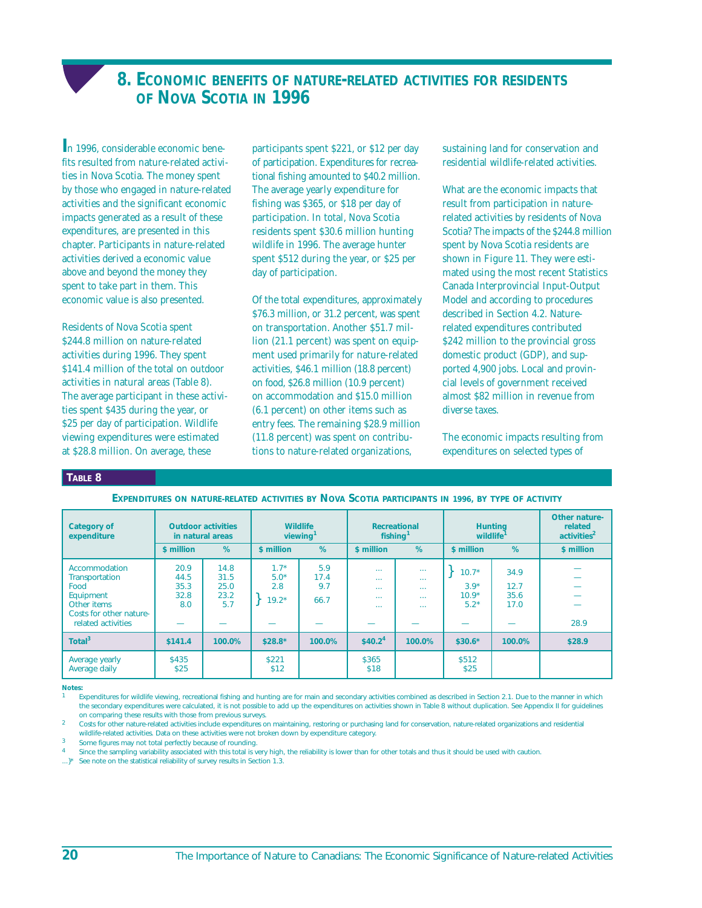# 8. Economic benefits of nature-related activities for residents of Nova Scotia in 1996

In 1996, considerable economic benefits resulted from nature-related activities in Nova Scotia. The money spent by those who engaged in nature-related activities and the significant economic impacts generated as a result of these expenditures, are presented in this chapter. Participants in nature-related activities derived a economic value above and beyond the money they spent to take part in them. This economic value is also presented.

Residents of Nova Scotia spent $244.8 million on nature-related activities during 1996. They spent $141.4 million of the total on outdoor activities in natural areas (Table 8). The average participant in these activities spent $435 during the year, or $25 per day of participation. Wildlife viewing expenditures were estimated at $28.8 million. On average, these participants spent $221, or $12 per day of participation. Expenditures for recreational fishing amounted to $40.2 million. The average yearly expenditure for fishing was $365, or $18 per day of participation. In total, Nova Scotia residents spent $30.6 million hunting wildlife in 1996. The average hunter spent $512 during the year, or $25 per day of participation.

Of the total expenditures, approximately $76.3 million, or 31.2 percent, was spent on transportation. Another $51.7 million (21.1 percent) was spent on equipment used primarily for nature-related activities, $46.1 million (18.8 percent) on food, $26.8 million (10.9 percent) on accommodation and $15.0 million (6.1 percent) on other items such as entry fees. The remaining $28.9 million (11.8 percent) was spent on contributions to nature-related organizations, sustaining land for conservation and residential wildlife-related activities.

What are the economic impacts that result from participation in nature-related activities by residents of Nova Scotia? The impacts of the $244.8 million spent by Nova Scotia residents are shown in Figure 11. They were estimated using the most recent Statistics Canada Interprovincial Input-Output Model and according to procedures described in Section 4.2. Nature-related expenditures contributed $242 million to the provincial gross domestic product (GDP), and supported 4,900 jobs. Local and provincial levels of government received almost $82 million in revenue from diverse taxes.

The economic impacts resulting from expenditures on selected types of

**Table 8**

**Expenditures on nature-related activities by Nova Scotia participants in 1996, by type of activity**

| Category of expenditure | Outdoor activities in natural areas | | Wildlife viewing[1] | | Recreational fishing[1] | | Hunting wildlife[1] | | Other nature-related activities[2] |
|---|---|---|---|---|---|---|---|---|---|
| | $ million | % | $ million | % | $ million | % | $ million | % | $ million |
| Accommodation | 20.9 | 14.8 | 1.7* | 5.9 | ... | ... | } 10.7* | 34.9 | — |
| Transportation | 44.5 | 31.5 | 5.0* | 17.4 | ... | ... | | | — |
| Food | 35.3 | 25.0 | 2.8 | 9.7 | ... | ... | 3.9* | 12.7 | — |
| Equipment | 32.8 | 23.2 | } 19.2* | 66.7 | ... | ... | 10.9* | 35.6 | — |
| Other items | 8.0 | 5.7 | | | ... | ... | 5.2* | 17.0 | — |
| Costs for other nature-related activities | — | — | — | — | — | — | — | — | 28.9 |
| **Total[3]** | **$141.4** | **100.0%** | **$28.8*** | **100.0%** | **$40.2[4]** | **100.0%** | **$30.6*** | **100.0%** | **$28.9** |
| Average yearly | $435 | | $221 | | $365 | | $512 | | |
| Average daily | $25 | | $12 | | $18 | | $25 | | |

**Notes:**

1. Expenditures for wildlife viewing, recreational fishing and hunting are for main and secondary activities combined as described in Section 2.1. Due to the manner in which the secondary expenditures were calculated, it is not possible to add up the expenditures on activities shown in Table 8 without duplication. See Appendix II for guidelines on comparing these results with those from previous surveys.
2. Costs for other nature-related activities include expenditures on maintaining, restoring or purchasing land for conservation, nature-related organizations and residential wildlife-related activities. Data on these activities were not broken down by expenditure category.
3. Some figures may not total perfectly because of rounding.
4. Since the sampling variability associated with this total is very high, the reliability is lower than for other totals and thus it should be used with caution.

...}* See note on the statistical reliability of survey results in Section 1.3.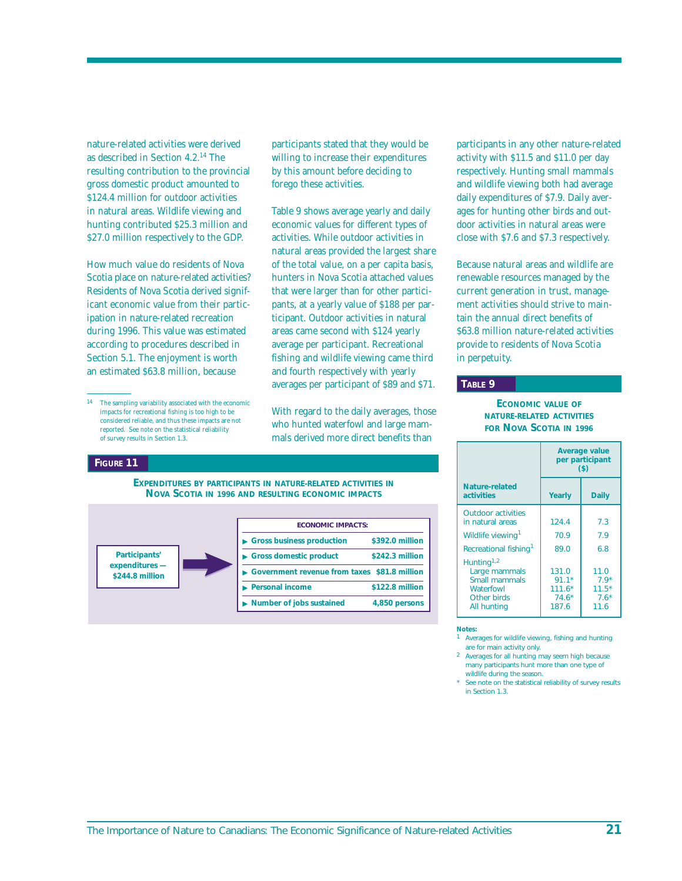nature-related activities were derived as described in Section 4.2.[14] The resulting contribution to the provincial gross domestic product amounted to $124.4 million for outdoor activities in natural areas. Wildlife viewing and hunting contributed $25.3 million and $27.0 million respectively to the GDP.

How much value do residents of Nova Scotia place on nature-related activities? Residents of Nova Scotia derived significant economic value from their participation in nature-related recreation during 1996. This value was estimated according to procedures described in Section 5.1. The enjoyment is worth an estimated $63.8 million, because participants stated that they would be willing to increase their expenditures by this amount before deciding to forego these activities.

Table 9 shows average yearly and daily economic values for different types of activities. While outdoor activities in natural areas provided the largest share of the total value, on a per capita basis, hunters in Nova Scotia attached values that were larger than for other participants, at a yearly value of $188 per participant. Outdoor activities in natural areas came second with $124 yearly average per participant. Recreational fishing and wildlife viewing came third and fourth respectively with yearly averages per participant of $89 and $71.

With regard to the daily averages, those who hunted waterfowl and large mammals derived more direct benefits than participants in any other nature-related activity with $11.5 and $11.0 per day respectively. Hunting small mammals and wildlife viewing both had average daily expenditures of $7.9. Daily averages for hunting other birds and outdoor activities in natural areas were close with $7.6 and $7.3 respectively.

Because natural areas and wildlife are renewable resources managed by the current generation in trust, management activities should strive to maintain the annual direct benefits of $63.8 million nature-related activities provide to residents of Nova Scotia in perpetuity.

[14] The sampling variability associated with the economic impacts for recreational fishing is too high to be considered reliable, and thus these impacts are not reported. See note on the statistical reliability of survey results in Section 1.3.

**FIGURE 11**

**EXPENDITURES BY PARTICIPANTS IN NATURE-RELATED ACTIVITIES IN NOVA SCOTIA IN 1996 AND RESULTING ECONOMIC IMPACTS**

**Participants' expenditures — $244.8 million** → 

| ECONOMIC IMPACTS: | |
|---|---|
| Gross business production | $392.0 million |
| Gross domestic product | $242.3 million |
| Government revenue from taxes | $81.8 million |
| Personal income | $122.8 million |
| Number of jobs sustained | 4,850 persons |

**TABLE 9**

**ECONOMIC VALUE OF NATURE-RELATED ACTIVITIES FOR NOVA SCOTIA IN 1996**

| Nature-related activities | Average value per participant ($) Yearly | Daily |
|---|---|---|
| Outdoor activities in natural areas | 124.4 | 7.3 |
| Wildlife viewing[1] | 70.9 | 7.9 |
| Recreational fishing[1] | 89.0 | 6.8 |
| Hunting[1,2] | | |
| Large mammals | 131.0 | 11.0 |
| Small mammals | 91.1* | 7.9* |
| Waterfowl | 111.6* | 11.5* |
| Other birds | 74.6* | 7.6* |
| All hunting | 187.6 | 11.6 |

**Notes:**
1 Averages for wildlife viewing, fishing and hunting are for main activity only.
2 Averages for all hunting may seem high because many participants hunt more than one type of wildlife during the season.
* See note on the statistical reliability of survey results in Section 1.3.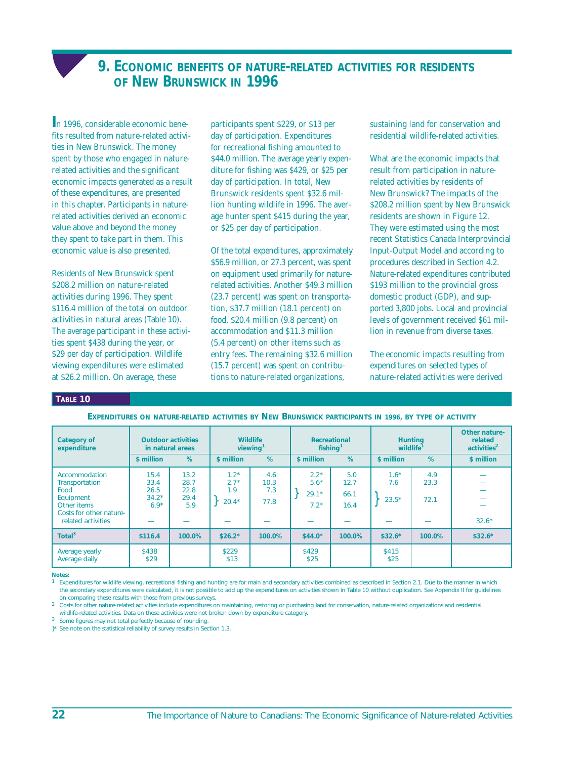# 9. Economic benefits of nature-related activities for residents of New Brunswick in 1996

In 1996, considerable economic benefits resulted from nature-related activities in New Brunswick. The money spent by those who engaged in nature-related activities and the significant economic impacts generated as a result of these expenditures, are presented in this chapter. Participants in nature-related activities derived an economic value above and beyond the money they spent to take part in them. This economic value is also presented.

Residents of New Brunswick spent $208.2 million on nature-related activities during 1996. They spent $116.4 million of the total on outdoor activities in natural areas (Table 10). The average participant in these activities spent $438 during the year, or $29 per day of participation. Wildlife viewing expenditures were estimated at $26.2 million. On average, these participants spent $229, or $13 per day of participation. Expenditures for recreational fishing amounted to $44.0 million. The average yearly expenditure for fishing was $429, or $25 per day of participation. In total, New Brunswick residents spent $32.6 million hunting wildlife in 1996. The average hunter spent $415 during the year, or $25 per day of participation.

Of the total expenditures, approximately $56.9 million, or 27.3 percent, was spent on equipment used primarily for nature-related activities. Another $49.3 million (23.7 percent) was spent on transportation, $37.7 million (18.1 percent) on food, $20.4 million (9.8 percent) on accommodation and $11.3 million (5.4 percent) on other items such as entry fees. The remaining $32.6 million (15.7 percent) was spent on contributions to nature-related organizations, sustaining land for conservation and residential wildlife-related activities.

What are the economic impacts that result from participation in nature-related activities by residents of New Brunswick? The impacts of the $208.2 million spent by New Brunswick residents are shown in Figure 12. They were estimated using the most recent Statistics Canada Interprovincial Input-Output Model and according to procedures described in Section 4.2. Nature-related expenditures contributed $193 million to the provincial gross domestic product (GDP), and supported 3,800 jobs. Local and provincial levels of government received $61 million in revenue from diverse taxes.

The economic impacts resulting from expenditures on selected types of nature-related activities were derived

**Table 10**

**Expenditures on nature-related activities by New Brunswick participants in 1996, by type of activity**

| Category of expenditure | Outdoor activities in natural areas | | Wildlife viewing[1] | | Recreational fishing[1] | | Hunting wildlife[1] | | Other nature-related activities[2] |
|---|---|---|---|---|---|---|---|---|---|
| | $ million | % | $ million | % | $ million | % | $ million | % | $ million |
| Accommodation | 15.4 | 13.2 | 1.2* | 4.6 | 2.2* | 5.0 | 1.6* | 4.9 | — |
| Transportation | 33.4 | 28.7 | 2.7* | 10.3 | 5.6* | 12.7 | 7.6 | 23.3 | — |
| Food | 26.5 | 22.8 | 1.9 | 7.3 | } 29.1* | } 66.1 | } 23.5* | } 72.1 | — |
| Equipment | 34.2* | 29.4 | } 20.4* | } 77.8 | | | | | — |
| Other items | 6.9* | 5.9 | | | 7.2* | 16.4 | | | — |
| Costs for other nature-related activities | — | — | — | — | — | — | — | — | 32.6* |
| **Total[3]** | **$116.4** | **100.0%** | **$26.2*** | **100.0%** | **$44.0*** | **100.0%** | **$32.6*** | **100.0%** | **$32.6*** |
| Average yearly | $438 | | $229 | | $429 | | $415 | | |
| Average daily | $29 | | $13 | | $25 | | $25 | | |

**Notes:**

1 Expenditures for wildlife viewing, recreational fishing and hunting are for main and secondary activities combined as described in Section 2.1. Due to the manner in which the secondary expenditures were calculated, it is not possible to add up the expenditures on activities shown in Table 10 without duplication. See Appendix II for guidelines on comparing these results with those from previous surveys.

2 Costs for other nature-related activities include expenditures on maintaining, restoring or purchasing land for conservation, nature-related organizations and residential wildlife-related activities. Data on these activities were not broken down by expenditure category.

3 Some figures may not total perfectly because of rounding.

}* See note on the statistical reliability of survey results in Section 1.3.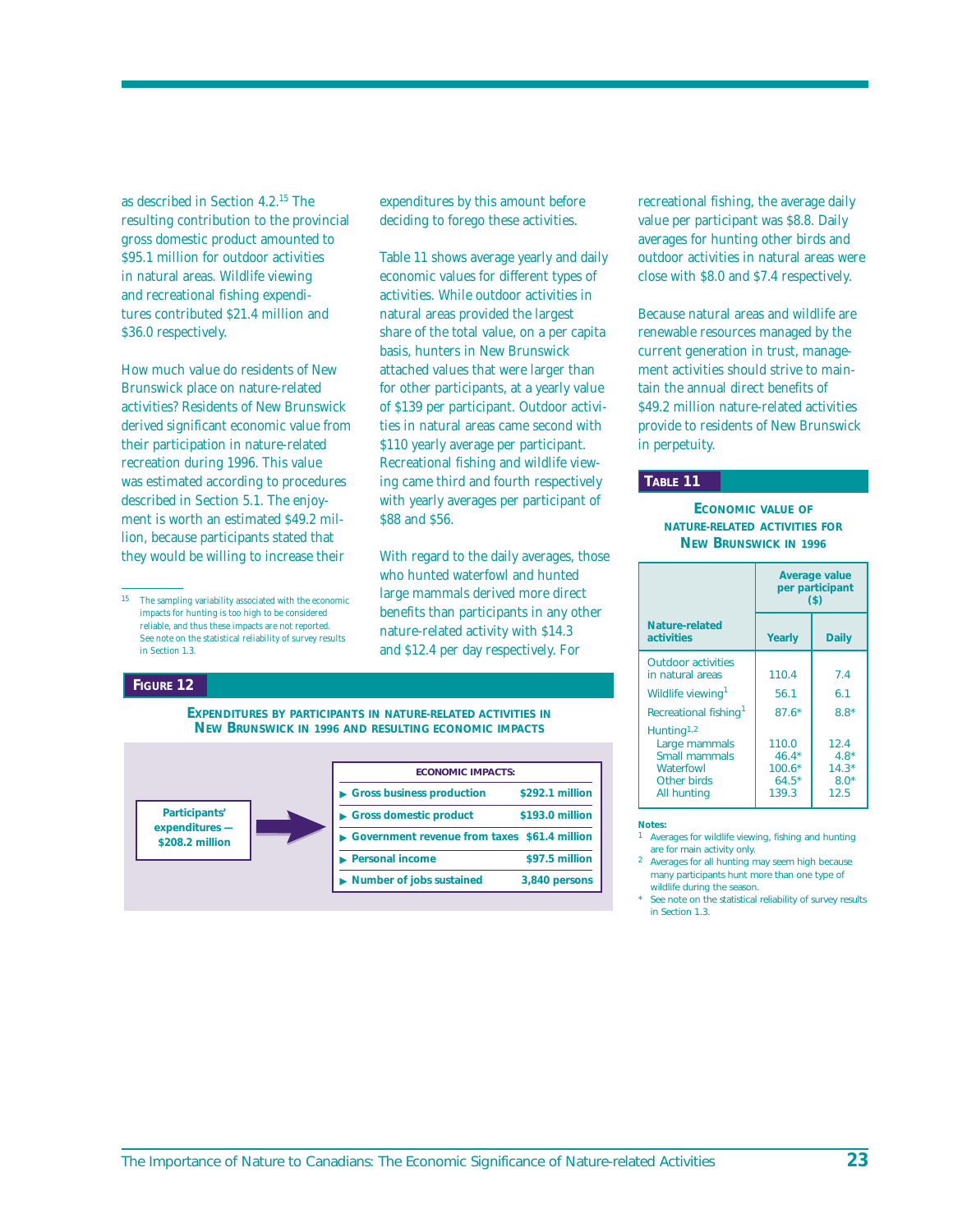as described in Section 4.2.[15] The resulting contribution to the provincial gross domestic product amounted to $95.1 million for outdoor activities in natural areas. Wildlife viewing and recreational fishing expenditures contributed $21.4 million and $36.0 respectively.

How much value do residents of New Brunswick place on nature-related activities? Residents of New Brunswick derived significant economic value from their participation in nature-related recreation during 1996. This value was estimated according to procedures described in Section 5.1. The enjoyment is worth an estimated $49.2 million, because participants stated that they would be willing to increase their expenditures by this amount before deciding to forego these activities.

Table 11 shows average yearly and daily economic values for different types of activities. While outdoor activities in natural areas provided the largest share of the total value, on a per capita basis, hunters in New Brunswick attached values that were larger than for other participants, at a yearly value of $139 per participant. Outdoor activities in natural areas came second with $110 yearly average per participant. Recreational fishing and wildlife viewing came third and fourth respectively with yearly averages per participant of $88 and $56.

With regard to the daily averages, those who hunted waterfowl and hunted large mammals derived more direct benefits than participants in any other nature-related activity with $14.3 and $12.4 per day respectively. For recreational fishing, the average daily value per participant was $8.8. Daily averages for hunting other birds and outdoor activities in natural areas were close with $8.0 and $7.4 respectively.

Because natural areas and wildlife are renewable resources managed by the current generation in trust, management activities should strive to maintain the annual direct benefits of $49.2 million nature-related activities provide to residents of New Brunswick in perpetuity.

[15] The sampling variability associated with the economic impacts for hunting is too high to be considered reliable, and thus these impacts are not reported. See note on the statistical reliability of survey results in Section 1.3.

**FIGURE 12**

**EXPENDITURES BY PARTICIPANTS IN NATURE-RELATED ACTIVITIES IN NEW BRUNSWICK IN 1996 AND RESULTING ECONOMIC IMPACTS**

**Participants' expenditures — $208.2 million** ➔

| ECONOMIC IMPACTS: | |
|---|---|
| Gross business production | $292.1 million |
| Gross domestic product | $193.0 million |
| Government revenue from taxes | $61.4 million |
| Personal income | $97.5 million |
| Number of jobs sustained | 3,840 persons |

**TABLE 11**

**ECONOMIC VALUE OF NATURE-RELATED ACTIVITIES FOR NEW BRUNSWICK IN 1996**

| Nature-related activities | Average value per participant ($) | |
|---|---|---|
| | Yearly | Daily |
| Outdoor activities in natural areas | 110.4 | 7.4 |
| Wildlife viewing[1] | 56.1 | 6.1 |
| Recreational fishing[1] | 87.6* | 8.8* |
| Hunting[1,2] | | |
| Large mammals | 110.0 | 12.4 |
| Small mammals | 46.4* | 4.8* |
| Waterfowl | 100.6* | 14.3* |
| Other birds | 64.5* | 8.0* |
| All hunting | 139.3 | 12.5 |

**Notes:**

1 Averages for wildlife viewing, fishing and hunting are for main activity only.

2 Averages for all hunting may seem high because many participants hunt more than one type of wildlife during the season.

\* See note on the statistical reliability of survey results in Section 1.3.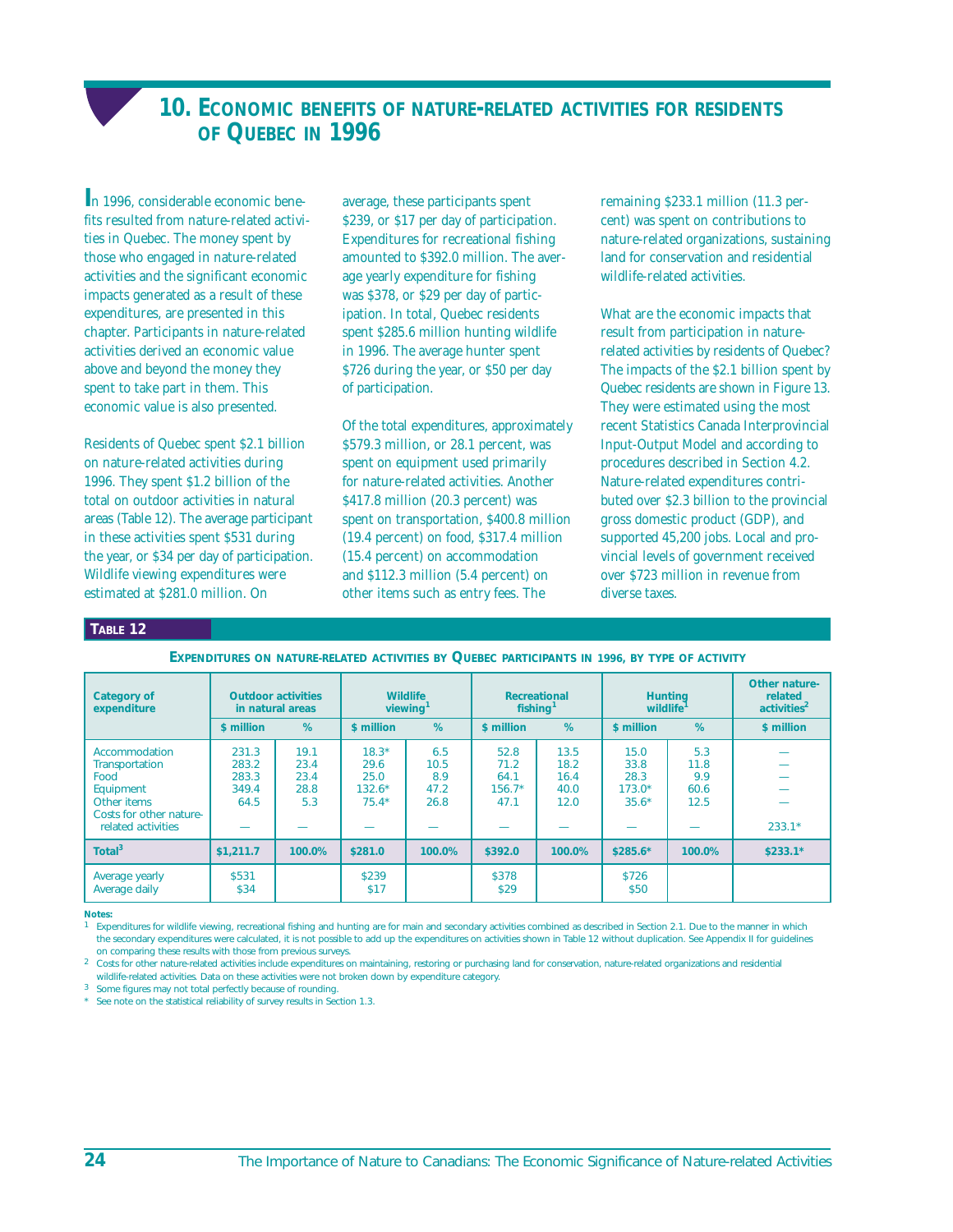# 10. Economic benefits of nature-related activities for residents of Quebec in 1996

In 1996, considerable economic benefits resulted from nature-related activities in Quebec. The money spent by those who engaged in nature-related activities and the significant economic impacts generated as a result of these expenditures, are presented in this chapter. Participants in nature-related activities derived an economic value above and beyond the money they spent to take part in them. This economic value is also presented.

Residents of Quebec spent $2.1 billion on nature-related activities during 1996. They spent $1.2 billion of the total on outdoor activities in natural areas (Table 12). The average participant in these activities spent $531 during the year, or $34 per day of participation. Wildlife viewing expenditures were estimated at $281.0 million. On average, these participants spent $239, or $17 per day of participation. Expenditures for recreational fishing amounted to $392.0 million. The average yearly expenditure for fishing was $378, or $29 per day of participation. In total, Quebec residents spent $285.6 million hunting wildlife in 1996. The average hunter spent $726 during the year, or $50 per day of participation.

Of the total expenditures, approximately $579.3 million, or 28.1 percent, was spent on equipment used primarily for nature-related activities. Another $417.8 million (20.3 percent) was spent on transportation, $400.8 million (19.4 percent) on food, $317.4 million (15.4 percent) on accommodation and $112.3 million (5.4 percent) on other items such as entry fees. The remaining $233.1 million (11.3 percent) was spent on contributions to nature-related organizations, sustaining land for conservation and residential wildlife-related activities.

What are the economic impacts that result from participation in nature-related activities by residents of Quebec? The impacts of the $2.1 billion spent by Quebec residents are shown in Figure 13. They were estimated using the most recent Statistics Canada Interprovincial Input-Output Model and according to procedures described in Section 4.2. Nature-related expenditures contributed over $2.3 billion to the provincial gross domestic product (GDP), and supported 45,200 jobs. Local and provincial levels of government received over $723 million in revenue from diverse taxes.

**Table 12**

**Expenditures on nature-related activities by Quebec participants in 1996, by type of activity**

| Category of expenditure | Outdoor activities in natural areas | | Wildlife viewing[1] | | Recreational fishing[1] | | Hunting wildlife[1] | | Other nature-related activities[2] |
|---|---|---|---|---|---|---|---|---|---|
| | $ million | % | $ million | % | $ million | % | $ million | % | $ million |
| Accommodation | 231.3 | 19.1 | 18.3* | 6.5 | 52.8 | 13.5 | 15.0 | 5.3 | — |
| Transportation | 283.2 | 23.4 | 29.6 | 10.5 | 71.2 | 18.2 | 33.8 | 11.8 | — |
| Food | 283.3 | 23.4 | 25.0 | 8.9 | 64.1 | 16.4 | 28.3 | 9.9 | — |
| Equipment | 349.4 | 28.8 | 132.6* | 47.2 | 156.7* | 40.0 | 173.0* | 60.6 | — |
| Other items | 64.5 | 5.3 | 75.4* | 26.8 | 47.1 | 12.0 | 35.6* | 12.5 | — |
| Costs for other nature-related activities | — | — | — | — | — | — | — | — | 233.1* |
| **Total[3]** | **$1,211.7** | **100.0%** | **$281.0** | **100.0%** | **$392.0** | **100.0%** | **$285.6*** | **100.0%** | **$233.1*** |
| Average yearly | $531 | | $239 | | $378 | | $726 | | |
| Average daily | $34 | | $17 | | $29 | | $50 | | |

**Notes:**

1 Expenditures for wildlife viewing, recreational fishing and hunting are for main and secondary activities combined as described in Section 2.1. Due to the manner in which the secondary expenditures were calculated, it is not possible to add up the expenditures on activities shown in Table 12 without duplication. See Appendix II for guidelines on comparing these results with those from previous surveys.

2 Costs for other nature-related activities include expenditures on maintaining, restoring or purchasing land for conservation, nature-related organizations and residential wildlife-related activities. Data on these activities were not broken down by expenditure category.

3 Some figures may not total perfectly because of rounding.

\* See note on the statistical reliability of survey results in Section 1.3.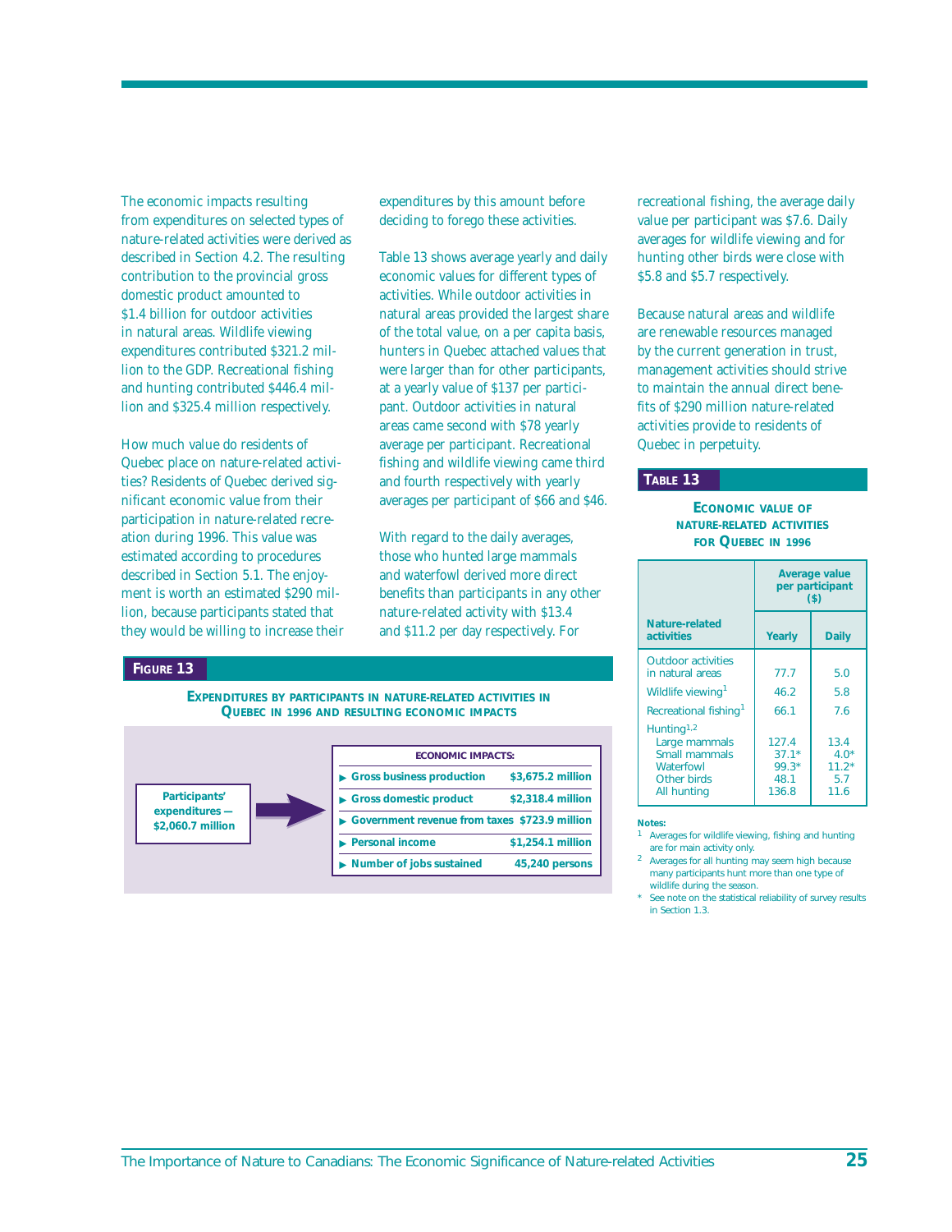The economic impacts resulting from expenditures on selected types of nature-related activities were derived as described in Section 4.2. The resulting contribution to the provincial gross domestic product amounted to $1.4 billion for outdoor activities in natural areas. Wildlife viewing expenditures contributed $321.2 million to the GDP. Recreational fishing and hunting contributed $446.4 million and $325.4 million respectively.

How much value do residents of Quebec place on nature-related activities? Residents of Quebec derived significant economic value from their participation in nature-related recreation during 1996. This value was estimated according to procedures described in Section 5.1. The enjoyment is worth an estimated $290 million, because participants stated that they would be willing to increase their expenditures by this amount before deciding to forego these activities.

Table 13 shows average yearly and daily economic values for different types of activities. While outdoor activities in natural areas provided the largest share of the total value, on a per capita basis, hunters in Quebec attached values that were larger than for other participants, at a yearly value of $137 per participant. Outdoor activities in natural areas came second with $78 yearly average per participant. Recreational fishing and wildlife viewing came third and fourth respectively with yearly averages per participant of $66 and $46.

With regard to the daily averages, those who hunted large mammals and waterfowl derived more direct benefits than participants in any other nature-related activity with $13.4 and $11.2 per day respectively. For recreational fishing, the average daily value per participant was $7.6. Daily averages for wildlife viewing and for hunting other birds were close with $5.8 and $5.7 respectively.

Because natural areas and wildlife are renewable resources managed by the current generation in trust, management activities should strive to maintain the annual direct benefits of $290 million nature-related activities provide to residents of Quebec in perpetuity.

## Figure 13

**Expenditures by participants in nature-related activities in Quebec in 1996 and resulting economic impacts**

**Participants' expenditures — $2,060.7 million**

| Economic impacts: | |
|---|---|
| Gross business production | $3,675.2 million |
| Gross domestic product | $2,318.4 million |
| Government revenue from taxes | $723.9 million |
| Personal income | $1,254.1 million |
| Number of jobs sustained | 45,240 persons |

## Table 13

**Economic value of nature-related activities for Quebec in 1996**

| Nature-related activities | Average value per participant ($) | |
|---|---|---|
| | Yearly | Daily |
| Outdoor activities in natural areas | 77.7 | 5.0 |
| Wildlife viewing[1] | 46.2 | 5.8 |
| Recreational fishing[1] | 66.1 | 7.6 |
| Hunting[1,2] | | |
| Large mammals | 127.4 | 13.4 |
| Small mammals | 37.1* | 4.0* |
| Waterfowl | 99.3* | 11.2* |
| Other birds | 48.1 | 5.7 |
| All hunting | 136.8 | 11.6 |

**Notes:**

1 Averages for wildlife viewing, fishing and hunting are for main activity only.

2 Averages for all hunting may seem high because many participants hunt more than one type of wildlife during the season.

* See note on the statistical reliability of survey results in Section 1.3.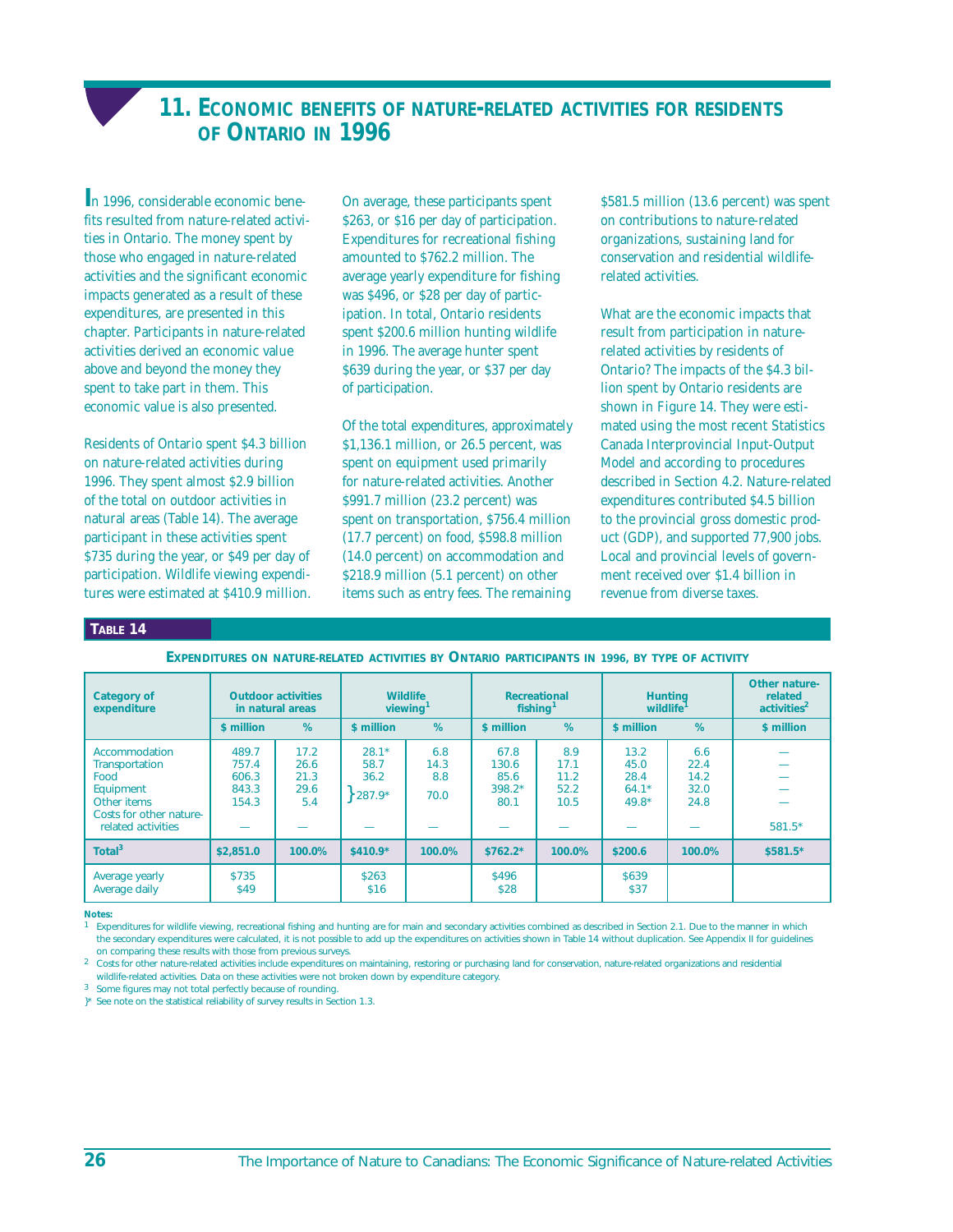## 11. Economic benefits of nature-related activities for residents of Ontario in 1996

In 1996, considerable economic benefits resulted from nature-related activities in Ontario. The money spent by those who engaged in nature-related activities and the significant economic impacts generated as a result of these expenditures, are presented in this chapter. Participants in nature-related activities derived an economic value above and beyond the money they spent to take part in them. This economic value is also presented.

Residents of Ontario spent $4.3 billion on nature-related activities during 1996. They spent almost $2.9 billion of the total on outdoor activities in natural areas (Table 14). The average participant in these activities spent $735 during the year, or $49 per day of participation. Wildlife viewing expenditures were estimated at $410.9 million. On average, these participants spent $263, or $16 per day of participation. Expenditures for recreational fishing amounted to $762.2 million. The average yearly expenditure for fishing was $496, or $28 per day of participation. In total, Ontario residents spent $200.6 million hunting wildlife in 1996. The average hunter spent $639 during the year, or $37 per day of participation.

Of the total expenditures, approximately $1,136.1 million, or 26.5 percent, was spent on equipment used primarily for nature-related activities. Another $991.7 million (23.2 percent) was spent on transportation, $756.4 million (17.7 percent) on food, $598.8 million (14.0 percent) on accommodation and $218.9 million (5.1 percent) on other items such as entry fees. The remaining $581.5 million (13.6 percent) was spent on contributions to nature-related organizations, sustaining land for conservation and residential wildlife-related activities.

What are the economic impacts that result from participation in nature-related activities by residents of Ontario? The impacts of the $4.3 billion spent by Ontario residents are shown in Figure 14. They were estimated using the most recent Statistics Canada Interprovincial Input-Output Model and according to procedures described in Section 4.2. Nature-related expenditures contributed $4.5 billion to the provincial gross domestic product (GDP), and supported 77,900 jobs. Local and provincial levels of government received over $1.4 billion in revenue from diverse taxes.

**Table 14**

**Expenditures on nature-related activities by Ontario participants in 1996, by type of activity**

| Category of expenditure | Outdoor activities in natural areas | | Wildlife viewing[1] | | Recreational fishing[1] | | Hunting wildlife[1] | | Other nature-related activities[2] |
|---|---|---|---|---|---|---|---|---|---|
| | $ million | % | $ million | % | $ million | % | $ million | % | $ million |
| Accommodation | 489.7 | 17.2 | 28.1* | 6.8 | 67.8 | 8.9 | 13.2 | 6.6 | — |
| Transportation | 757.4 | 26.6 | 58.7 | 14.3 | 130.6 | 17.1 | 45.0 | 22.4 | — |
| Food | 606.3 | 21.3 | 36.2 | 8.8 | 85.6 | 11.2 | 28.4 | 14.2 | — |
| Equipment | 843.3 | 29.6 | } 287.9* | 70.0 | 398.2* | 52.2 | 64.1* | 32.0 | — |
| Other items | 154.3 | 5.4 | | | 80.1 | 10.5 | 49.8* | 24.8 | — |
| Costs for other nature-related activities | — | — | — | — | — | — | — | — | 581.5* |
| **Total[3]** | **$2,851.0** | **100.0%** | **$410.9*** | **100.0%** | **$762.2*** | **100.0%** | **$200.6** | **100.0%** | **$581.5*** |
| Average yearly | $735 | | $263 | | $496 | | $639 | | |
| Average daily | $49 | | $16 | | $28 | | $37 | | |

**Notes:**

1 Expenditures for wildlife viewing, recreational fishing and hunting are for main and secondary activities combined as described in Section 2.1. Due to the manner in which the secondary expenditures were calculated, it is not possible to add up the expenditures on activities shown in Table 14 without duplication. See Appendix II for guidelines on comparing these results with those from previous surveys.

2 Costs for other nature-related activities include expenditures on maintaining, restoring or purchasing land for conservation, nature-related organizations and residential wildlife-related activities. Data on these activities were not broken down by expenditure category.

3 Some figures may not total perfectly because of rounding.

}* See note on the statistical reliability of survey results in Section 1.3.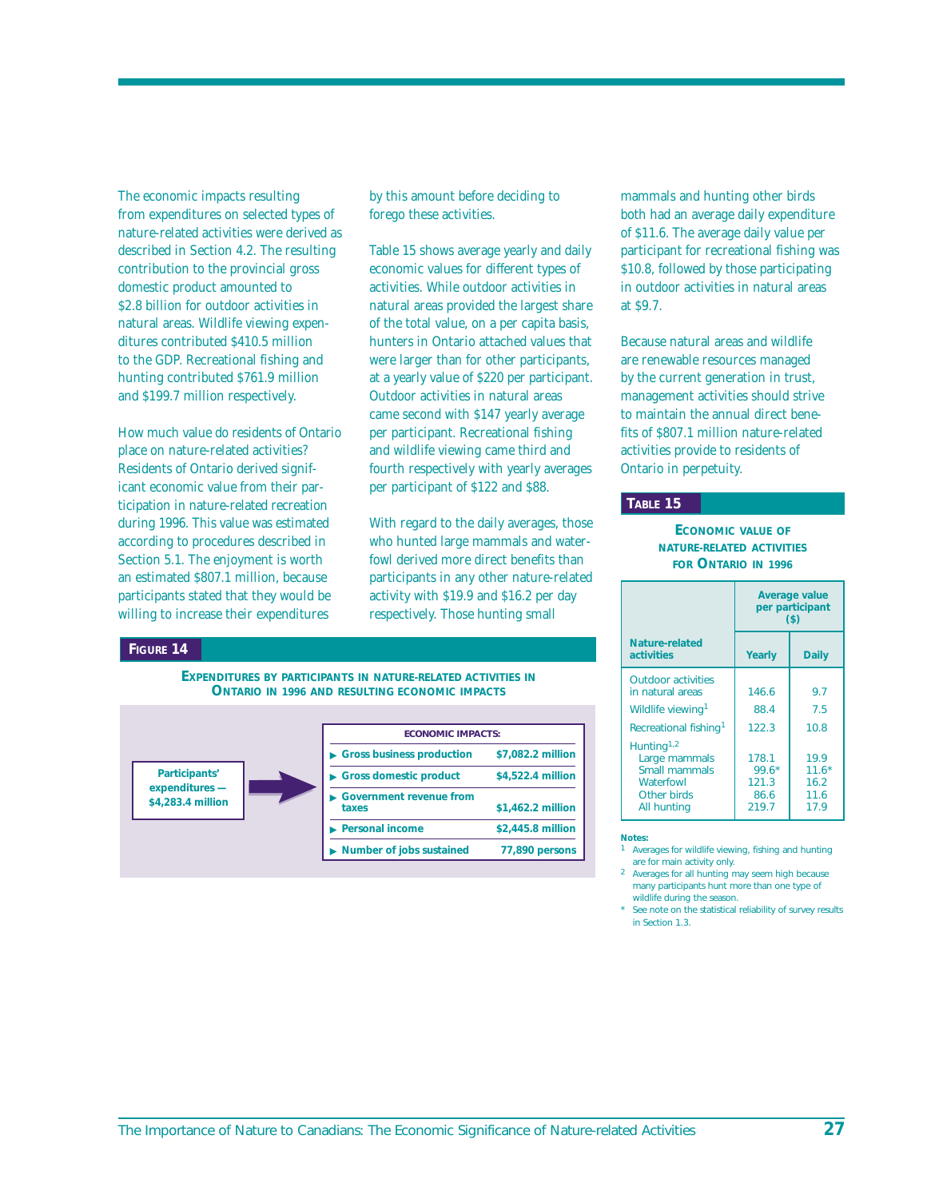The economic impacts resulting from expenditures on selected types of nature-related activities were derived as described in Section 4.2. The resulting contribution to the provincial gross domestic product amounted to $2.8 billion for outdoor activities in natural areas. Wildlife viewing expenditures contributed $410.5 million to the GDP. Recreational fishing and hunting contributed $761.9 million and $199.7 million respectively.

How much value do residents of Ontario place on nature-related activities? Residents of Ontario derived significant economic value from their participation in nature-related recreation during 1996. This value was estimated according to procedures described in Section 5.1. The enjoyment is worth an estimated $807.1 million, because participants stated that they would be willing to increase their expenditures by this amount before deciding to forego these activities.

Table 15 shows average yearly and daily economic values for different types of activities. While outdoor activities in natural areas provided the largest share of the total value, on a per capita basis, hunters in Ontario attached values that were larger than for other participants, at a yearly value of $220 per participant. Outdoor activities in natural areas came second with $147 yearly average per participant. Recreational fishing and wildlife viewing came third and fourth respectively with yearly averages per participant of $122 and $88.

With regard to the daily averages, those who hunted large mammals and waterfowl derived more direct benefits than participants in any other nature-related activity with $19.9 and $16.2 per day respectively. Those hunting small mammals and hunting other birds both had an average daily expenditure of $11.6. The average daily value per participant for recreational fishing was $10.8, followed by those participating in outdoor activities in natural areas at $9.7.

Because natural areas and wildlife are renewable resources managed by the current generation in trust, management activities should strive to maintain the annual direct benefits of $807.1 million nature-related activities provide to residents of Ontario in perpetuity.

**FIGURE 14**

**EXPENDITURES BY PARTICIPANTS IN NATURE-RELATED ACTIVITIES IN ONTARIO IN 1996 AND RESULTING ECONOMIC IMPACTS**

**Participants' expenditures — $4,283.4 million** →

| ECONOMIC IMPACTS: | |
|---|---|
| Gross business production | $7,082.2 million |
| Gross domestic product | $4,522.4 million |
| Government revenue from taxes | $1,462.2 million |
| Personal income | $2,445.8 million |
| Number of jobs sustained | 77,890 persons |

**TABLE 15**

**ECONOMIC VALUE OF NATURE-RELATED ACTIVITIES FOR ONTARIO IN 1996**

| Nature-related activities | Average value per participant ($) | |
|---|---|---|
| | Yearly | Daily |
| Outdoor activities in natural areas | 146.6 | 9.7 |
| Wildlife viewing[1] | 88.4 | 7.5 |
| Recreational fishing[1] | 122.3 | 10.8 |
| Hunting[1,2] | | |
| Large mammals | 178.1 | 19.9 |
| Small mammals | 99.6* | 11.6* |
| Waterfowl | 121.3 | 16.2 |
| Other birds | 86.6 | 11.6 |
| All hunting | 219.7 | 17.9 |

**Notes:**

1 Averages for wildlife viewing, fishing and hunting are for main activity only.

2 Averages for all hunting may seem high because many participants hunt more than one type of wildlife during the season.

\* See note on the statistical reliability of survey results in Section 1.3.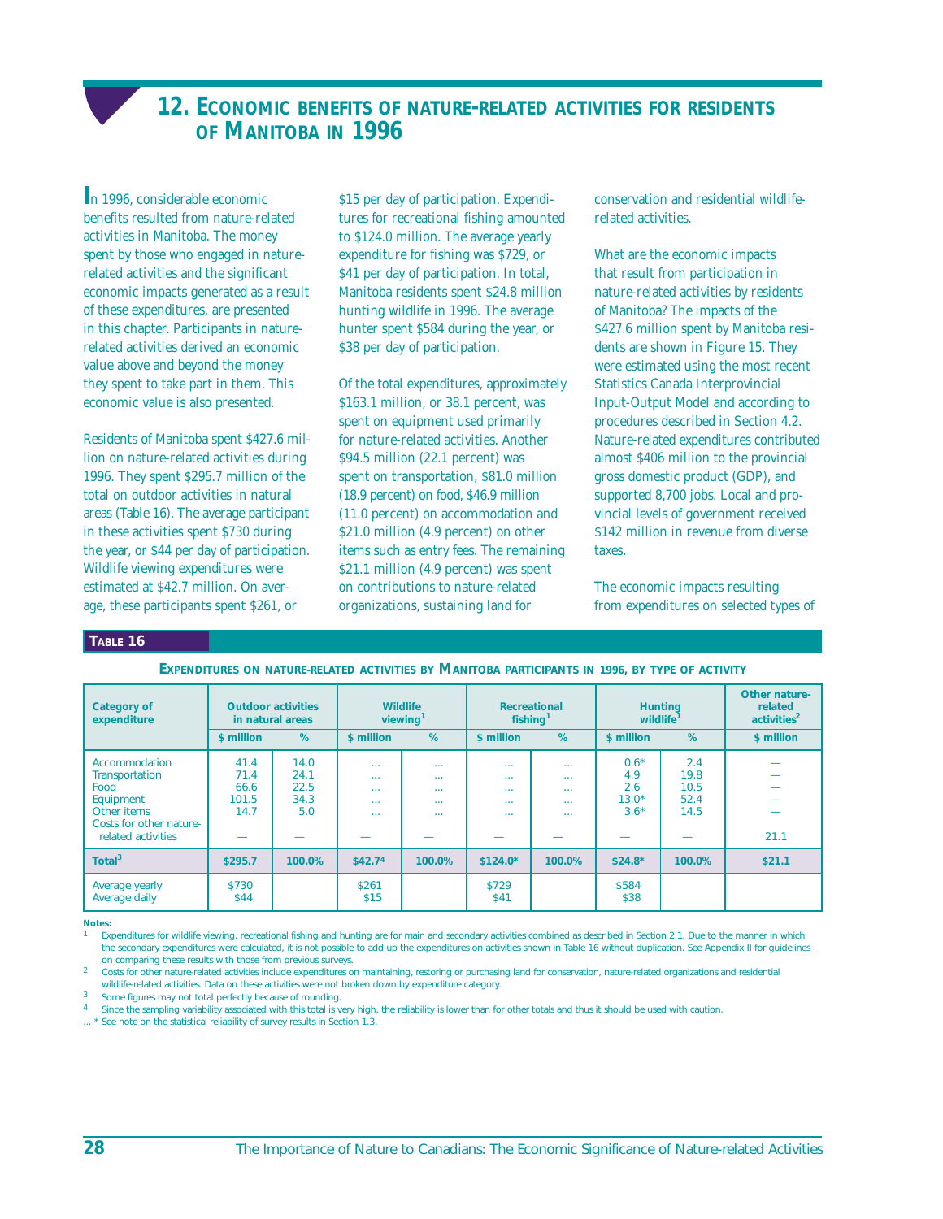## 12. Economic benefits of nature-related activities for residents of Manitoba in 1996

In 1996, considerable economic benefits resulted from nature-related activities in Manitoba. The money spent by those who engaged in nature-related activities and the significant economic impacts generated as a result of these expenditures, are presented in this chapter. Participants in nature-related activities derived an economic value above and beyond the money they spent to take part in them. This economic value is also presented.

Residents of Manitoba spent $427.6 million on nature-related activities during 1996. They spent $295.7 million of the total on outdoor activities in natural areas (Table 16). The average participant in these activities spent $730 during the year, or $44 per day of participation. Wildlife viewing expenditures were estimated at $42.7 million. On average, these participants spent $261, or $15 per day of participation. Expenditures for recreational fishing amounted to $124.0 million. The average yearly expenditure for fishing was $729, or $41 per day of participation. In total, Manitoba residents spent $24.8 million hunting wildlife in 1996. The average hunter spent $584 during the year, or $38 per day of participation.

Of the total expenditures, approximately $163.1 million, or 38.1 percent, was spent on equipment used primarily for nature-related activities. Another $94.5 million (22.1 percent) was spent on transportation, $81.0 million (18.9 percent) on food, $46.9 million (11.0 percent) on accommodation and $21.0 million (4.9 percent) on other items such as entry fees. The remaining $21.1 million (4.9 percent) was spent on contributions to nature-related organizations, sustaining land for conservation and residential wildlife-related activities.

What are the economic impacts that result from participation in nature-related activities by residents of Manitoba? The impacts of the $427.6 million spent by Manitoba residents are shown in Figure 15. They were estimated using the most recent Statistics Canada Interprovincial Input-Output Model and according to procedures described in Section 4.2. Nature-related expenditures contributed almost $406 million to the provincial gross domestic product (GDP), and supported 8,700 jobs. Local and provincial levels of government received $142 million in revenue from diverse taxes.

The economic impacts resulting from expenditures on selected types of

**Table 16**

**Expenditures on nature-related activities by Manitoba participants in 1996, by type of activity**

| Category of expenditure | Outdoor activities in natural areas | | Wildlife viewing[1] | | Recreational fishing[1] | | Hunting wildlife[1] | | Other nature-related activities[2] |
|---|---|---|---|---|---|---|---|---|---|
| | $ million | % | $ million | % | $ million | % | $ million | % | $ million |
| Accommodation | 41.4 | 14.0 | ... | ... | ... | ... | 0.6* | 2.4 | — |
| Transportation | 71.4 | 24.1 | ... | ... | ... | ... | 4.9 | 19.8 | — |
| Food | 66.6 | 22.5 | ... | ... | ... | ... | 2.6 | 10.5 | — |
| Equipment | 101.5 | 34.3 | ... | ... | ... | ... | 13.0* | 52.4 | — |
| Other items | 14.7 | 5.0 | ... | ... | ... | ... | 3.6* | 14.5 | — |
| Costs for other nature-related activities | — | — | — | — | — | — | — | — | 21.1 |
| **Total[3]** | **$295.7** | **100.0%** | **$42.7[4]** | **100.0%** | **$124.0*** | **100.0%** | **$24.8*** | **100.0%** | **$21.1** |
| Average yearly | $730 | | $261 | | $729 | | $584 | | |
| Average daily | $44 | | $15 | | $41 | | $38 | | |

**Notes:**

1 Expenditures for wildlife viewing, recreational fishing and hunting are for main and secondary activities combined as described in Section 2.1. Due to the manner in which the secondary expenditures were calculated, it is not possible to add up the expenditures on activities shown in Table 16 without duplication. See Appendix II for guidelines on comparing these results with those from previous surveys.

2 Costs for other nature-related activities include expenditures on maintaining, restoring or purchasing land for conservation, nature-related organizations and residential wildlife-related activities. Data on these activities were not broken down by expenditure category.

3 Some figures may not total perfectly because of rounding.

4 Since the sampling variability associated with this total is very high, the reliability is lower than for other totals and thus it should be used with caution.

... * See note on the statistical reliability of survey results in Section 1.3.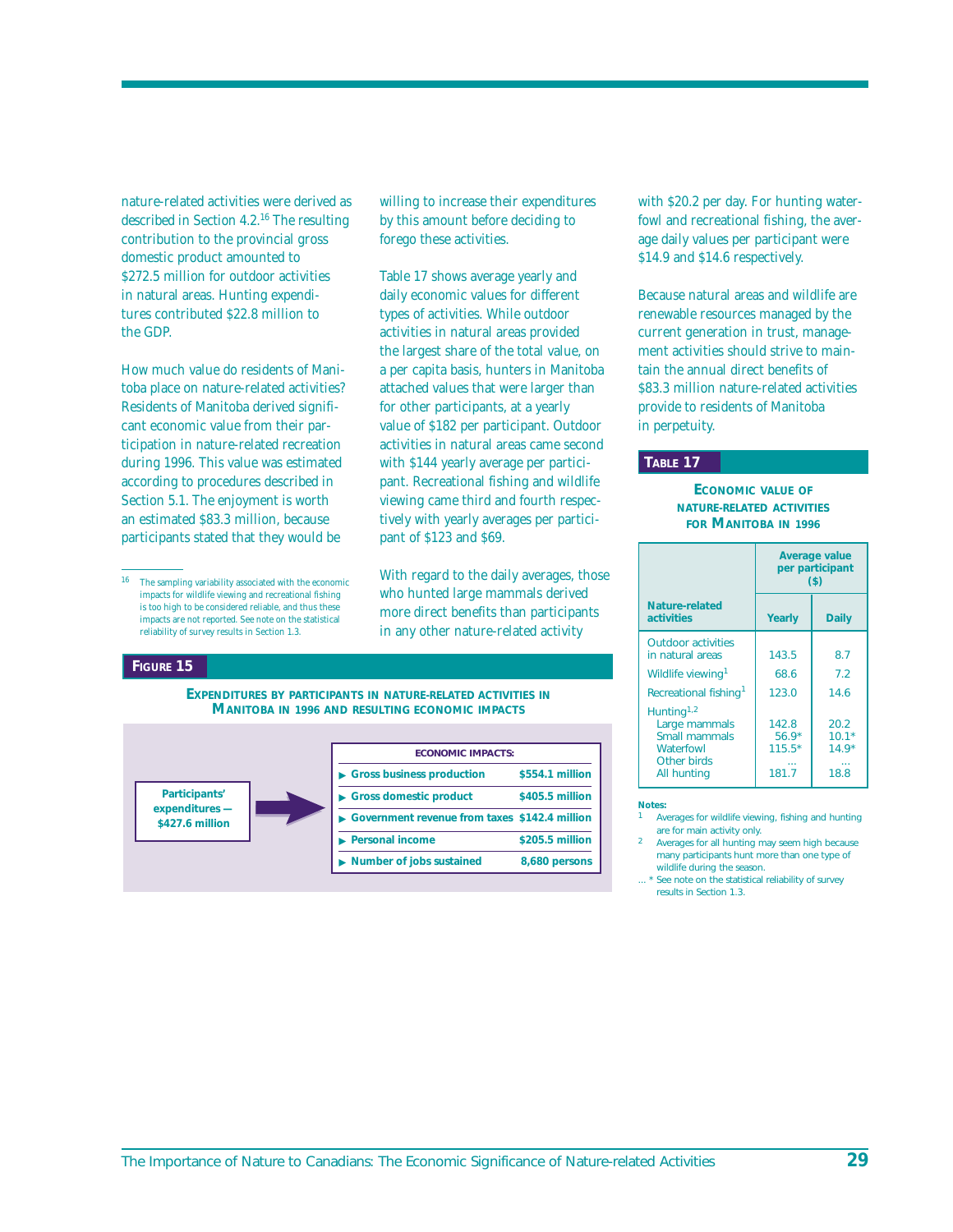nature-related activities were derived as described in Section 4.2.[16] The resulting contribution to the provincial gross domestic product amounted to $272.5 million for outdoor activities in natural areas. Hunting expenditures contributed $22.8 million to the GDP.

How much value do residents of Manitoba place on nature-related activities? Residents of Manitoba derived significant economic value from their participation in nature-related recreation during 1996. This value was estimated according to procedures described in Section 5.1. The enjoyment is worth an estimated $83.3 million, because participants stated that they would be willing to increase their expenditures by this amount before deciding to forego these activities.

Table 17 shows average yearly and daily economic values for different types of activities. While outdoor activities in natural areas provided the largest share of the total value, on a per capita basis, hunters in Manitoba attached values that were larger than for other participants, at a yearly value of $182 per participant. Outdoor activities in natural areas came second with $144 yearly average per participant. Recreational fishing and wildlife viewing came third and fourth respectively with yearly averages per participant of $123 and $69.

With regard to the daily averages, those who hunted large mammals derived more direct benefits than participants in any other nature-related activity with $20.2 per day. For hunting waterfowl and recreational fishing, the average daily values per participant were $14.9 and $14.6 respectively.

Because natural areas and wildlife are renewable resources managed by the current generation in trust, management activities should strive to maintain the annual direct benefits of $83.3 million nature-related activities provide to residents of Manitoba in perpetuity.

[16] The sampling variability associated with the economic impacts for wildlife viewing and recreational fishing is too high to be considered reliable, and thus these impacts are not reported. See note on the statistical reliability of survey results in Section 1.3.

**FIGURE 15**

**EXPENDITURES BY PARTICIPANTS IN NATURE-RELATED ACTIVITIES IN MANITOBA IN 1996 AND RESULTING ECONOMIC IMPACTS**

**Participants' expenditures — $427.6 million**

| ECONOMIC IMPACTS: | |
|---|---|
| Gross business production | $554.1 million |
| Gross domestic product | $405.5 million |
| Government revenue from taxes | $142.4 million |
| Personal income | $205.5 million |
| Number of jobs sustained | 8,680 persons |

**TABLE 17**

**ECONOMIC VALUE OF NATURE-RELATED ACTIVITIES FOR MANITOBA IN 1996**

| Nature-related activities | Average value per participant ($) Yearly | Daily |
|---|---|---|
| Outdoor activities in natural areas | 143.5 | 8.7 |
| Wildlife viewing[1] | 68.6 | 7.2 |
| Recreational fishing[1] | 123.0 | 14.6 |
| Hunting[1,2] | | |
| Large mammals | 142.8 | 20.2 |
| Small mammals | 56.9* | 10.1* |
| Waterfowl | 115.5* | 14.9* |
| Other birds | ... | ... |
| All hunting | 181.7 | 18.8 |

**Notes:**

1 Averages for wildlife viewing, fishing and hunting are for main activity only.

2 Averages for all hunting may seem high because many participants hunt more than one type of wildlife during the season.

... * See note on the statistical reliability of survey results in Section 1.3.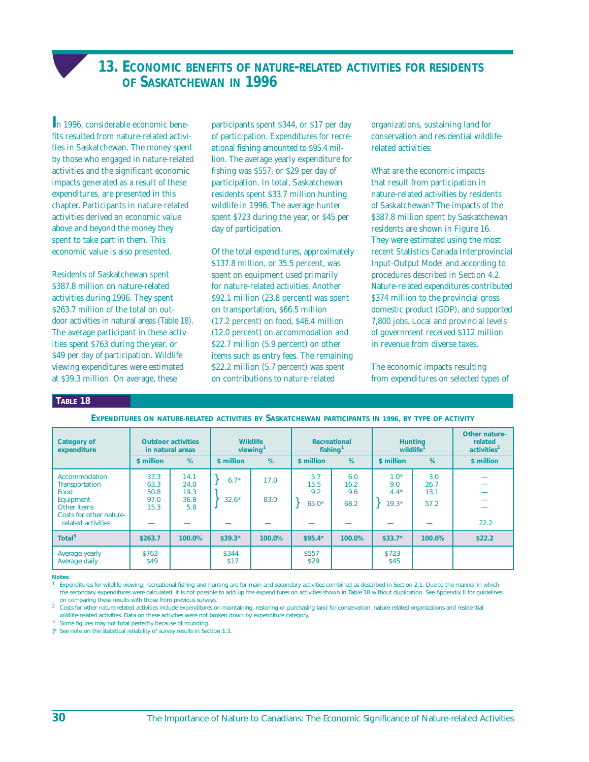# 13. Economic benefits of nature-related activities for residents of Saskatchewan in 1996

In 1996, considerable economic benefits resulted from nature-related activities in Saskatchewan. The money spent by those who engaged in nature-related activities and the significant economic impacts generated as a result of these expenditures, are presented in this chapter. Participants in nature-related activities derived an economic value above and beyond the money they spent to take part in them. This economic value is also presented.

Residents of Saskatchewan spent $387.8 million on nature-related activities during 1996. They spent $263.7 million of the total on outdoor activities in natural areas (Table 18). The average participant in these activities spent $763 during the year, or $49 per day of participation. Wildlife viewing expenditures were estimated at $39.3 million. On average, these participants spent $344, or $17 per day of participation. Expenditures for recreational fishing amounted to $95.4 million. The average yearly expenditure for fishing was $557, or $29 per day of participation. In total, Saskatchewan residents spent $33.7 million hunting wildlife in 1996. The average hunter spent $723 during the year, or $45 per day of participation.

Of the total expenditures, approximately $137.8 million, or 35.5 percent, was spent on equipment used primarily for nature-related activities. Another $92.1 million (23.8 percent) was spent on transportation, $66.5 million (17.2 percent) on food, $46.4 million (12.0 percent) on accommodation and $22.7 million (5.9 percent) on other items such as entry fees. The remaining $22.2 million (5.7 percent) was spent on contributions to nature-related organizations, sustaining land for conservation and residential wildlife-related activities.

What are the economic impacts that result from participation in nature-related activities by residents of Saskatchewan? The impacts of the $387.8 million spent by Saskatchewan residents are shown in Figure 16. They were estimated using the most recent Statistics Canada Interprovincial Input-Output Model and according to procedures described in Section 4.2. Nature-related expenditures contributed $374 million to the provincial gross domestic product (GDP), and supported 7,800 jobs. Local and provincial levels of government received $112 million in revenue from diverse taxes.

The economic impacts resulting from expenditures on selected types of

**Table 18**

**Expenditures on nature-related activities by Saskatchewan participants in 1996, by type of activity**

| Category of expenditure | Outdoor activities in natural areas | | Wildlife viewing[1] | | Recreational fishing[1] | | Hunting wildlife[1] | | Other nature-related activities[2] |
|---|---|---|---|---|---|---|---|---|---|
| | $ million | % | $ million | % | $ million | % | $ million | % | $ million |
| Accommodation | 37.3 | 14.1 | } 6.7* | 17.0 | 5.7 | 6.0 | 1.0* | 3.0 | — |
| Transportation | 63.3 | 24.0 | | | 15.5 | 16.2 | 9.0 | 26.7 | — |
| Food | 50.8 | 19.3 | } 32.6* | 83.0 | 9.2 | 9.6 | 4.4* | 13.1 | — |
| Equipment | 97.0 | 36.8 | | | } 65.0* | 68.2 | } 19.3* | 57.2 | — |
| Other items | 15.3 | 5.8 | | | | | | | — |
| Costs for other nature-related activities | — | — | — | — | — | — | — | — | 22.2 |
| **Total[3]** | **$263.7** | **100.0%** | **$39.3*** | **100.0%** | **$95.4*** | **100.0%** | **$33.7*** | **100.0%** | **$22.2** |
| Average yearly | $763 | | $344 | | $557 | | $723 | | |
| Average daily | $49 | | $17 | | $29 | | $45 | | |

**Notes:**

1 Expenditures for wildlife viewing, recreational fishing and hunting are for main and secondary activities combined as described in Section 2.1. Due to the manner in which the secondary expenditures were calculated, it is not possible to add up the expenditures on activities shown in Table 18 without duplication. See Appendix II for guidelines on comparing these results with those from previous surveys.

2 Costs for other nature-related activities include expenditures on maintaining, restoring or purchasing land for conservation, nature-related organizations and residential wildlife-related activities. Data on these activities were not broken down by expenditure category.

3 Some figures may not total perfectly because of rounding.

}* See note on the statistical reliability of survey results in Section 1.3.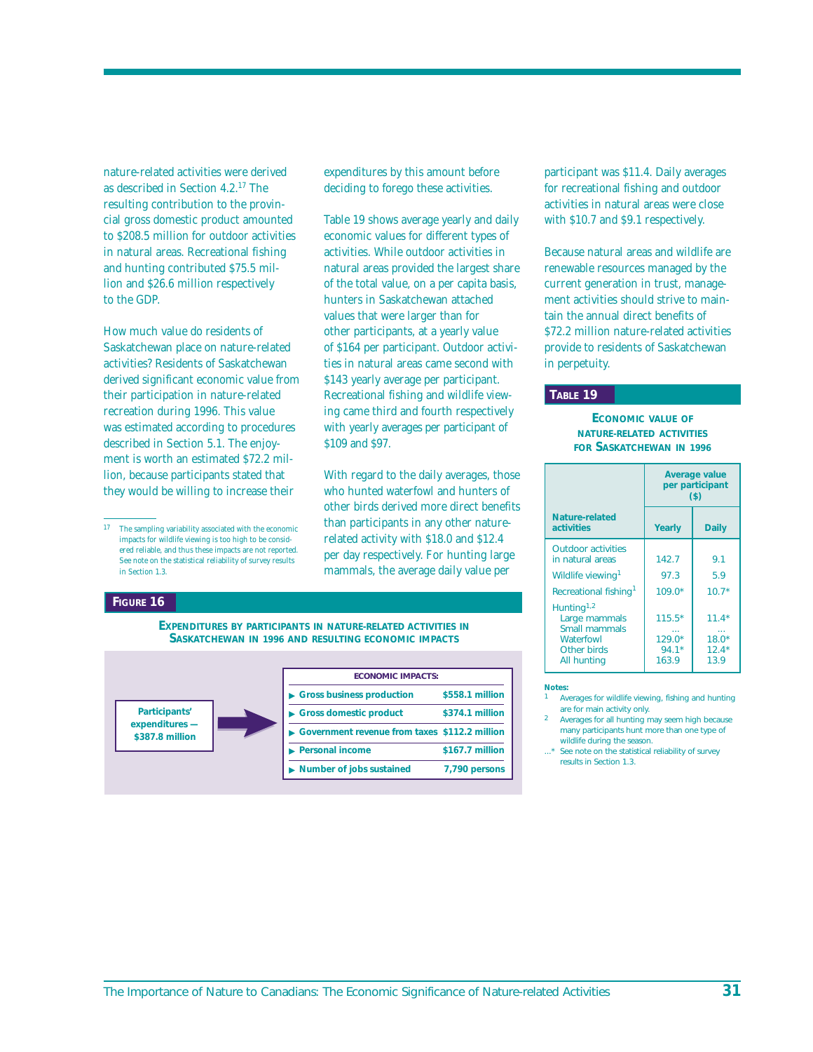nature-related activities were derived as described in Section 4.2.[17] The resulting contribution to the provincial gross domestic product amounted to $208.5 million for outdoor activities in natural areas. Recreational fishing and hunting contributed $75.5 million and $26.6 million respectively to the GDP.

How much value do residents of Saskatchewan place on nature-related activities? Residents of Saskatchewan derived significant economic value from their participation in nature-related recreation during 1996. This value was estimated according to procedures described in Section 5.1. The enjoyment is worth an estimated $72.2 million, because participants stated that they would be willing to increase their expenditures by this amount before deciding to forego these activities.

Table 19 shows average yearly and daily economic values for different types of activities. While outdoor activities in natural areas provided the largest share of the total value, on a per capita basis, hunters in Saskatchewan attached values that were larger than for other participants, at a yearly value of $164 per participant. Outdoor activities in natural areas came second with $143 yearly average per participant. Recreational fishing and wildlife viewing came third and fourth respectively with yearly averages per participant of $109 and $97.

With regard to the daily averages, those who hunted waterfowl and hunters of other birds derived more direct benefits than participants in any other nature-related activity with $18.0 and $12.4 per day respectively. For hunting large mammals, the average daily value per participant was $11.4. Daily averages for recreational fishing and outdoor activities in natural areas were close with $10.7 and $9.1 respectively.

Because natural areas and wildlife are renewable resources managed by the current generation in trust, management activities should strive to maintain the annual direct benefits of $72.2 million nature-related activities provide to residents of Saskatchewan in perpetuity.

[17] The sampling variability associated with the economic impacts for wildlife viewing is too high to be considered reliable, and thus these impacts are not reported. See note on the statistical reliability of survey results in Section 1.3.

**Figure 16**

**Expenditures by participants in nature-related activities in Saskatchewan in 1996 and resulting economic impacts**

**Participants' expenditures — $387.8 million** ▶

| **Economic impacts:** | |
|---|---|
| Gross business production | $558.1 million |
| Gross domestic product | $374.1 million |
| Government revenue from taxes | $112.2 million |
| Personal income | $167.7 million |
| Number of jobs sustained | 7,790 persons |

**Table 19**

**Economic value of nature-related activities for Saskatchewan in 1996**

| Nature-related activities | Average value per participant ($) | |
|---|---|---|
| | Yearly | Daily |
| Outdoor activities in natural areas | 142.7 | 9.1 |
| Wildlife viewing[1] | 97.3 | 5.9 |
| Recreational fishing[1] | 109.0* | 10.7* |
| Hunting[1,2] | | |
| Large mammals | 115.5* | 11.4* |
| Small mammals | ... | ... |
| Waterfowl | 129.0* | 18.0* |
| Other birds | 94.1* | 12.4* |
| All hunting | 163.9 | 13.9 |

**Notes:**

1 Averages for wildlife viewing, fishing and hunting are for main activity only.

2 Averages for all hunting may seem high because many participants hunt more than one type of wildlife during the season.

...* See note on the statistical reliability of survey results in Section 1.3.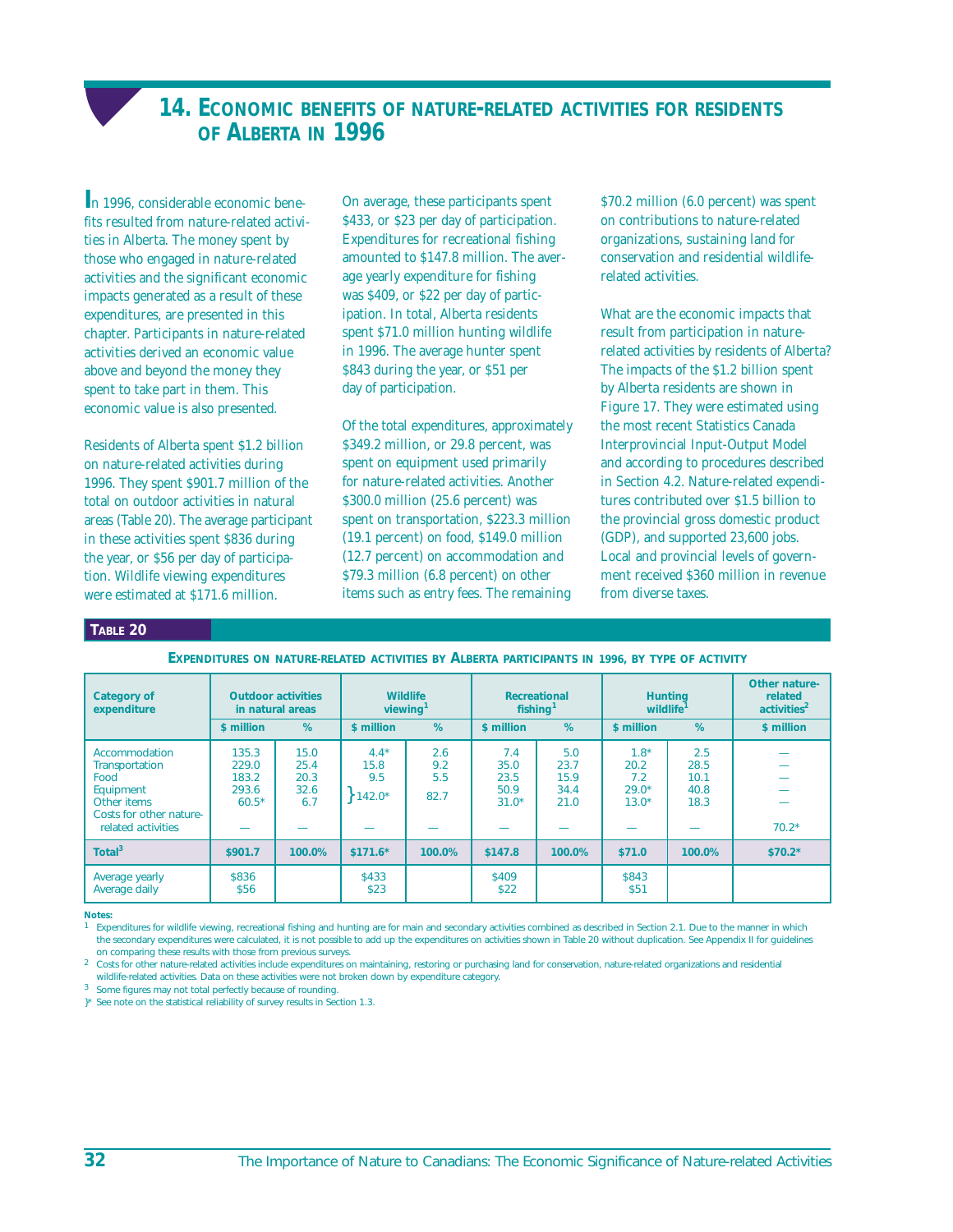# 14. Economic benefits of nature-related activities for residents of Alberta in 1996

In 1996, considerable economic benefits resulted from nature-related activities in Alberta. The money spent by those who engaged in nature-related activities and the significant economic impacts generated as a result of these expenditures, are presented in this chapter. Participants in nature-related activities derived an economic value above and beyond the money they spent to take part in them. This economic value is also presented.

Residents of Alberta spent $1.2 billion on nature-related activities during 1996. They spent $901.7 million of the total on outdoor activities in natural areas (Table 20). The average participant in these activities spent $836 during the year, or $56 per day of participation. Wildlife viewing expenditures were estimated at $171.6 million. On average, these participants spent $433, or $23 per day of participation. Expenditures for recreational fishing amounted to $147.8 million. The average yearly expenditure for fishing was $409, or $22 per day of participation. In total, Alberta residents spent $71.0 million hunting wildlife in 1996. The average hunter spent $843 during the year, or $51 per day of participation.

Of the total expenditures, approximately $349.2 million, or 29.8 percent, was spent on equipment used primarily for nature-related activities. Another $300.0 million (25.6 percent) was spent on transportation, $223.3 million (19.1 percent) on food, $149.0 million (12.7 percent) on accommodation and $79.3 million (6.8 percent) on other items such as entry fees. The remaining $70.2 million (6.0 percent) was spent on contributions to nature-related organizations, sustaining land for conservation and residential wildlife-related activities.

What are the economic impacts that result from participation in nature-related activities by residents of Alberta? The impacts of the $1.2 billion spent by Alberta residents are shown in Figure 17. They were estimated using the most recent Statistics Canada Interprovincial Input-Output Model and according to procedures described in Section 4.2. Nature-related expenditures contributed over $1.5 billion to the provincial gross domestic product (GDP), and supported 23,600 jobs. Local and provincial levels of government received $360 million in revenue from diverse taxes.

**Table 20**

**Expenditures on nature-related activities by Alberta participants in 1996, by type of activity**

| Category of expenditure | Outdoor activities in natural areas | | Wildlife viewing[1] | | Recreational fishing[1] | | Hunting wildlife[1] | | Other nature-related activities[2] |
|---|---|---|---|---|---|---|---|---|---|
| | $ million | % | $ million | % | $ million | % | $ million | % | $ million |
| Accommodation | 135.3 | 15.0 | 4.4* | 2.6 | 7.4 | 5.0 | 1.8* | 2.5 | — |
| Transportation | 229.0 | 25.4 | 15.8 | 9.2 | 35.0 | 23.7 | 20.2 | 28.5 | — |
| Food | 183.2 | 20.3 | 9.5 | 5.5 | 23.5 | 15.9 | 7.2 | 10.1 | — |
| Equipment | 293.6 | 32.6 | } 142.0* | } 82.7 | 50.9 | 34.4 | 29.0* | 40.8 | — |
| Other items | 60.5* | 6.7 | | | 31.0* | 21.0 | 13.0* | 18.3 | — |
| Costs for other nature-related activities | — | — | — | — | — | — | — | — | 70.2* |
| **Total[3]** | **$901.7** | **100.0%** | **$171.6*** | **100.0%** | **$147.8** | **100.0%** | **$71.0** | **100.0%** | **$70.2*** |
| Average yearly | $836 | | $433 | | $409 | | $843 | | |
| Average daily | $56 | | $23 | | $22 | | $51 | | |

**Notes:**

1 Expenditures for wildlife viewing, recreational fishing and hunting are for main and secondary activities combined as described in Section 2.1. Due to the manner in which the secondary expenditures were calculated, it is not possible to add up the expenditures on activities shown in Table 20 without duplication. See Appendix II for guidelines on comparing these results with those from previous surveys.

2 Costs for other nature-related activities include expenditures on maintaining, restoring or purchasing land for conservation, nature-related organizations and residential wildlife-related activities. Data on these activities were not broken down by expenditure category.

3 Some figures may not total perfectly because of rounding.

}* See note on the statistical reliability of survey results in Section 1.3.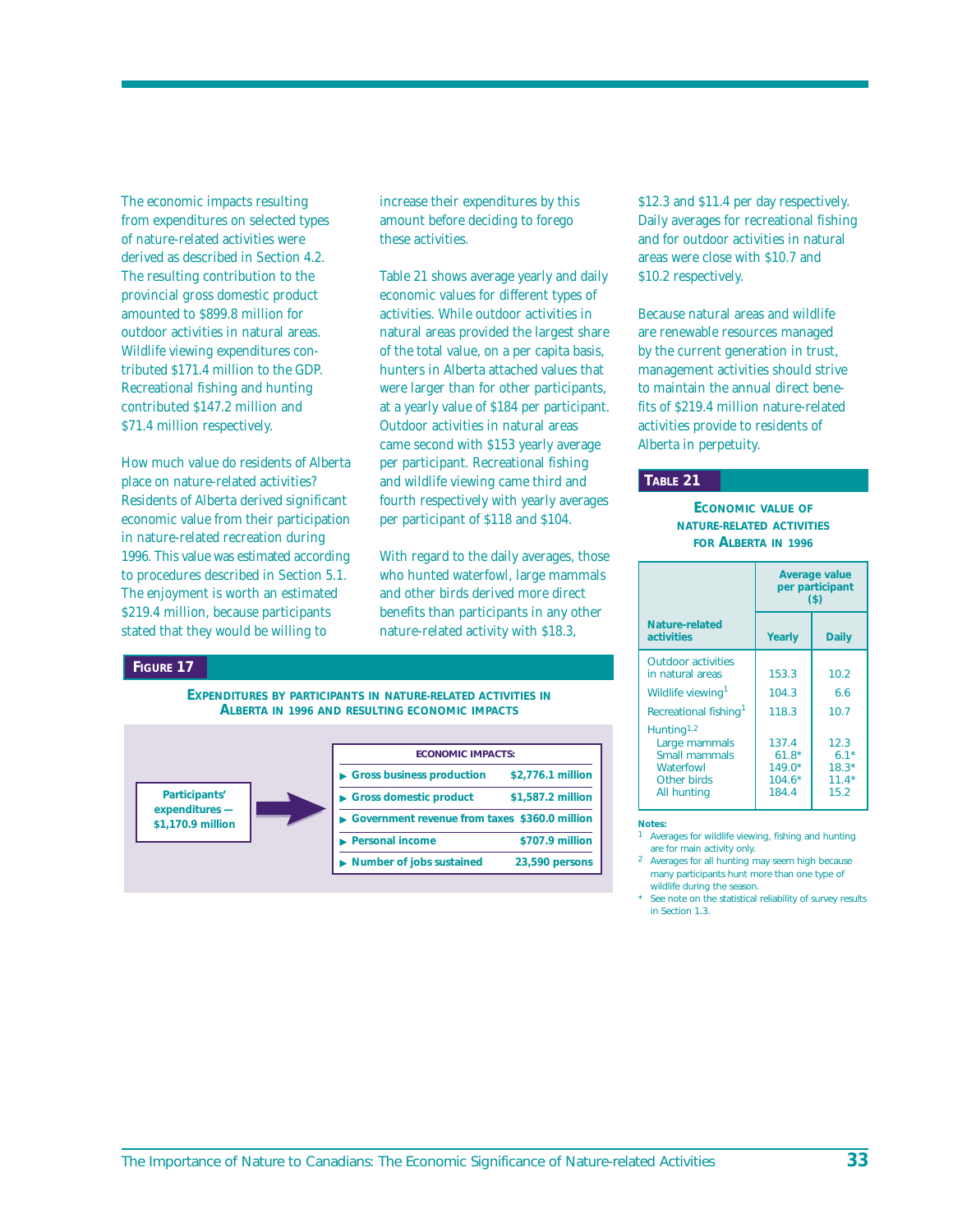The economic impacts resulting from expenditures on selected types of nature-related activities were derived as described in Section 4.2. The resulting contribution to the provincial gross domestic product amounted to $899.8 million for outdoor activities in natural areas. Wildlife viewing expenditures contributed $171.4 million to the GDP. Recreational fishing and hunting contributed $147.2 million and $71.4 million respectively.

How much value do residents of Alberta place on nature-related activities? Residents of Alberta derived significant economic value from their participation in nature-related recreation during 1996. This value was estimated according to procedures described in Section 5.1. The enjoyment is worth an estimated $219.4 million, because participants stated that they would be willing to increase their expenditures by this amount before deciding to forego these activities.

Table 21 shows average yearly and daily economic values for different types of activities. While outdoor activities in natural areas provided the largest share of the total value, on a per capita basis, hunters in Alberta attached values that were larger than for other participants, at a yearly value of $184 per participant. Outdoor activities in natural areas came second with $153 yearly average per participant. Recreational fishing and wildlife viewing came third and fourth respectively with yearly averages per participant of $118 and $104.

With regard to the daily averages, those who hunted waterfowl, large mammals and other birds derived more direct benefits than participants in any other nature-related activity with $18.3, $12.3 and $11.4 per day respectively. Daily averages for recreational fishing and for outdoor activities in natural areas were close with $10.7 and $10.2 respectively.

Because natural areas and wildlife are renewable resources managed by the current generation in trust, management activities should strive to maintain the annual direct benefits of $219.4 million nature-related activities provide to residents of Alberta in perpetuity.

**Figure 17**

**Expenditures by participants in nature-related activities in Alberta in 1996 and resulting economic impacts**

**Participants' expenditures — $1,170.9 million** → **Economic impacts:**

| Economic impacts: | |
|---|---|
| Gross business production | $2,776.1 million |
| Gross domestic product | $1,587.2 million |
| Government revenue from taxes | $360.0 million |
| Personal income | $707.9 million |
| Number of jobs sustained | 23,590 persons |

**Table 21**

**Economic value of nature-related activities for Alberta in 1996**

| Nature-related activities | Average value per participant ($) | |
|---|---|---|
| | Yearly | Daily |
| Outdoor activities in natural areas | 153.3 | 10.2 |
| Wildlife viewing[1] | 104.3 | 6.6 |
| Recreational fishing[1] | 118.3 | 10.7 |
| Hunting[1,2] | | |
| Large mammals | 137.4 | 12.3 |
| Small mammals | 61.8* | 6.1* |
| Waterfowl | 149.0* | 18.3* |
| Other birds | 104.6* | 11.4* |
| All hunting | 184.4 | 15.2 |

**Notes:**

1 Averages for wildlife viewing, fishing and hunting are for main activity only.

2 Averages for all hunting may seem high because many participants hunt more than one type of wildlife during the season.

\* See note on the statistical reliability of survey results in Section 1.3.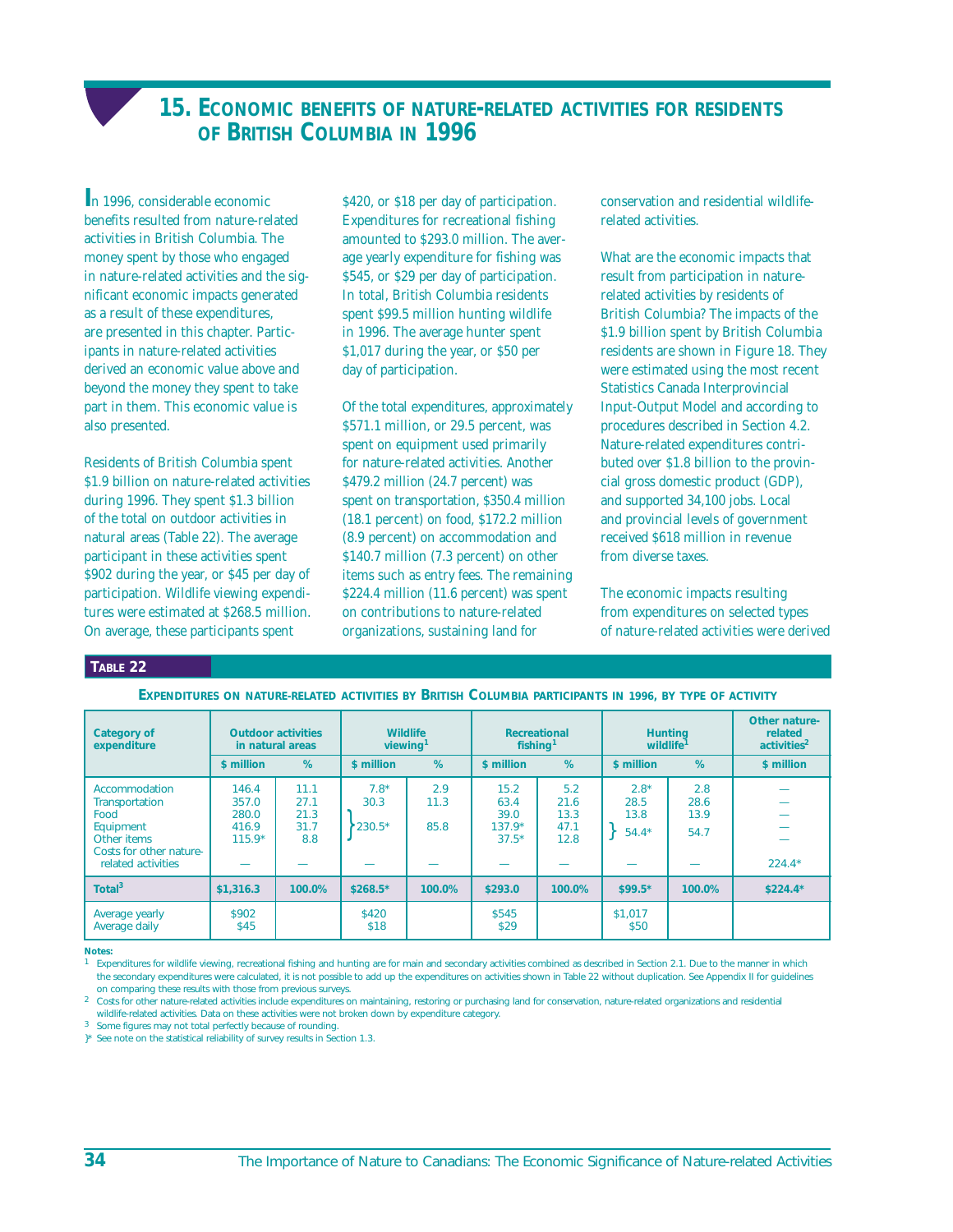## 15. Economic benefits of nature-related activities for residents of British Columbia in 1996

In 1996, considerable economic benefits resulted from nature-related activities in British Columbia. The money spent by those who engaged in nature-related activities and the significant economic impacts generated as a result of these expenditures, are presented in this chapter. Participants in nature-related activities derived an economic value above and beyond the money they spent to take part in them. This economic value is also presented.

Residents of British Columbia spent $1.9 billion on nature-related activities during 1996. They spent $1.3 billion of the total on outdoor activities in natural areas (Table 22). The average participant in these activities spent $902 during the year, or $45 per day of participation. Wildlife viewing expenditures were estimated at $268.5 million. On average, these participants spent $420, or $18 per day of participation. Expenditures for recreational fishing amounted to $293.0 million. The average yearly expenditure for fishing was $545, or $29 per day of participation. In total, British Columbia residents spent $99.5 million hunting wildlife in 1996. The average hunter spent $1,017 during the year, or $50 per day of participation.

Of the total expenditures, approximately $571.1 million, or 29.5 percent, was spent on equipment used primarily for nature-related activities. Another $479.2 million (24.7 percent) was spent on transportation, $350.4 million (18.1 percent) on food, $172.2 million (8.9 percent) on accommodation and $140.7 million (7.3 percent) on other items such as entry fees. The remaining $224.4 million (11.6 percent) was spent on contributions to nature-related organizations, sustaining land for conservation and residential wildlife-related activities.

What are the economic impacts that result from participation in nature-related activities by residents of British Columbia? The impacts of the $1.9 billion spent by British Columbia residents are shown in Figure 18. They were estimated using the most recent Statistics Canada Interprovincial Input-Output Model and according to procedures described in Section 4.2. Nature-related expenditures contributed over $1.8 billion to the provincial gross domestic product (GDP), and supported 34,100 jobs. Local and provincial levels of government received $618 million in revenue from diverse taxes.

The economic impacts resulting from expenditures on selected types of nature-related activities were derived

**Table 22**

**Expenditures on nature-related activities by British Columbia participants in 1996, by type of activity**

| Category of expenditure | Outdoor activities in natural areas | | Wildlife viewing[1] | | Recreational fishing[1] | | Hunting wildlife[1] | | Other nature-related activities[2] |
|---|---|---|---|---|---|---|---|---|---|
| | $ million | % | $ million | % | $ million | % | $ million | % | $ million |
| Accommodation | 146.4 | 11.1 | 7.8* | 2.9 | 15.2 | 5.2 | 2.8* | 2.8 | — |
| Transportation | 357.0 | 27.1 | 30.3 | 11.3 | 63.4 | 21.6 | 28.5 | 28.6 | — |
| Food | 280.0 | 21.3 | } 230.5* | } 85.8 | 39.0 | 13.3 | 13.8 | 13.9 | — |
| Equipment | 416.9 | 31.7 | | | 137.9* | 47.1 | } 54.4* | } 54.7 | — |
| Other items | 115.9* | 8.8 | | | 37.5* | 12.8 | | | — |
| Costs for other nature-related activities | — | — | — | — | — | — | — | — | 224.4* |
| **Total[3]** | **$1,316.3** | **100.0%** | **$268.5*** | **100.0%** | **$293.0** | **100.0%** | **$99.5*** | **100.0%** | **$224.4*** |
| Average yearly | $902 | | $420 | | $545 | | $1,017 | | |
| Average daily | $45 | | $18 | | $29 | | $50 | | |

**Notes:**

1 Expenditures for wildlife viewing, recreational fishing and hunting are for main and secondary activities combined as described in Section 2.1. Due to the manner in which the secondary expenditures were calculated, it is not possible to add up the expenditures on activities shown in Table 22 without duplication. See Appendix II for guidelines on comparing these results with those from previous surveys.

2 Costs for other nature-related activities include expenditures on maintaining, restoring or purchasing land for conservation, nature-related organizations and residential wildlife-related activities. Data on these activities were not broken down by expenditure category.

3 Some figures may not total perfectly because of rounding.

}* See note on the statistical reliability of survey results in Section 1.3.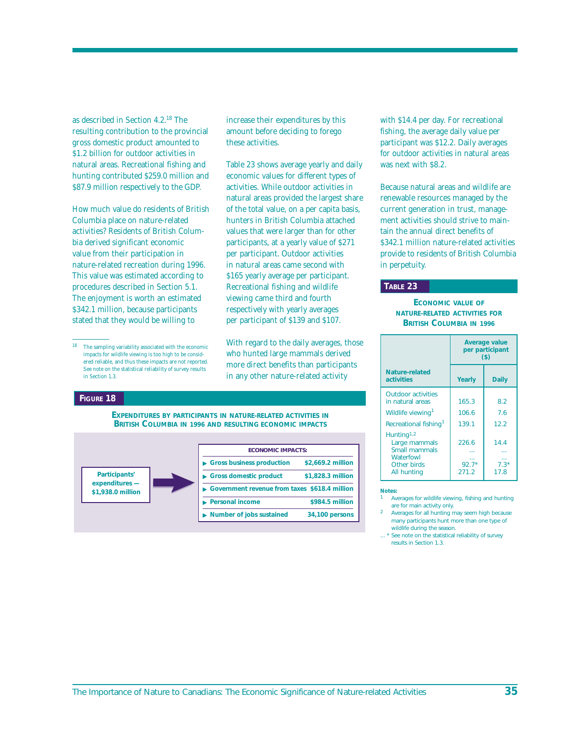as described in Section 4.2.[18] The resulting contribution to the provincial gross domestic product amounted to $1.2 billion for outdoor activities in natural areas. Recreational fishing and hunting contributed $259.0 million and $87.9 million respectively to the GDP.

How much value do residents of British Columbia place on nature-related activities? Residents of British Columbia derived significant economic value from their participation in nature-related recreation during 1996. This value was estimated according to procedures described in Section 5.1. The enjoyment is worth an estimated $342.1 million, because participants stated that they would be willing to increase their expenditures by this amount before deciding to forego these activities.

Table 23 shows average yearly and daily economic values for different types of activities. While outdoor activities in natural areas provided the largest share of the total value, on a per capita basis, hunters in British Columbia attached values that were larger than for other participants, at a yearly value of $271 per participant. Outdoor activities in natural areas came second with $165 yearly average per participant. Recreational fishing and wildlife viewing came third and fourth respectively with yearly averages per participant of $139 and $107.

With regard to the daily averages, those who hunted large mammals derived more direct benefits than participants in any other nature-related activity with $14.4 per day. For recreational fishing, the average daily value per participant was $12.2. Daily averages for outdoor activities in natural areas was next with $8.2.

Because natural areas and wildlife are renewable resources managed by the current generation in trust, management activities should strive to maintain the annual direct benefits of $342.1 million nature-related activities provide to residents of British Columbia in perpetuity.

[18] The sampling variability associated with the economic impacts for wildlife viewing is too high to be considered reliable, and thus these impacts are not reported. See note on the statistical reliability of survey results in Section 1.3.

**FIGURE 18**

**EXPENDITURES BY PARTICIPANTS IN NATURE-RELATED ACTIVITIES IN BRITISH COLUMBIA IN 1996 AND RESULTING ECONOMIC IMPACTS**

**Participants' expenditures — $1,938.0 million** ➔

| ECONOMIC IMPACTS: | |
|---|---|
| Gross business production | $2,669.2 million |
| Gross domestic product | $1,828.3 million |
| Government revenue from taxes | $618.4 million |
| Personal income | $984.5 million |
| Number of jobs sustained | 34,100 persons |

**TABLE 23**

**ECONOMIC VALUE OF NATURE-RELATED ACTIVITIES FOR BRITISH COLUMBIA IN 1996**

| Nature-related activities | Average value per participant ($) | |
|---|---|---|
| | Yearly | Daily |
| Outdoor activities in natural areas | 165.3 | 8.2 |
| Wildlife viewing[1] | 106.6 | 7.6 |
| Recreational fishing[1] | 139.1 | 12.2 |
| Hunting[1,2] | | |
| Large mammals | 226.6 | 14.4 |
| Small mammals | ... | ... |
| Waterfowl | ... | ... |
| Other birds | 92.7* | 7.3* |
| All hunting | 271.2 | 17.8 |

**Notes:**

1 Averages for wildlife viewing, fishing and hunting are for main activity only.

2 Averages for all hunting may seem high because many participants hunt more than one type of wildlife during the season.

... * See note on the statistical reliability of survey results in Section 1.3.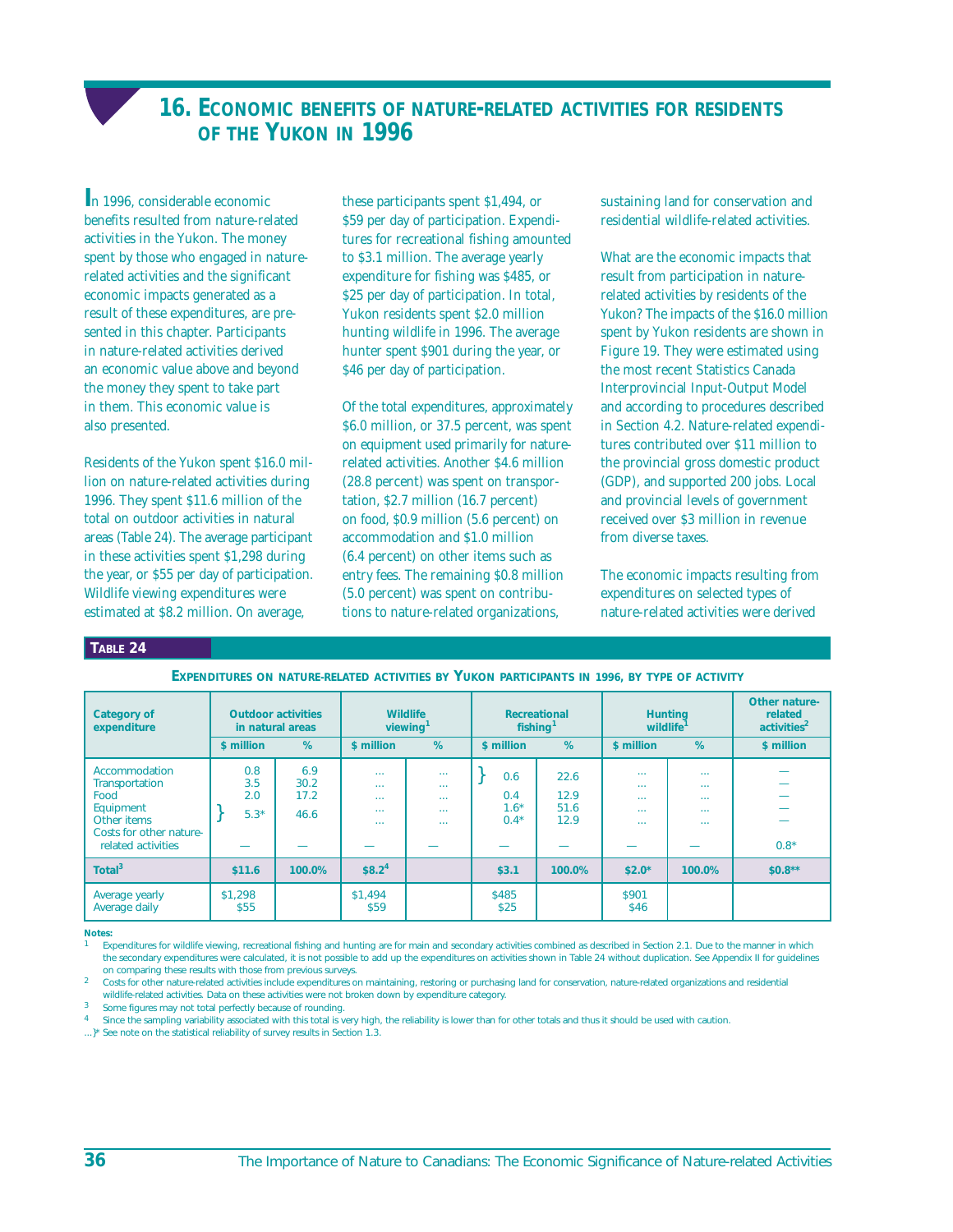# 16. Economic benefits of nature-related activities for residents of the Yukon in 1996

In 1996, considerable economic benefits resulted from nature-related activities in the Yukon. The money spent by those who engaged in nature-related activities and the significant economic impacts generated as a result of these expenditures, are presented in this chapter. Participants in nature-related activities derived an economic value above and beyond the money they spent to take part in them. This economic value is also presented.

Residents of the Yukon spent $16.0 million on nature-related activities during 1996. They spent $11.6 million of the total on outdoor activities in natural areas (Table 24). The average participant in these activities spent $1,298 during the year, or $55 per day of participation. Wildlife viewing expenditures were estimated at $8.2 million. On average, these participants spent $1,494, or $59 per day of participation. Expenditures for recreational fishing amounted to $3.1 million. The average yearly expenditure for fishing was $485, or $25 per day of participation. In total, Yukon residents spent $2.0 million hunting wildlife in 1996. The average hunter spent $901 during the year, or $46 per day of participation.

Of the total expenditures, approximately $6.0 million, or 37.5 percent, was spent on equipment used primarily for nature-related activities. Another $4.6 million (28.8 percent) was spent on transportation, $2.7 million (16.7 percent) on food, $0.9 million (5.6 percent) on accommodation and $1.0 million (6.4 percent) on other items such as entry fees. The remaining $0.8 million (5.0 percent) was spent on contributions to nature-related organizations, sustaining land for conservation and residential wildlife-related activities.

What are the economic impacts that result from participation in nature-related activities by residents of the Yukon? The impacts of the $16.0 million spent by Yukon residents are shown in Figure 19. They were estimated using the most recent Statistics Canada Interprovincial Input-Output Model and according to procedures described in Section 4.2. Nature-related expenditures contributed over $11 million to the provincial gross domestic product (GDP), and supported 200 jobs. Local and provincial levels of government received over $3 million in revenue from diverse taxes.

The economic impacts resulting from expenditures on selected types of nature-related activities were derived

**Table 24**

**Expenditures on nature-related activities by Yukon participants in 1996, by type of activity**

| Category of expenditure | Outdoor activities in natural areas | | Wildlife viewing[1] | | Recreational fishing[1] | | Hunting wildlife[1] | | Other nature-related activities[2] |
|---|---|---|---|---|---|---|---|---|---|
| | $ million | % | $ million | % | $ million | % | $ million | % | $ million |
| Accommodation | 0.8 | 6.9 | ... | ... | } 0.6 | } 22.6 | ... | ... | — |
| Transportation | 3.5 | 30.2 | ... | ... | | | ... | ... | — |
| Food | 2.0 | 17.2 | ... | ... | 0.4 | 12.9 | ... | ... | — |
| Equipment | } 5.3* | } 46.6 | ... | ... | 1.6* | 51.6 | ... | ... | — |
| Other items | | | ... | ... | 0.4* | 12.9 | ... | ... | — |
| Costs for other nature-related activities | — | — | — | — | — | — | — | — | 0.8* |
| **Total[3]** | **$11.6** | **100.0%** | **$8.2[4]** | | **$3.1** | **100.0%** | **$2.0*** | **100.0%** | **$0.8**** |
| Average yearly | $1,298 | | $1,494 | | $485 | | $901 | | |
| Average daily | $55 | | $59 | | $25 | | $46 | | |

**Notes:**

1 Expenditures for wildlife viewing, recreational fishing and hunting are for main and secondary activities combined as described in Section 2.1. Due to the manner in which the secondary expenditures were calculated, it is not possible to add up the expenditures on activities shown in Table 24 without duplication. See Appendix II for guidelines on comparing these results with those from previous surveys.

2 Costs for other nature-related activities include expenditures on maintaining, restoring or purchasing land for conservation, nature-related organizations and residential wildlife-related activities. Data on these activities were not broken down by expenditure category.

3 Some figures may not total perfectly because of rounding.

4 Since the sampling variability associated with this total is very high, the reliability is lower than for other totals and thus it should be used with caution.

...}* See note on the statistical reliability of survey results in Section 1.3.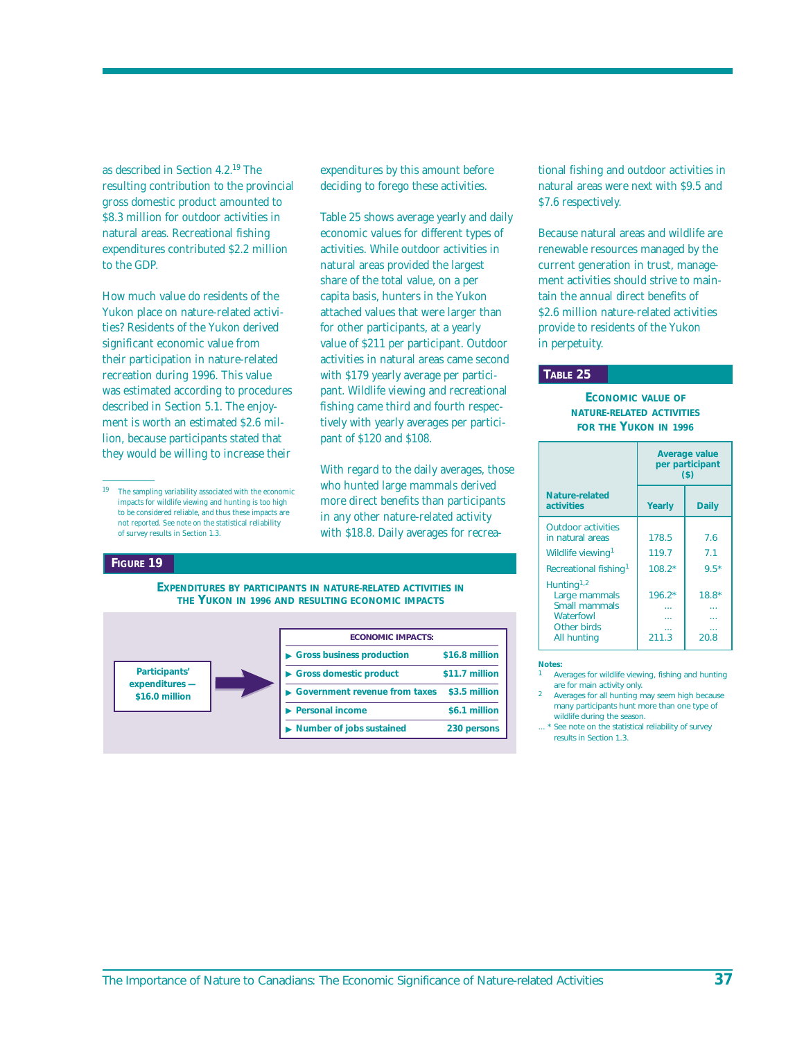as described in Section 4.2.[19] The resulting contribution to the provincial gross domestic product amounted to $8.3 million for outdoor activities in natural areas. Recreational fishing expenditures contributed $2.2 million to the GDP.

How much value do residents of the Yukon place on nature-related activities? Residents of the Yukon derived significant economic value from their participation in nature-related recreation during 1996. This value was estimated according to procedures described in Section 5.1. The enjoyment is worth an estimated $2.6 million, because participants stated that they would be willing to increase their expenditures by this amount before deciding to forego these activities.

Table 25 shows average yearly and daily economic values for different types of activities. While outdoor activities in natural areas provided the largest share of the total value, on a per capita basis, hunters in the Yukon attached values that were larger than for other participants, at a yearly value of $211 per participant. Outdoor activities in natural areas came second with $179 yearly average per participant. Wildlife viewing and recreational fishing came third and fourth respectively with yearly averages per participant of $120 and $108.

With regard to the daily averages, those who hunted large mammals derived more direct benefits than participants in any other nature-related activity with $18.8. Daily averages for recreational fishing and outdoor activities in natural areas were next with $9.5 and $7.6 respectively.

Because natural areas and wildlife are renewable resources managed by the current generation in trust, management activities should strive to maintain the annual direct benefits of $2.6 million nature-related activities provide to residents of the Yukon in perpetuity.

[19] The sampling variability associated with the economic impacts for wildlife viewing and hunting is too high to be considered reliable, and thus these impacts are not reported. See note on the statistical reliability of survey results in Section 1.3.

**FIGURE 19**

**EXPENDITURES BY PARTICIPANTS IN NATURE-RELATED ACTIVITIES IN THE YUKON IN 1996 AND RESULTING ECONOMIC IMPACTS**

**Participants' expenditures — $16.0 million**

| ECONOMIC IMPACTS: | |
|---|---|
| Gross business production | $16.8 million |
| Gross domestic product | $11.7 million |
| Government revenue from taxes | $3.5 million |
| Personal income | $6.1 million |
| Number of jobs sustained | 230 persons |

**TABLE 25**

**ECONOMIC VALUE OF NATURE-RELATED ACTIVITIES FOR THE YUKON IN 1996**

| Nature-related activities | Average value per participant ($) | |
|---|---|---|
| | Yearly | Daily |
| Outdoor activities in natural areas | 178.5 | 7.6 |
| Wildlife viewing[1] | 119.7 | 7.1 |
| Recreational fishing[1] | 108.2* | 9.5* |
| Hunting[1,2] | | |
| Large mammals | 196.2* | 18.8* |
| Small mammals | ... | ... |
| Waterfowl | ... | ... |
| Other birds | ... | ... |
| All hunting | 211.3 | 20.8 |

Notes:

1 Averages for wildlife viewing, fishing and hunting are for main activity only.

2 Averages for all hunting may seem high because many participants hunt more than one type of wildlife during the season.

... * See note on the statistical reliability of survey results in Section 1.3.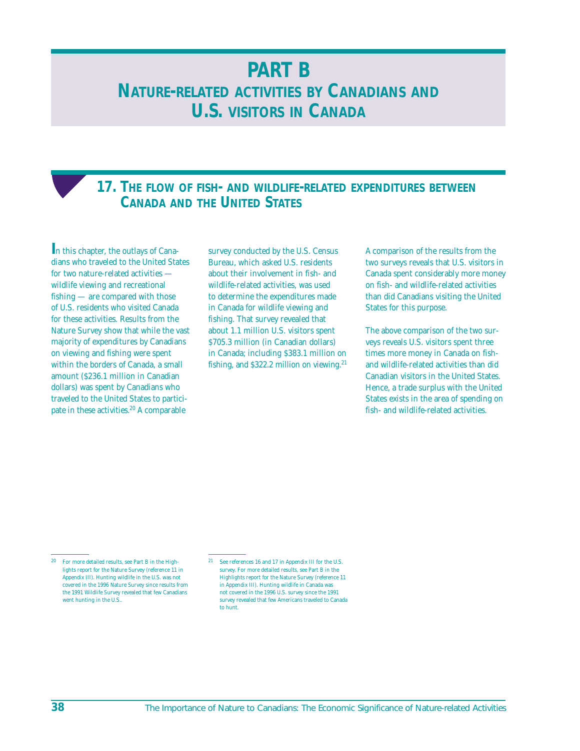# PART B

# NATURE-RELATED ACTIVITIES BY CANADIANS AND U.S. VISITORS IN CANADA

## 17. THE FLOW OF FISH- AND WILDLIFE-RELATED EXPENDITURES BETWEEN CANADA AND THE UNITED STATES

In this chapter, the outlays of Canadians who traveled to the United States for two nature-related activities — wildlife viewing and recreational fishing — are compared with those of U.S. residents who visited Canada for these activities. Results from the Nature Survey show that while the vast majority of expenditures by Canadians on viewing and fishing were spent within the borders of Canada, a small amount ($236.1 million in Canadian dollars) was spent by Canadians who traveled to the United States to participate in these activities.[20] A comparable survey conducted by the U.S. Census Bureau, which asked U.S. residents about their involvement in fish- and wildlife-related activities, was used to determine the expenditures made in Canada for wildlife viewing and fishing. That survey revealed that about 1.1 million U.S. visitors spent $705.3 million (in Canadian dollars) in Canada; including $383.1 million on fishing, and $322.2 million on viewing.[21]

A comparison of the results from the two surveys reveals that U.S. visitors in Canada spent considerably more money on fish- and wildlife-related activities than did Canadians visiting the United States for this purpose.

The above comparison of the two surveys reveals U.S. visitors spent three times more money in Canada on fish- and wildlife-related activities than did Canadian visitors in the United States. Hence, a trade surplus with the United States exists in the area of spending on fish- and wildlife-related activities.

---

[20] For more detailed results, see Part B in the Highlights report for the Nature Survey (reference 11 in Appendix III). Hunting wildlife in the U.S. was not covered in the 1996 Nature Survey since results from the 1991 Wildlife Survey revealed that few Canadians went hunting in the U.S..

[21] See references 16 and 17 in Appendix III for the U.S. survey. For more detailed results, see Part B in the Highlights report for the Nature Survey (reference 11 in Appendix III). Hunting wildlife in Canada was not covered in the 1996 U.S. survey since the 1991 survey revealed that few Americans traveled to Canada to hunt.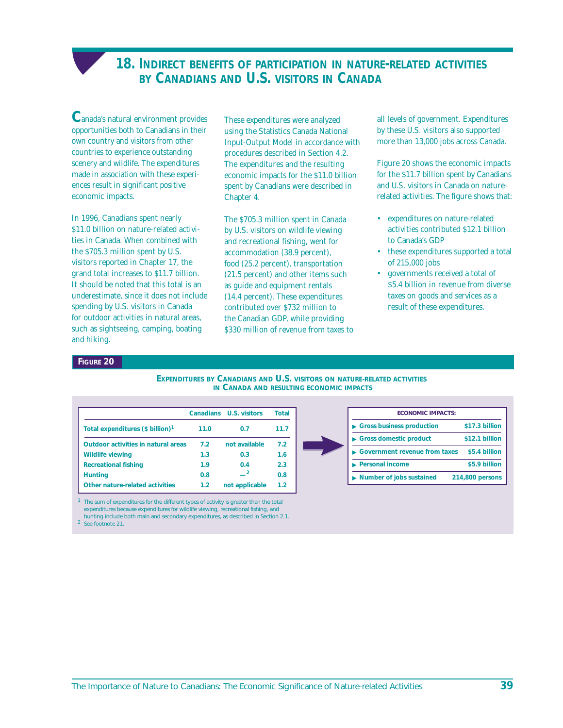## 18. Indirect benefits of participation in nature-related activities by Canadians and U.S. visitors in Canada

Canada's natural environment provides opportunities both to Canadians in their own country and visitors from other countries to experience outstanding scenery and wildlife. The expenditures made in association with these experiences result in significant positive economic impacts.

In 1996, Canadians spent nearly $11.0 billion on nature-related activities in Canada. When combined with the $705.3 million spent by U.S. visitors reported in Chapter 17, the grand total increases to $11.7 billion. It should be noted that this total is an underestimate, since it does not include spending by U.S. visitors in Canada for outdoor activities in natural areas, such as sightseeing, camping, boating and hiking.

These expenditures were analyzed using the Statistics Canada National Input-Output Model in accordance with procedures described in Section 4.2. The expenditures and the resulting economic impacts for the $11.0 billion spent by Canadians were described in Chapter 4.

The $705.3 million spent in Canada by U.S. visitors on wildlife viewing and recreational fishing, went for accommodation (38.9 percent), food (25.2 percent), transportation (21.5 percent) and other items such as guide and equipment rentals (14.4 percent). These expenditures contributed over $732 million to the Canadian GDP, while providing $330 million of revenue from taxes to all levels of government. Expenditures by these U.S. visitors also supported more than 13,000 jobs across Canada.

Figure 20 shows the economic impacts for the $11.7 billion spent by Canadians and U.S. visitors in Canada on nature-related activities. The figure shows that:

- expenditures on nature-related activities contributed $12.1 billion to Canada's GDP
- these expenditures supported a total of 215,000 jobs
- governments received a total of $5.4 billion in revenue from diverse taxes on goods and services as a result of these expenditures.

**Figure 20**

**Expenditures by Canadians and U.S. visitors on nature-related activities in Canada and resulting economic impacts**

| | Canadians | U.S. visitors | Total |
|---|---|---|---|
| Total expenditures ($ billion)[1] | 11.0 | 0.7 | 11.7 |
| Outdoor activities in natural areas | 7.2 | not available | 7.2 |
| Wildlife viewing | 1.3 | 0.3 | 1.6 |
| Recreational fishing | 1.9 | 0.4 | 2.3 |
| Hunting | 0.8 | —[2] | 0.8 |
| Other nature-related activities | 1.2 | not applicable | 1.2 |

| Economic impacts: | |
|---|---|
| Gross business production | $17.3 billion |
| Gross domestic product | $12.1 billion |
| Government revenue from taxes | $5.4 billion |
| Personal income | $5.9 billion |
| Number of jobs sustained | 214,800 persons |

[1] The sum of expenditures for the different types of activity is greater than the total expenditures because expenditures for wildlife viewing, recreational fishing, and hunting include both main and secondary expenditures, as described in Section 2.1.

[2] See footnote 21.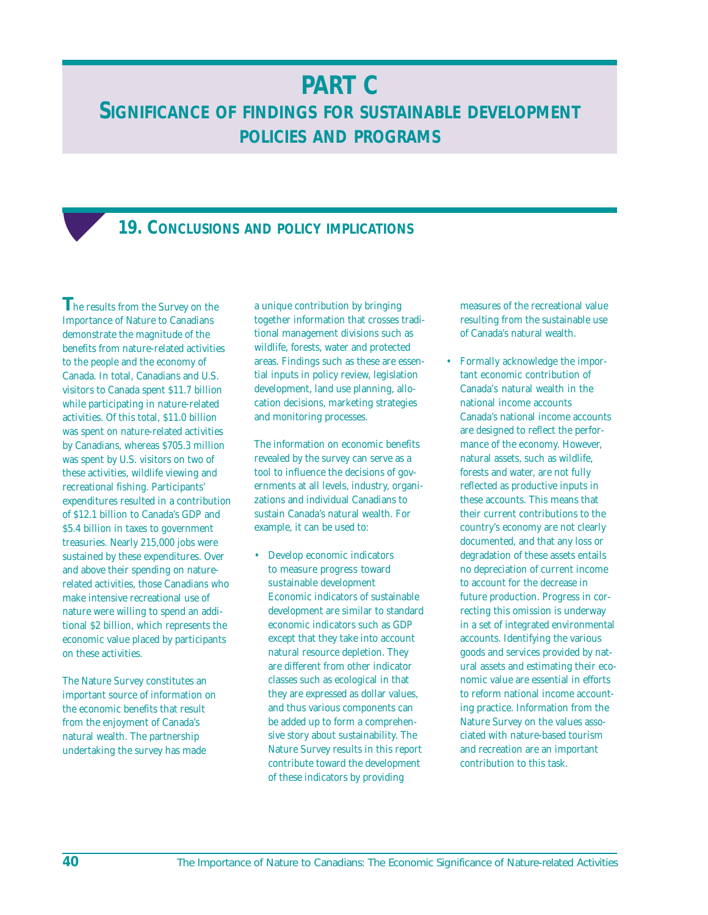# PART C

## SIGNIFICANCE OF FINDINGS FOR SUSTAINABLE DEVELOPMENT POLICIES AND PROGRAMS

## 19. CONCLUSIONS AND POLICY IMPLICATIONS

The results from the Survey on the Importance of Nature to Canadians demonstrate the magnitude of the benefits from nature-related activities to the people and the economy of Canada. In total, Canadians and U.S. visitors to Canada spent $11.7 billion while participating in nature-related activities. Of this total, $11.0 billion was spent on nature-related activities by Canadians, whereas $705.3 million was spent by U.S. visitors on two of these activities, wildlife viewing and recreational fishing. Participants' expenditures resulted in a contribution of $12.1 billion to Canada's GDP and $5.4 billion in taxes to government treasuries. Nearly 215,000 jobs were sustained by these expenditures. Over and above their spending on nature-related activities, those Canadians who make intensive recreational use of nature were willing to spend an additional $2 billion, which represents the economic value placed by participants on these activities.

The Nature Survey constitutes an important source of information on the economic benefits that result from the enjoyment of Canada's natural wealth. The partnership undertaking the survey has made a unique contribution by bringing together information that crosses traditional management divisions such as wildlife, forests, water and protected areas. Findings such as these are essential inputs in policy review, legislation development, land use planning, allocation decisions, marketing strategies and monitoring processes.

The information on economic benefits revealed by the survey can serve as a tool to influence the decisions of governments at all levels, industry, organizations and individual Canadians to sustain Canada's natural wealth. For example, it can be used to:

- Develop economic indicators to measure progress toward sustainable development
  Economic indicators of sustainable development are similar to standard economic indicators such as GDP except that they take into account natural resource depletion. They are different from other indicator classes such as ecological in that they are expressed as dollar values, and thus various components can be added up to form a comprehensive story about sustainability. The Nature Survey results in this report contribute toward the development of these indicators by providing measures of the recreational value resulting from the sustainable use of Canada's natural wealth.

- Formally acknowledge the important economic contribution of Canada's natural wealth in the national income accounts
  Canada's national income accounts are designed to reflect the performance of the economy. However, natural assets, such as wildlife, forests and water, are not fully reflected as productive inputs in these accounts. This means that their current contributions to the country's economy are not clearly documented, and that any loss or degradation of these assets entails no depreciation of current income to account for the decrease in future production. Progress in correcting this omission is underway in a set of integrated environmental accounts. Identifying the various goods and services provided by natural assets and estimating their economic value are essential in efforts to reform national income accounting practice. Information from the Nature Survey on the values associated with nature-based tourism and recreation are an important contribution to this task.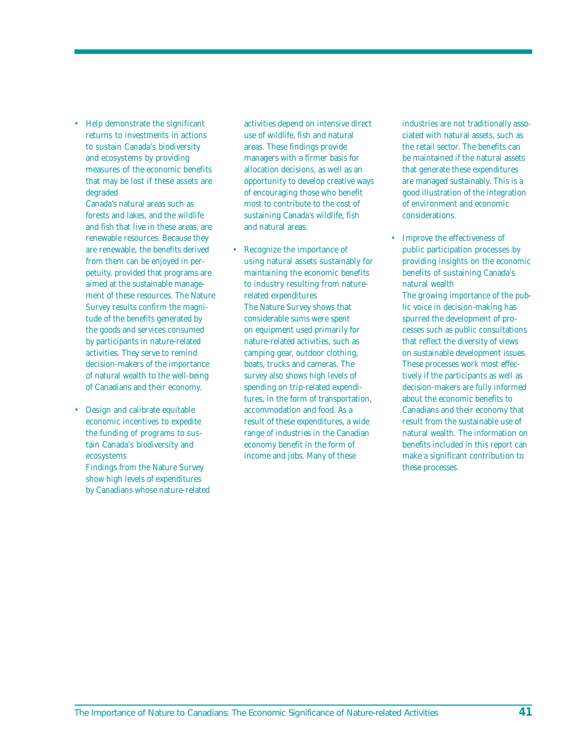- Help demonstrate the significant returns to investments in actions to sustain Canada's biodiversity and ecosystems by providing measures of the economic benefits that may be lost if these assets are degraded

  Canada's natural areas such as forests and lakes, and the wildlife and fish that live in these areas, are renewable resources. Because they are renewable, the benefits derived from them can be enjoyed in perpetuity, provided that programs are aimed at the sustainable management of these resources. The Nature Survey results confirm the magnitude of the benefits generated by the goods and services consumed by participants in nature-related activities. They serve to remind decision-makers of the importance of natural wealth to the well-being of Canadians and their economy.

- Design and calibrate equitable economic incentives to expedite the funding of programs to sustain Canada's biodiversity and ecosystems

  Findings from the Nature Survey show high levels of expenditures by Canadians whose nature-related activities depend on intensive direct use of wildlife, fish and natural areas. These findings provide managers with a firmer basis for allocation decisions, as well as an opportunity to develop creative ways of encouraging those who benefit most to contribute to the cost of sustaining Canada's wildlife, fish and natural areas.

- Recognize the importance of using natural assets sustainably for maintaining the economic benefits to industry resulting from nature-related expenditures

  The Nature Survey shows that considerable sums were spent on equipment used primarily for nature-related activities, such as camping gear, outdoor clothing, boats, trucks and cameras. The survey also shows high levels of spending on trip-related expenditures, in the form of transportation, accommodation and food. As a result of these expenditures, a wide range of industries in the Canadian economy benefit in the form of income and jobs. Many of these industries are not traditionally associated with natural assets, such as the retail sector. The benefits can be maintained if the natural assets that generate these expenditures are managed sustainably. This is a good illustration of the integration of environment and economic considerations.

- Improve the effectiveness of public participation processes by providing insights on the economic benefits of sustaining Canada's natural wealth

  The growing importance of the public voice in decision-making has spurred the development of processes such as public consultations that reflect the diversity of views on sustainable development issues. These processes work most effectively if the participants as well as decision-makers are fully informed about the economic benefits to Canadians and their economy that result from the sustainable use of natural wealth. The information on benefits included in this report can make a significant contribution to these processes.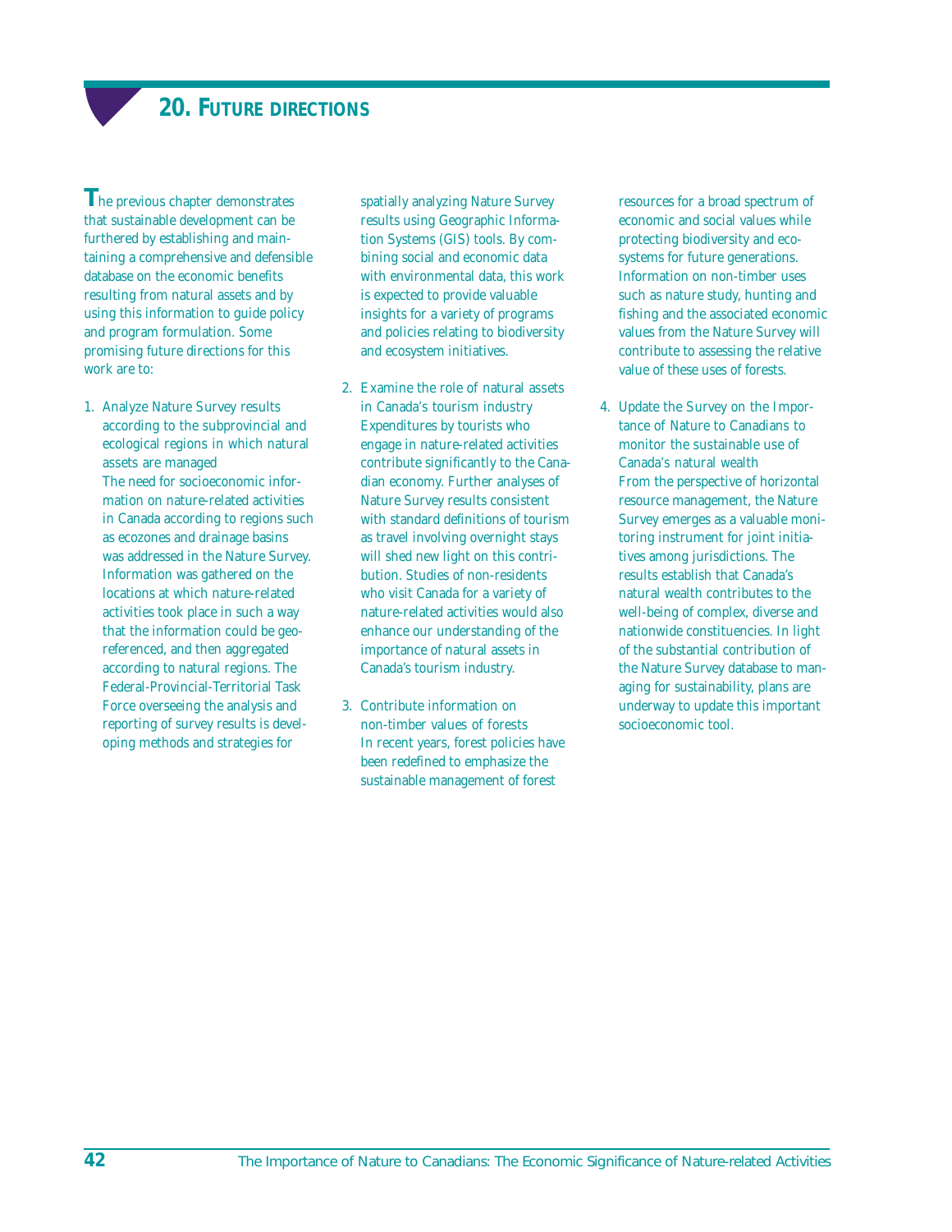# 20. FUTURE DIRECTIONS

The previous chapter demonstrates that sustainable development can be furthered by establishing and maintaining a comprehensive and defensible database on the economic benefits resulting from natural assets and by using this information to guide policy and program formulation. Some promising future directions for this work are to:

1. Analyze Nature Survey results according to the subprovincial and ecological regions in which natural assets are managed
   The need for socioeconomic information on nature-related activities in Canada according to regions such as ecozones and drainage basins was addressed in the Nature Survey. Information was gathered on the locations at which nature-related activities took place in such a way that the information could be georeferenced, and then aggregated according to natural regions. The Federal-Provincial-Territorial Task Force overseeing the analysis and reporting of survey results is developing methods and strategies for spatially analyzing Nature Survey results using Geographic Information Systems (GIS) tools. By combining social and economic data with environmental data, this work is expected to provide valuable insights for a variety of programs and policies relating to biodiversity and ecosystem initiatives.

2. Examine the role of natural assets in Canada's tourism industry
   Expenditures by tourists who engage in nature-related activities contribute significantly to the Canadian economy. Further analyses of Nature Survey results consistent with standard definitions of tourism as travel involving overnight stays will shed new light on this contribution. Studies of non-residents who visit Canada for a variety of nature-related activities would also enhance our understanding of the importance of natural assets in Canada's tourism industry.

3. Contribute information on non-timber values of forests
   In recent years, forest policies have been redefined to emphasize the sustainable management of forest resources for a broad spectrum of economic and social values while protecting biodiversity and ecosystems for future generations. Information on non-timber uses such as nature study, hunting and fishing and the associated economic values from the Nature Survey will contribute to assessing the relative value of these uses of forests.

4. Update the Survey on the Importance of Nature to Canadians to monitor the sustainable use of Canada's natural wealth
   From the perspective of horizontal resource management, the Nature Survey emerges as a valuable monitoring instrument for joint initiatives among jurisdictions. The results establish that Canada's natural wealth contributes to the well-being of complex, diverse and nationwide constituencies. In light of the substantial contribution of the Nature Survey database to managing for sustainability, plans are underway to update this important socioeconomic tool.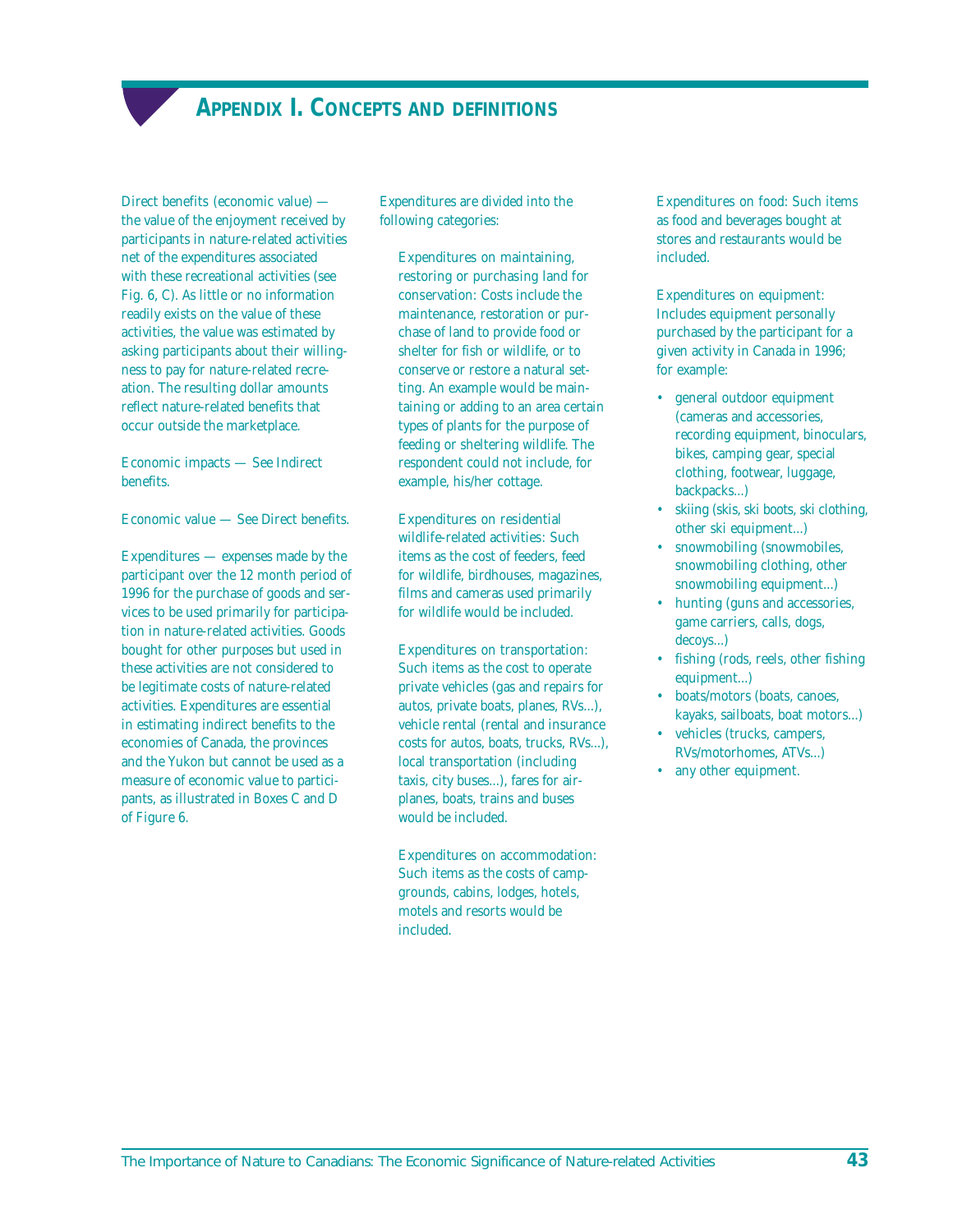# APPENDIX I. CONCEPTS AND DEFINITIONS

Direct benefits (economic value) — the value of the enjoyment received by participants in nature-related activities net of the expenditures associated with these recreational activities (see Fig. 6, C). As little or no information readily exists on the value of these activities, the value was estimated by asking participants about their willingness to pay for nature-related recreation. The resulting dollar amounts reflect nature-related benefits that occur outside the marketplace.

Economic impacts — See Indirect benefits.

Economic value — See Direct benefits.

Expenditures — expenses made by the participant over the 12 month period of 1996 for the purchase of goods and services to be used primarily for participation in nature-related activities. Goods bought for other purposes but used in these activities are not considered to be legitimate costs of nature-related activities. Expenditures are essential in estimating indirect benefits to the economies of Canada, the provinces and the Yukon but cannot be used as a measure of economic value to participants, as illustrated in Boxes C and D of Figure 6.

Expenditures are divided into the following categories:

Expenditures on maintaining, restoring or purchasing land for conservation: Costs include the maintenance, restoration or purchase of land to provide food or shelter for fish or wildlife, or to conserve or restore a natural setting. An example would be maintaining or adding to an area certain types of plants for the purpose of feeding or sheltering wildlife. The respondent could not include, for example, his/her cottage.

Expenditures on residential wildlife-related activities: Such items as the cost of feeders, feed for wildlife, birdhouses, magazines, films and cameras used primarily for wildlife would be included.

Expenditures on transportation: Such items as the cost to operate private vehicles (gas and repairs for autos, private boats, planes, RVs...), vehicle rental (rental and insurance costs for autos, boats, trucks, RVs...), local transportation (including taxis, city buses...), fares for airplanes, boats, trains and buses would be included.

Expenditures on accommodation: Such items as the costs of campgrounds, cabins, lodges, hotels, motels and resorts would be included.

Expenditures on food: Such items as food and beverages bought at stores and restaurants would be included.

Expenditures on equipment: Includes equipment personally purchased by the participant for a given activity in Canada in 1996; for example:

- general outdoor equipment (cameras and accessories, recording equipment, binoculars, bikes, camping gear, special clothing, footwear, luggage, backpacks...)
- skiing (skis, ski boots, ski clothing, other ski equipment...)
- snowmobiling (snowmobiles, snowmobiling clothing, other snowmobiling equipment...)
- hunting (guns and accessories, game carriers, calls, dogs, decoys...)
- fishing (rods, reels, other fishing equipment...)
- boats/motors (boats, canoes, kayaks, sailboats, boat motors...)
- vehicles (trucks, campers, RVs/motorhomes, ATVs...)
- any other equipment.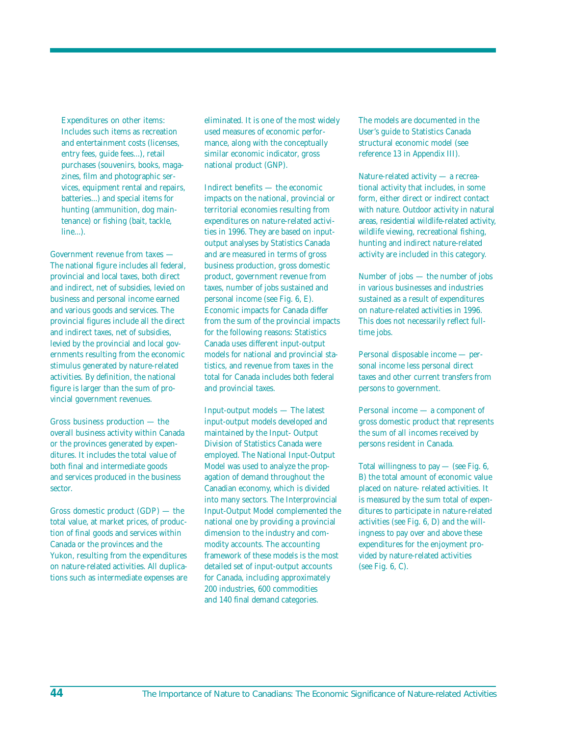Expenditures on other items: Includes such items as recreation and entertainment costs (licenses, entry fees, guide fees...), retail purchases (souvenirs, books, magazines, film and photographic services, equipment rental and repairs, batteries...) and special items for hunting (ammunition, dog maintenance) or fishing (bait, tackle, line...).

Government revenue from taxes — The national figure includes all federal, provincial and local taxes, both direct and indirect, net of subsidies, levied on business and personal income earned and various goods and services. The provincial figures include all the direct and indirect taxes, net of subsidies, levied by the provincial and local governments resulting from the economic stimulus generated by nature-related activities. By definition, the national figure is larger than the sum of provincial government revenues.

Gross business production — the overall business activity within Canada or the provinces generated by expenditures. It includes the total value of both final and intermediate goods and services produced in the business sector.

Gross domestic product (GDP) — the total value, at market prices, of production of final goods and services within Canada or the provinces and the Yukon, resulting from the expenditures on nature-related activities. All duplications such as intermediate expenses are eliminated. It is one of the most widely used measures of economic performance, along with the conceptually similar economic indicator, gross national product (GNP).

Indirect benefits — the economic impacts on the national, provincial or territorial economies resulting from expenditures on nature-related activities in 1996. They are based on input-output analyses by Statistics Canada and are measured in terms of gross business production, gross domestic product, government revenue from taxes, number of jobs sustained and personal income (see Fig. 6, E). Economic impacts for Canada differ from the sum of the provincial impacts for the following reasons: Statistics Canada uses different input-output models for national and provincial statistics, and revenue from taxes in the total for Canada includes both federal and provincial taxes.

Input-output models — The latest input-output models developed and maintained by the Input- Output Division of Statistics Canada were employed. The National Input-Output Model was used to analyze the propagation of demand throughout the Canadian economy, which is divided into many sectors. The Interprovincial Input-Output Model complemented the national one by providing a provincial dimension to the industry and commodity accounts. The accounting framework of these models is the most detailed set of input-output accounts for Canada, including approximately 200 industries, 600 commodities and 140 final demand categories. The models are documented in the User's guide to Statistics Canada structural economic model (see reference 13 in Appendix III).

Nature-related activity — a recreational activity that includes, in some form, either direct or indirect contact with nature. Outdoor activity in natural areas, residential wildlife-related activity, wildlife viewing, recreational fishing, hunting and indirect nature-related activity are included in this category.

Number of jobs — the number of jobs in various businesses and industries sustained as a result of expenditures on nature-related activities in 1996. This does not necessarily reflect full-time jobs.

Personal disposable income — personal income less personal direct taxes and other current transfers from persons to government.

Personal income — a component of gross domestic product that represents the sum of all incomes received by persons resident in Canada.

Total willingness to pay — (see Fig. 6, B) the total amount of economic value placed on nature- related activities. It is measured by the sum total of expenditures to participate in nature-related activities (see Fig. 6, D) and the willingness to pay over and above these expenditures for the enjoyment provided by nature-related activities (see Fig. 6, C).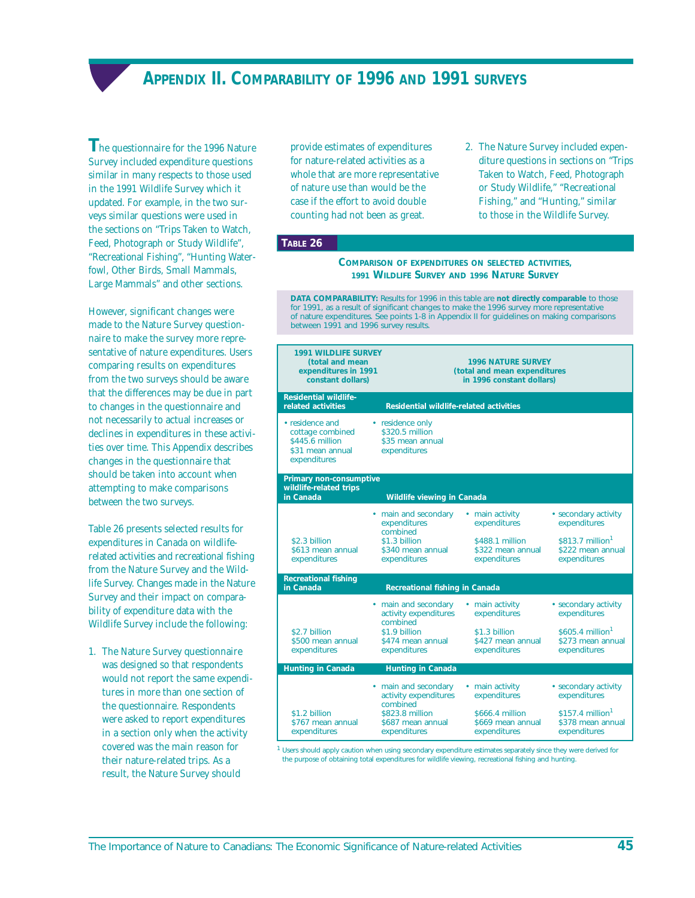# APPENDIX II. COMPARABILITY OF 1996 AND 1991 SURVEYS

The questionnaire for the 1996 Nature Survey included expenditure questions similar in many respects to those used in the 1991 Wildlife Survey which it updated. For example, in the two surveys similar questions were used in the sections on "Trips Taken to Watch, Feed, Photograph or Study Wildlife", "Recreational Fishing", "Hunting Waterfowl, Other Birds, Small Mammals, Large Mammals" and other sections.

However, significant changes were made to the Nature Survey questionnaire to make the survey more representative of nature expenditures. Users comparing results on expenditures from the two surveys should be aware that the differences may be due in part to changes in the questionnaire and not necessarily to actual increases or declines in expenditures in these activities over time. This Appendix describes changes in the questionnaire that should be taken into account when attempting to make comparisons between the two surveys.

Table 26 presents selected results for expenditures in Canada on wildlife-related activities and recreational fishing from the Nature Survey and the Wildlife Survey. Changes made in the Nature Survey and their impact on comparability of expenditure data with the Wildlife Survey include the following:

1. The Nature Survey questionnaire was designed so that respondents would not report the same expenditures in more than one section of the questionnaire. Respondents were asked to report expenditures in a section only when the activity covered was the main reason for their nature-related trips. As a result, the Nature Survey should provide estimates of expenditures for nature-related activities as a whole that are more representative of nature use than would be the case if the effort to avoid double counting had not been as great.
2. The Nature Survey included expenditure questions in sections on "Trips Taken to Watch, Feed, Photograph or Study Wildlife," "Recreational Fishing," and "Hunting," similar to those in the Wildlife Survey.

**TABLE 26**

**COMPARISON OF EXPENDITURES ON SELECTED ACTIVITIES, 1991 WILDLIFE SURVEY AND 1996 NATURE SURVEY**

**DATA COMPARABILITY:** Results for 1996 in this table are **not directly comparable** to those for 1991, as a result of significant changes to make the 1996 survey more representative of nature expenditures. See points 1-8 in Appendix II for guidelines on making comparisons between 1991 and 1996 survey results.

| 1991 WILDLIFE SURVEY (total and mean expenditures in 1991 constant dollars) | 1996 NATURE SURVEY (total and mean expenditures in 1996 constant dollars) | | |
|---|---|---|---|
| **Residential wildlife-related activities** | **Residential wildlife-related activities** | | |
| • residence and cottage combined $445.6 million $31 mean annual expenditures | • residence only $320.5 million $35 mean annual expenditures | | |
| **Primary non-consumptive wildlife-related trips in Canada** | **Wildlife viewing in Canada** | | |
| | • main and secondary expenditures combined | • main activity expenditures | • secondary activity expenditures |
| $2.3 billion $613 mean annual expenditures | $1.3 billion $340 mean annual expenditures | $488.1 million $322 mean annual expenditures | $813.7 million[1] $222 mean annual expenditures |
| **Recreational fishing in Canada** | **Recreational fishing in Canada** | | |
| | • main and secondary activity expenditures combined | • main activity expenditures | • secondary activity expenditures |
| $2.7 billion $500 mean annual expenditures | $1.9 billion $474 mean annual expenditures | $1.3 billion $427 mean annual expenditures | $605.4 million[1] $273 mean annual expenditures |
| **Hunting in Canada** | **Hunting in Canada** | | |
| | • main and secondary activity expenditures combined | • main activity expenditures | • secondary activity expenditures |
| $1.2 billion $767 mean annual expenditures | $823.8 million $687 mean annual expenditures | $666.4 million $669 mean annual expenditures | $157.4 million[1] $378 mean annual expenditures |

[1] Users should apply caution when using secondary expenditure estimates separately since they were derived for the purpose of obtaining total expenditures for wildlife viewing, recreational fishing and hunting.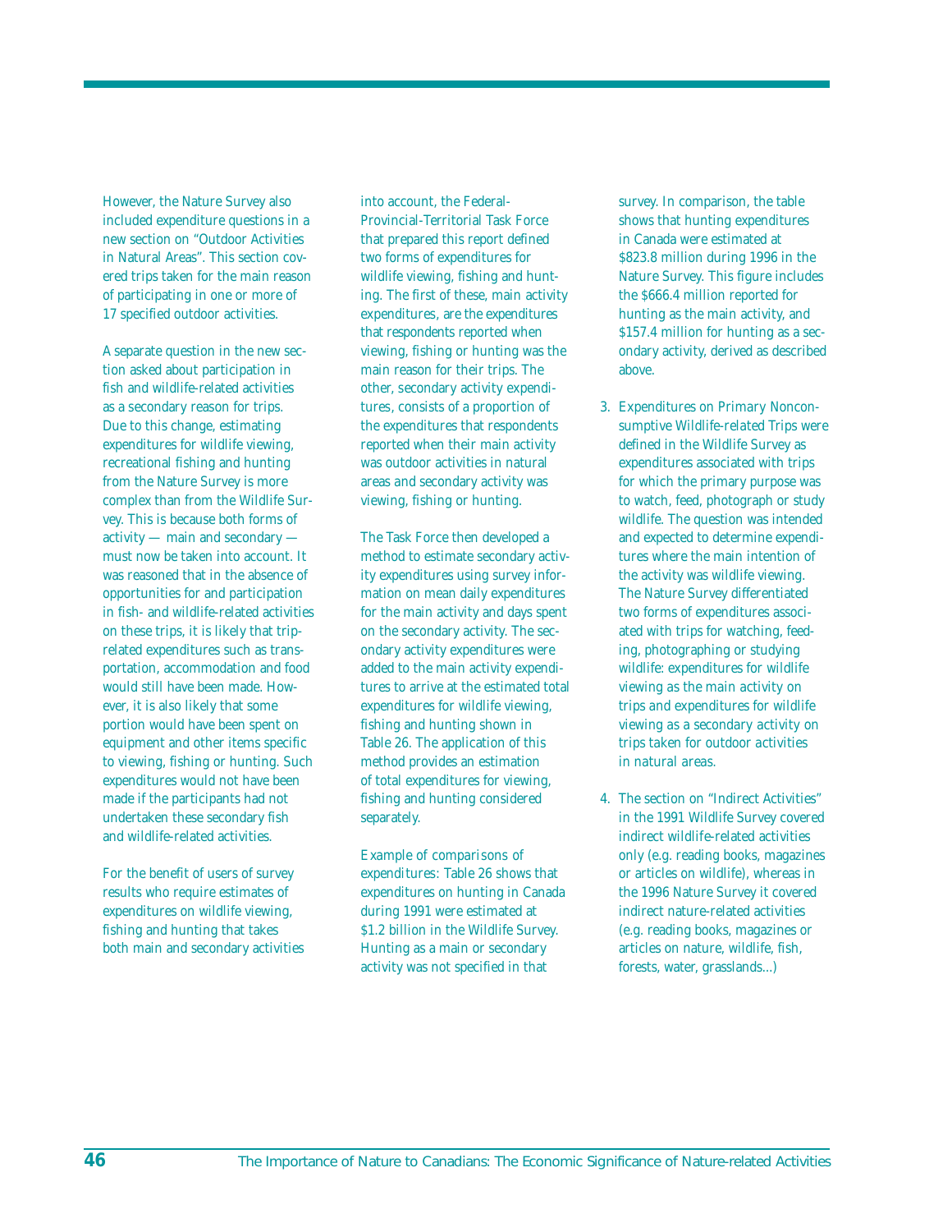However, the Nature Survey also included expenditure questions in a new section on "Outdoor Activities in Natural Areas". This section covered trips taken for the main reason of participating in one or more of 17 specified outdoor activities.

A separate question in the new section asked about participation in fish and wildlife-related activities as a secondary reason for trips. Due to this change, estimating expenditures for wildlife viewing, recreational fishing and hunting from the Nature Survey is more complex than from the Wildlife Survey. This is because both forms of activity — main and secondary — must now be taken into account. It was reasoned that in the absence of opportunities for and participation in fish- and wildlife-related activities on these trips, it is likely that trip-related expenditures such as transportation, accommodation and food would still have been made. However, it is also likely that some portion would have been spent on equipment and other items specific to viewing, fishing or hunting. Such expenditures would not have been made if the participants had not undertaken these secondary fish and wildlife-related activities.

For the benefit of users of survey results who require estimates of expenditures on wildlife viewing, fishing and hunting that takes both main and secondary activities into account, the Federal-Provincial-Territorial Task Force that prepared this report defined two forms of expenditures for wildlife viewing, fishing and hunting. The first of these, main activity expenditures, are the expenditures that respondents reported when viewing, fishing or hunting was the main reason for their trips. The other, secondary activity expenditures, consists of a proportion of the expenditures that respondents reported when their main activity was outdoor activities in natural areas and secondary activity was viewing, fishing or hunting.

The Task Force then developed a method to estimate secondary activity expenditures using survey information on mean daily expenditures for the main activity and days spent on the secondary activity. The secondary activity expenditures were added to the main activity expenditures to arrive at the estimated total expenditures for wildlife viewing, fishing and hunting shown in Table 26. The application of this method provides an estimation of total expenditures for viewing, fishing and hunting considered separately.

*Example of comparisons of expenditures:* Table 26 shows that expenditures on hunting in Canada during 1991 were estimated at $1.2 billion in the Wildlife Survey. Hunting as a main or secondary activity was not specified in that survey. In comparison, the table shows that hunting expenditures in Canada were estimated at $823.8 million during 1996 in the Nature Survey. This figure includes the $666.4 million reported for hunting as the main activity, and $157.4 million for hunting as a secondary activity, derived as described above.

3. Expenditures on Primary Nonconsumptive Wildlife-related Trips were defined in the Wildlife Survey as expenditures associated with trips for which the primary purpose was to watch, feed, photograph or study wildlife. The question was intended and expected to determine expenditures where the main intention of the activity was wildlife viewing. The Nature Survey differentiated two forms of expenditures associated with trips for watching, feeding, photographing or studying wildlife: expenditures for wildlife viewing as the main activity on trips and expenditures for wildlife viewing as a secondary activity on trips taken for outdoor activities in natural areas.

4. The section on "Indirect Activities" in the 1991 Wildlife Survey covered indirect wildlife-related activities only (e.g. reading books, magazines or articles on wildlife), whereas in the 1996 Nature Survey it covered indirect nature-related activities (e.g. reading books, magazines or articles on nature, wildlife, fish, forests, water, grasslands...)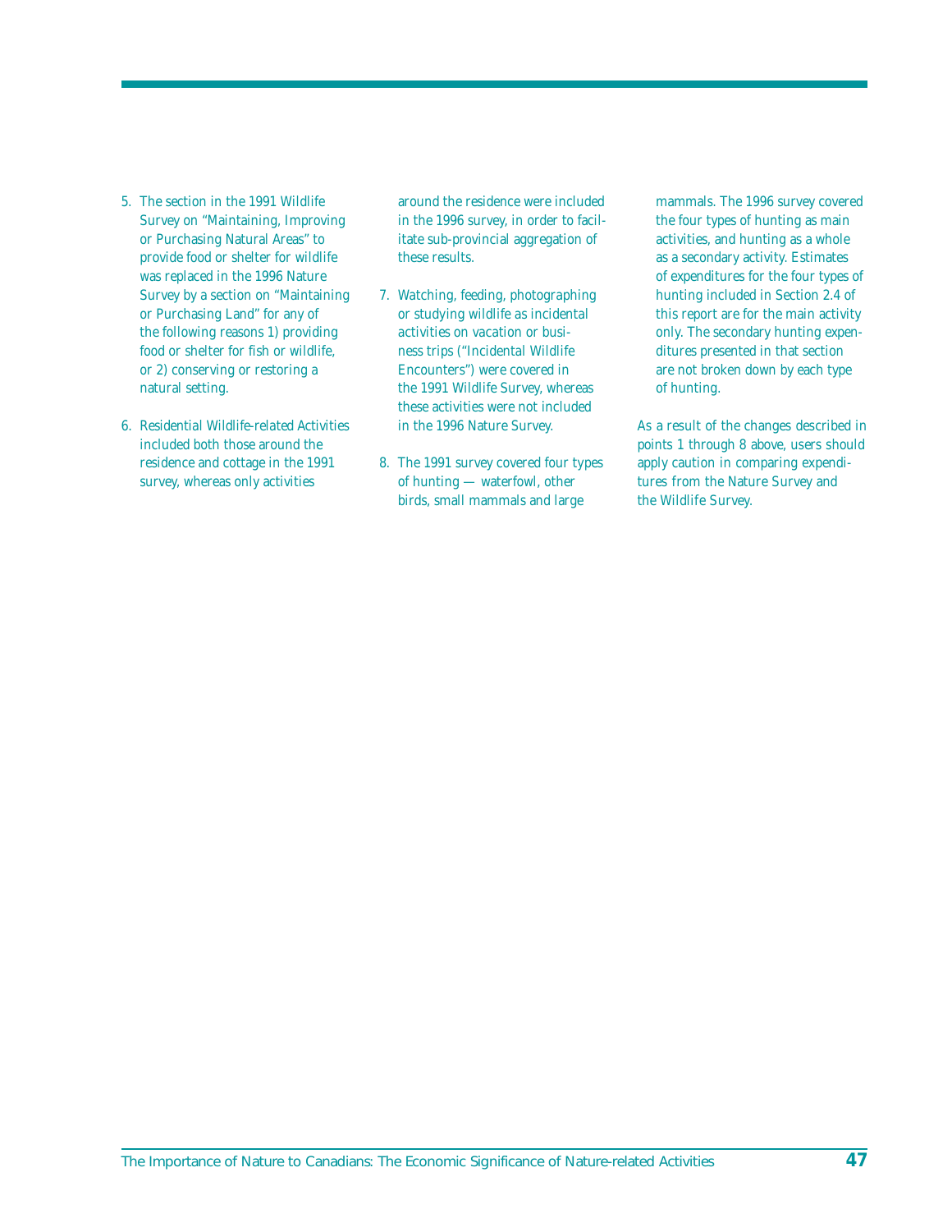5. The section in the 1991 Wildlife Survey on "Maintaining, Improving or Purchasing Natural Areas" to provide food or shelter for wildlife was replaced in the 1996 Nature Survey by a section on "Maintaining or Purchasing Land" for any of the following reasons 1) providing food or shelter for fish or wildlife, or 2) conserving or restoring a natural setting.

6. Residential Wildlife-related Activities included both those around the residence and cottage in the 1991 survey, whereas only activities around the residence were included in the 1996 survey, in order to facilitate sub-provincial aggregation of these results.

7. Watching, feeding, photographing or studying wildlife as incidental activities on vacation or business trips ("Incidental Wildlife Encounters") were covered in the 1991 Wildlife Survey, whereas these activities were not included in the 1996 Nature Survey.

8. The 1991 survey covered four types of hunting — waterfowl, other birds, small mammals and large mammals. The 1996 survey covered the four types of hunting as main activities, and hunting as a whole as a secondary activity. Estimates of expenditures for the four types of hunting included in Section 2.4 of this report are for the main activity only. The secondary hunting expenditures presented in that section are not broken down by each type of hunting.

As a result of the changes described in points 1 through 8 above, users should apply caution in comparing expenditures from the Nature Survey and the Wildlife Survey.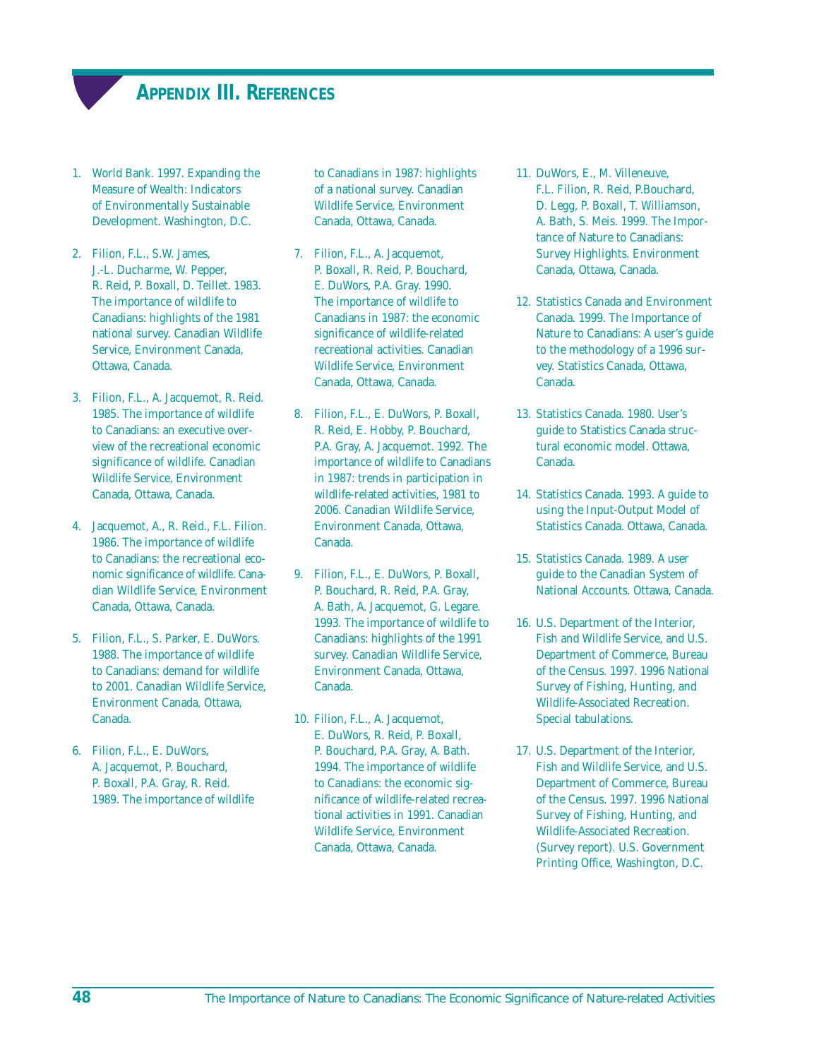# APPENDIX III. REFERENCES

1. World Bank. 1997. Expanding the Measure of Wealth: Indicators of Environmentally Sustainable Development. Washington, D.C.

2. Filion, F.L., S.W. James, J.-L. Ducharme, W. Pepper, R. Reid, P. Boxall, D. Teillet. 1983. The importance of wildlife to Canadians: highlights of the 1981 national survey. Canadian Wildlife Service, Environment Canada, Ottawa, Canada.

3. Filion, F.L., A. Jacquemot, R. Reid. 1985. The importance of wildlife to Canadians: an executive overview of the recreational economic significance of wildlife. Canadian Wildlife Service, Environment Canada, Ottawa, Canada.

4. Jacquemot, A., R. Reid., F.L. Filion. 1986. The importance of wildlife to Canadians: the recreational economic significance of wildlife. Canadian Wildlife Service, Environment Canada, Ottawa, Canada.

5. Filion, F.L., S. Parker, E. DuWors. 1988. The importance of wildlife to Canadians: demand for wildlife to 2001. Canadian Wildlife Service, Environment Canada, Ottawa, Canada.

6. Filion, F.L., E. DuWors, A. Jacquemot, P. Bouchard, P. Boxall, P.A. Gray, R. Reid. 1989. The importance of wildlife to Canadians in 1987: highlights of a national survey. Canadian Wildlife Service, Environment Canada, Ottawa, Canada.

7. Filion, F.L., A. Jacquemot, P. Boxall, R. Reid, P. Bouchard, E. DuWors, P.A. Gray. 1990. The importance of wildlife to Canadians in 1987: the economic significance of wildlife-related recreational activities. Canadian Wildlife Service, Environment Canada, Ottawa, Canada.

8. Filion, F.L., E. DuWors, P. Boxall, R. Reid, E. Hobby, P. Bouchard, P.A. Gray, A. Jacquemot. 1992. The importance of wildlife to Canadians in 1987: trends in participation in wildlife-related activities, 1981 to 2006. Canadian Wildlife Service, Environment Canada, Ottawa, Canada.

9. Filion, F.L., E. DuWors, P. Boxall, P. Bouchard, R. Reid, P.A. Gray, A. Bath, A. Jacquemot, G. Legare. 1993. The importance of wildlife to Canadians: highlights of the 1991 survey. Canadian Wildlife Service, Environment Canada, Ottawa, Canada.

10. Filion, F.L., A. Jacquemot, E. DuWors, R. Reid, P. Boxall, P. Bouchard, P.A. Gray, A. Bath. 1994. The importance of wildlife to Canadians: the economic significance of wildlife-related recreational activities in 1991. Canadian Wildlife Service, Environment Canada, Ottawa, Canada.

11. DuWors, E., M. Villeneuve, F.L. Filion, R. Reid, P.Bouchard, D. Legg, P. Boxall, T. Williamson, A. Bath, S. Meis. 1999. The Importance of Nature to Canadians: Survey Highlights. Environment Canada, Ottawa, Canada.

12. Statistics Canada and Environment Canada. 1999. The Importance of Nature to Canadians: A user's guide to the methodology of a 1996 survey. Statistics Canada, Ottawa, Canada.

13. Statistics Canada. 1980. User's guide to Statistics Canada structural economic model. Ottawa, Canada.

14. Statistics Canada. 1993. A guide to using the Input-Output Model of Statistics Canada. Ottawa, Canada.

15. Statistics Canada. 1989. A user guide to the Canadian System of National Accounts. Ottawa, Canada.

16. U.S. Department of the Interior, Fish and Wildlife Service, and U.S. Department of Commerce, Bureau of the Census. 1997. 1996 National Survey of Fishing, Hunting, and Wildlife-Associated Recreation. Special tabulations.

17. U.S. Department of the Interior, Fish and Wildlife Service, and U.S. Department of Commerce, Bureau of the Census. 1997. 1996 National Survey of Fishing, Hunting, and Wildlife-Associated Recreation. (Survey report). U.S. Government Printing Office, Washington, D.C.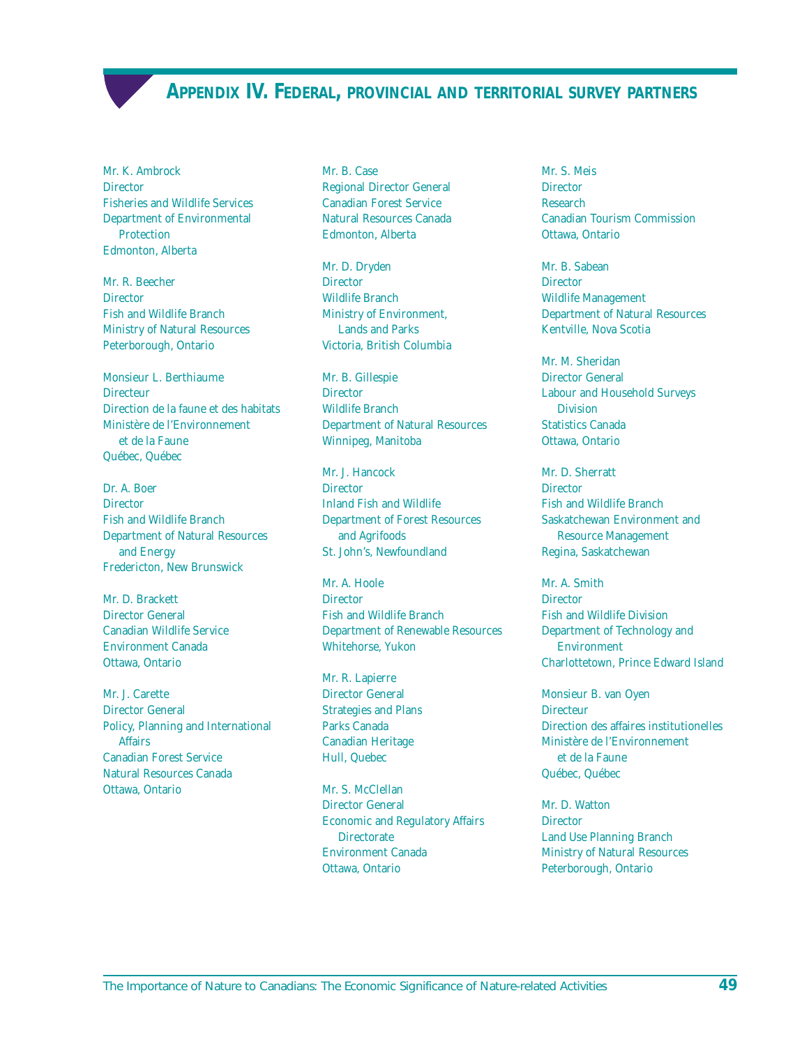## Appendix IV. Federal, provincial and territorial survey partners

Mr. K. Ambrock
Director
Fisheries and Wildlife Services
Department of Environmental Protection
Edmonton, Alberta

Mr. R. Beecher
Director
Fish and Wildlife Branch
Ministry of Natural Resources
Peterborough, Ontario

Monsieur L. Berthiaume
Directeur
Direction de la faune et des habitats
Ministère de l'Environnement et de la Faune
Québec, Québec

Dr. A. Boer
Director
Fish and Wildlife Branch
Department of Natural Resources and Energy
Fredericton, New Brunswick

Mr. D. Brackett
Director General
Canadian Wildlife Service
Environment Canada
Ottawa, Ontario

Mr. J. Carette
Director General
Policy, Planning and International Affairs
Canadian Forest Service
Natural Resources Canada
Ottawa, Ontario

Mr. B. Case
Regional Director General
Canadian Forest Service
Natural Resources Canada
Edmonton, Alberta

Mr. D. Dryden
Director
Wildlife Branch
Ministry of Environment, Lands and Parks
Victoria, British Columbia

Mr. B. Gillespie
Director
Wildlife Branch
Department of Natural Resources
Winnipeg, Manitoba

Mr. J. Hancock
Director
Inland Fish and Wildlife
Department of Forest Resources and Agrifoods
St. John's, Newfoundland

Mr. A. Hoole
Director
Fish and Wildlife Branch
Department of Renewable Resources
Whitehorse, Yukon

Mr. R. Lapierre
Director General
Strategies and Plans
Parks Canada
Canadian Heritage
Hull, Quebec

Mr. S. McClellan
Director General
Economic and Regulatory Affairs Directorate
Environment Canada
Ottawa, Ontario

Mr. S. Meis
Director
Research
Canadian Tourism Commission
Ottawa, Ontario

Mr. B. Sabean
Director
Wildlife Management
Department of Natural Resources
Kentville, Nova Scotia

Mr. M. Sheridan
Director General
Labour and Household Surveys Division
Statistics Canada
Ottawa, Ontario

Mr. D. Sherratt
Director
Fish and Wildlife Branch
Saskatchewan Environment and Resource Management
Regina, Saskatchewan

Mr. A. Smith
Director
Fish and Wildlife Division
Department of Technology and Environment
Charlottetown, Prince Edward Island

Monsieur B. van Oyen
Directeur
Direction des affaires institutionelles
Ministère de l'Environnement et de la Faune
Québec, Québec

Mr. D. Watton
Director
Land Use Planning Branch
Ministry of Natural Resources
Peterborough, Ontario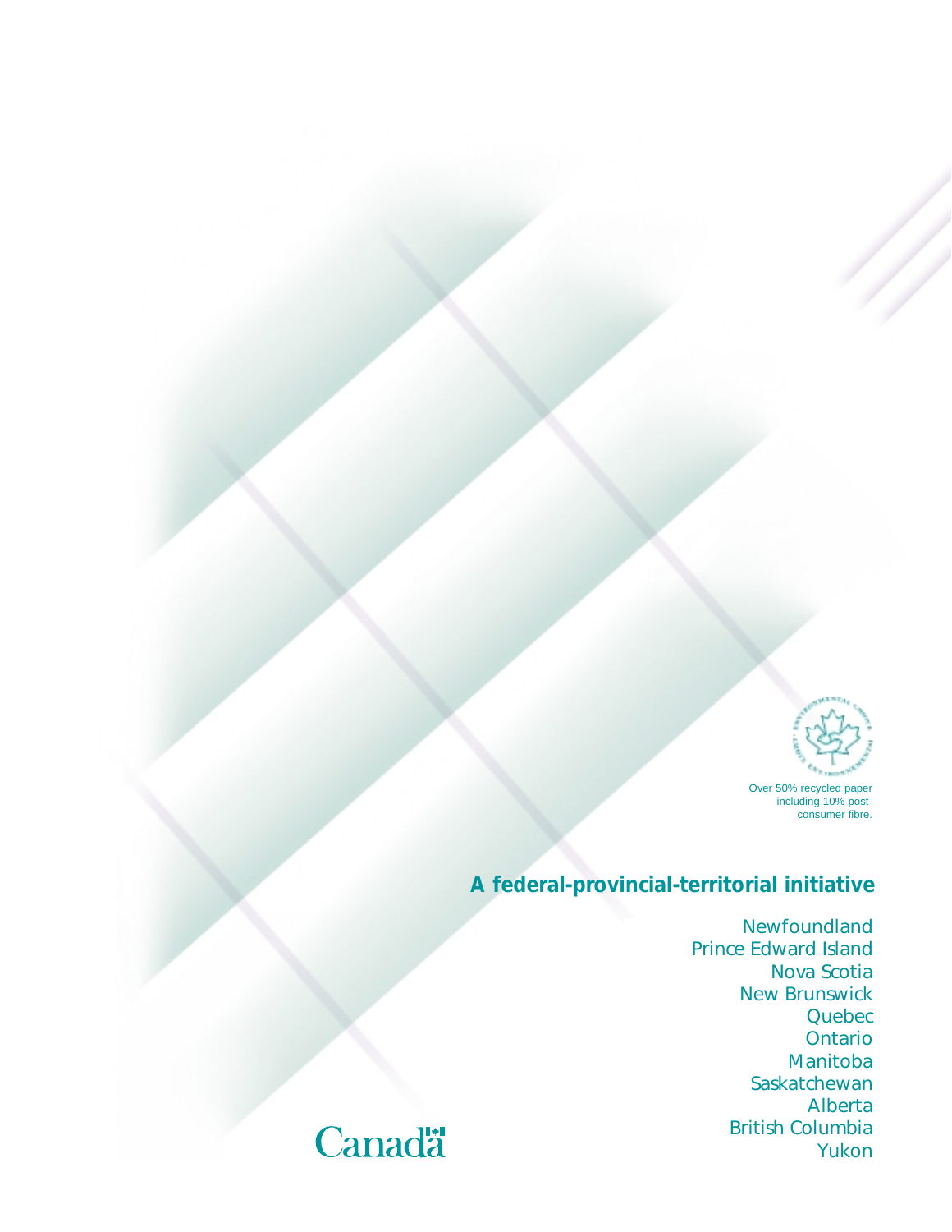Over 50% recycled paper including 10% post-consumer fibre.

**A federal-provincial-territorial initiative**

Newfoundland
Prince Edward Island
Nova Scotia
New Brunswick
Quebec
Ontario
Manitoba
Saskatchewan
Alberta
British Columbia
Yukon

Canada